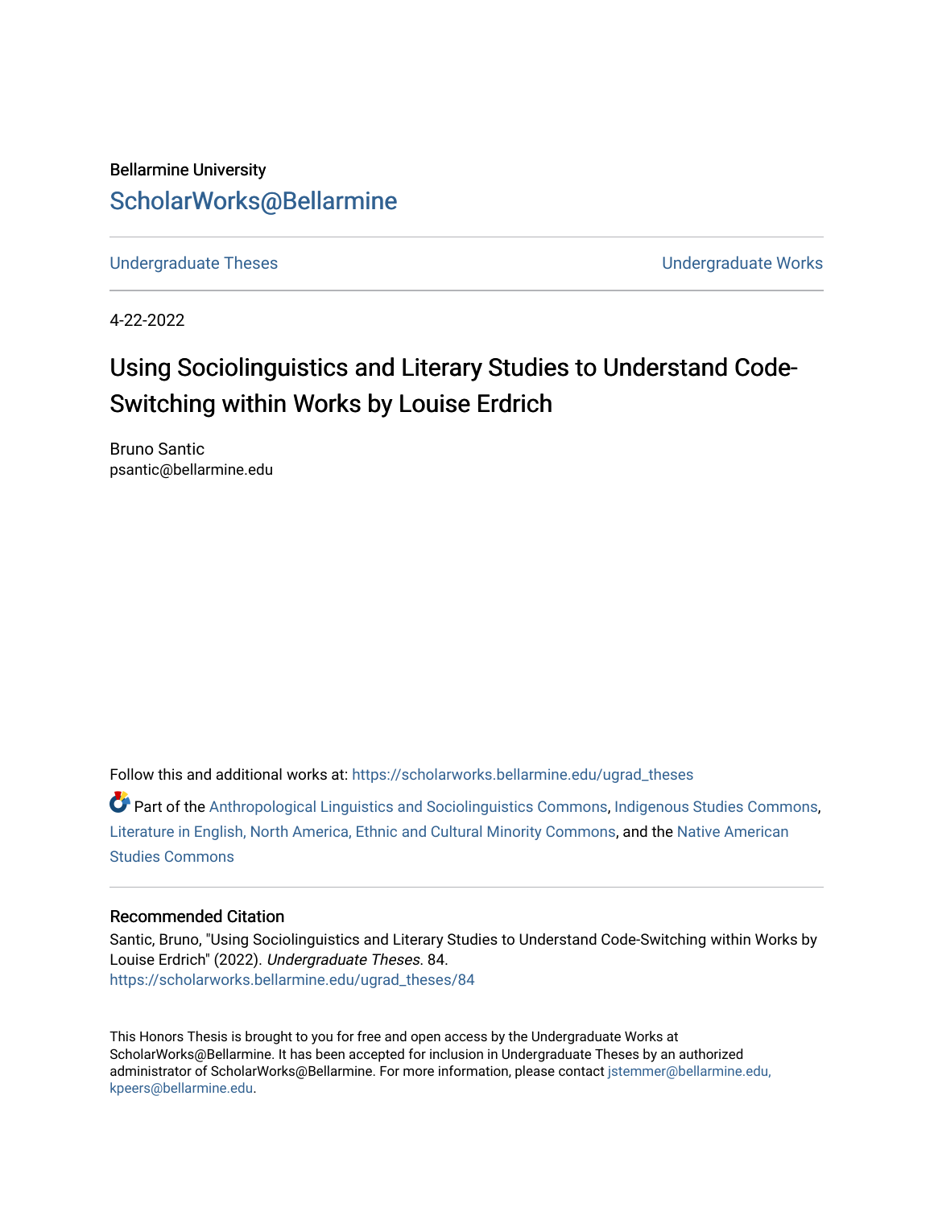Bellarmine University

ScholarWorks@Bellarmine

Undergraduate Theses

Undergraduate Works

4-22-2022

# Using Sociolinguistics and Literary Studies to Understand Code-Switching within Works by Louise Erdrich

Bruno Santic
psantic@bellarmine.edu

Follow this and additional works at: https://scholarworks.bellarmine.edu/ugrad_theses

Part of the Anthropological Linguistics and Sociolinguistics Commons, Indigenous Studies Commons, Literature in English, North America, Ethnic and Cultural Minority Commons, and the Native American Studies Commons

## Recommended Citation

Santic, Bruno, "Using Sociolinguistics and Literary Studies to Understand Code-Switching within Works by Louise Erdrich" (2022). *Undergraduate Theses*. 84.
https://scholarworks.bellarmine.edu/ugrad_theses/84

This Honors Thesis is brought to you for free and open access by the Undergraduate Works at ScholarWorks@Bellarmine. It has been accepted for inclusion in Undergraduate Theses by an authorized administrator of ScholarWorks@Bellarmine. For more information, please contact jstemmer@bellarmine.edu, kpeers@bellarmine.edu.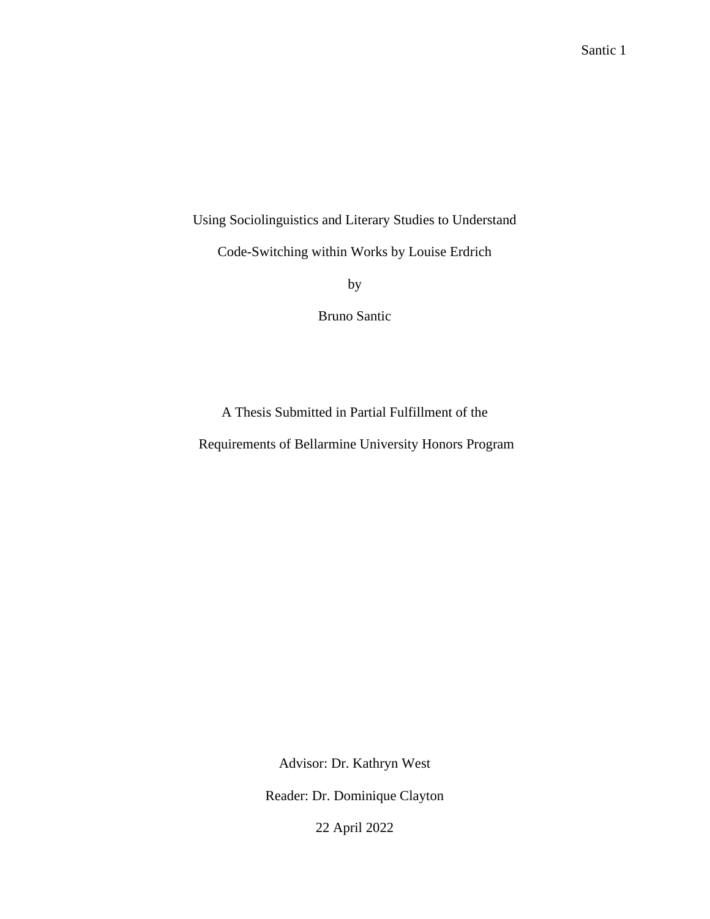Using Sociolinguistics and Literary Studies to Understand

Code-Switching within Works by Louise Erdrich

by

Bruno Santic

A Thesis Submitted in Partial Fulfillment of the

Requirements of Bellarmine University Honors Program

Advisor: Dr. Kathryn West

Reader: Dr. Dominique Clayton

22 April 2022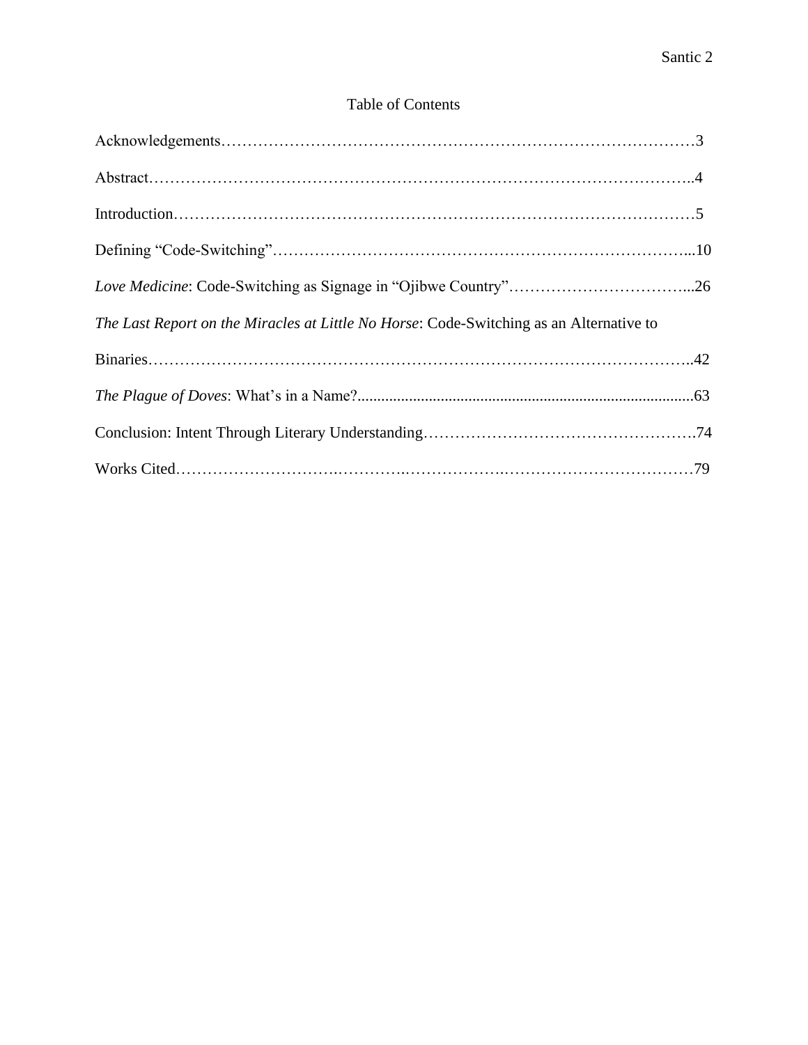# Table of Contents

Acknowledgements……………………………………………………………………………3

Abstract………………………………………………………………………………………..4

Introduction……………………………………………………………………………………5

Defining “Code-Switching”…………………………………………………………………...10

*Love Medicine*: Code-Switching as Signage in “Ojibwe Country”……………………………...26

*The Last Report on the Miracles at Little No Horse*: Code-Switching as an Alternative to Binaries………………………………………………………………………………………..42

*The Plague of Doves*: What’s in a Name?....................................................................................63

Conclusion: Intent Through Literary Understanding…………………………………………….74

Works Cited……………………………………………………………………………………79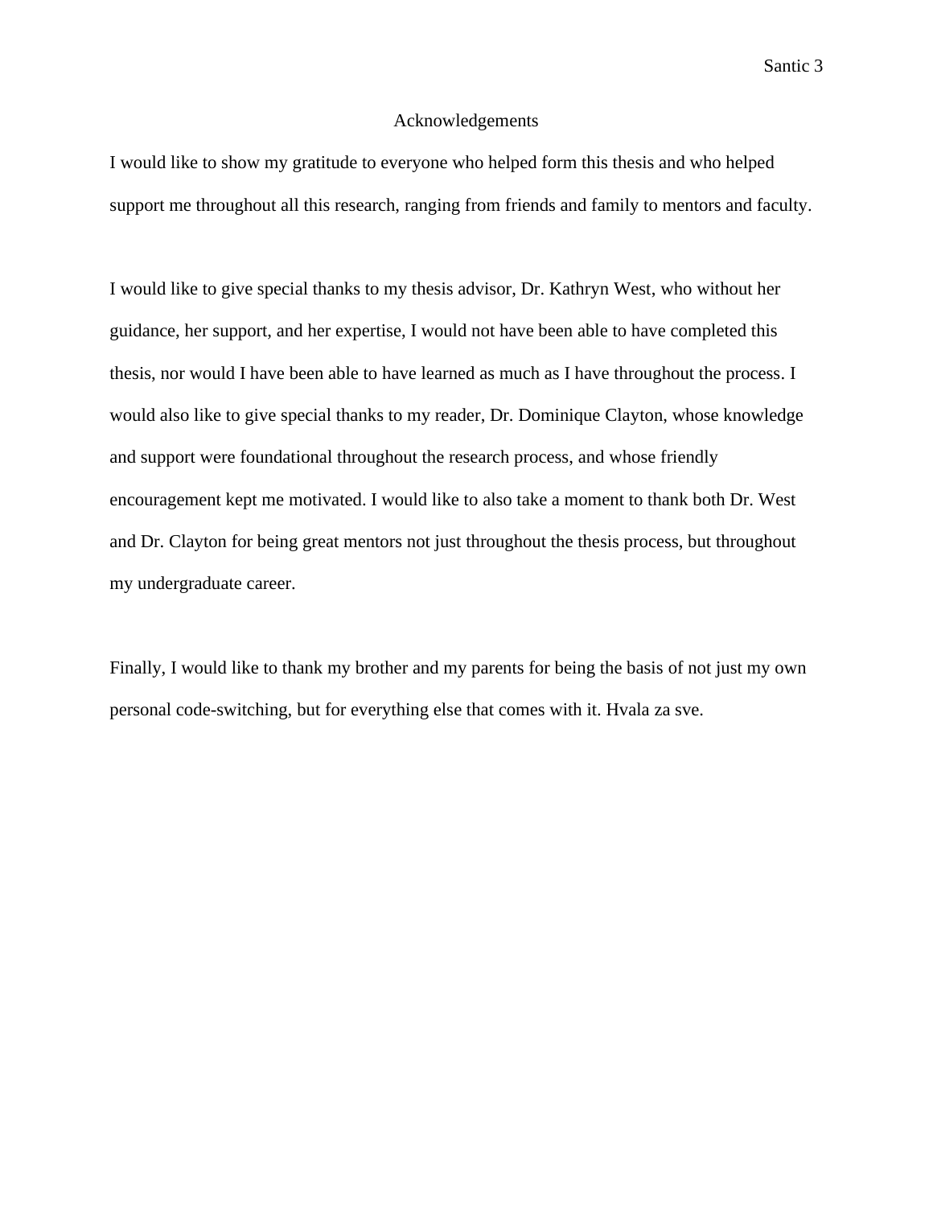# Acknowledgements

I would like to show my gratitude to everyone who helped form this thesis and who helped support me throughout all this research, ranging from friends and family to mentors and faculty.

I would like to give special thanks to my thesis advisor, Dr. Kathryn West, who without her guidance, her support, and her expertise, I would not have been able to have completed this thesis, nor would I have been able to have learned as much as I have throughout the process. I would also like to give special thanks to my reader, Dr. Dominique Clayton, whose knowledge and support were foundational throughout the research process, and whose friendly encouragement kept me motivated. I would like to also take a moment to thank both Dr. West and Dr. Clayton for being great mentors not just throughout the thesis process, but throughout my undergraduate career.

Finally, I would like to thank my brother and my parents for being the basis of not just my own personal code-switching, but for everything else that comes with it. Hvala za sve.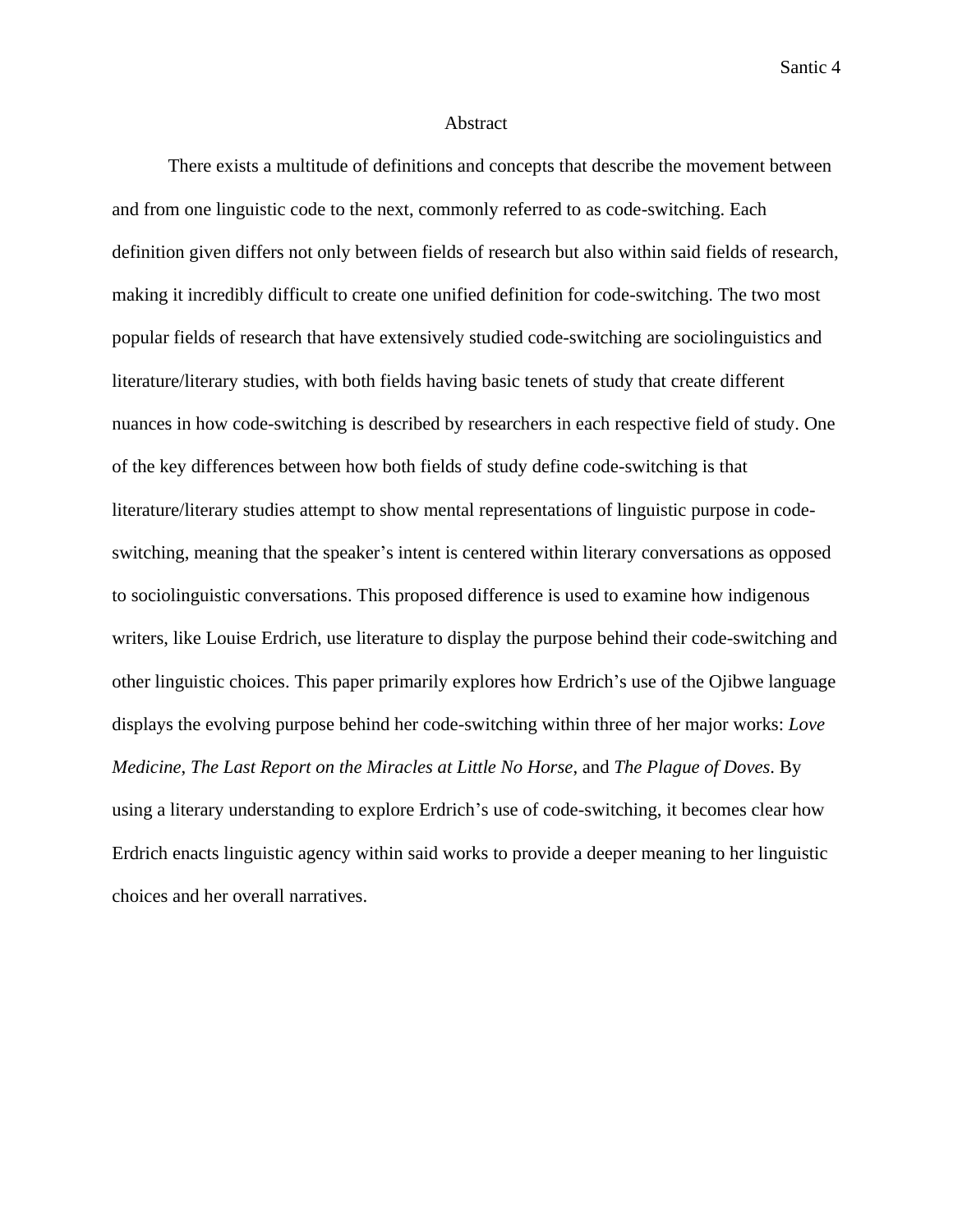# Abstract

There exists a multitude of definitions and concepts that describe the movement between and from one linguistic code to the next, commonly referred to as code-switching. Each definition given differs not only between fields of research but also within said fields of research, making it incredibly difficult to create one unified definition for code-switching. The two most popular fields of research that have extensively studied code-switching are sociolinguistics and literature/literary studies, with both fields having basic tenets of study that create different nuances in how code-switching is described by researchers in each respective field of study. One of the key differences between how both fields of study define code-switching is that literature/literary studies attempt to show mental representations of linguistic purpose in code-switching, meaning that the speaker's intent is centered within literary conversations as opposed to sociolinguistic conversations. This proposed difference is used to examine how indigenous writers, like Louise Erdrich, use literature to display the purpose behind their code-switching and other linguistic choices. This paper primarily explores how Erdrich's use of the Ojibwe language displays the evolving purpose behind her code-switching within three of her major works: *Love Medicine*, *The Last Report on the Miracles at Little No Horse*, and *The Plague of Doves*. By using a literary understanding to explore Erdrich's use of code-switching, it becomes clear how Erdrich enacts linguistic agency within said works to provide a deeper meaning to her linguistic choices and her overall narratives.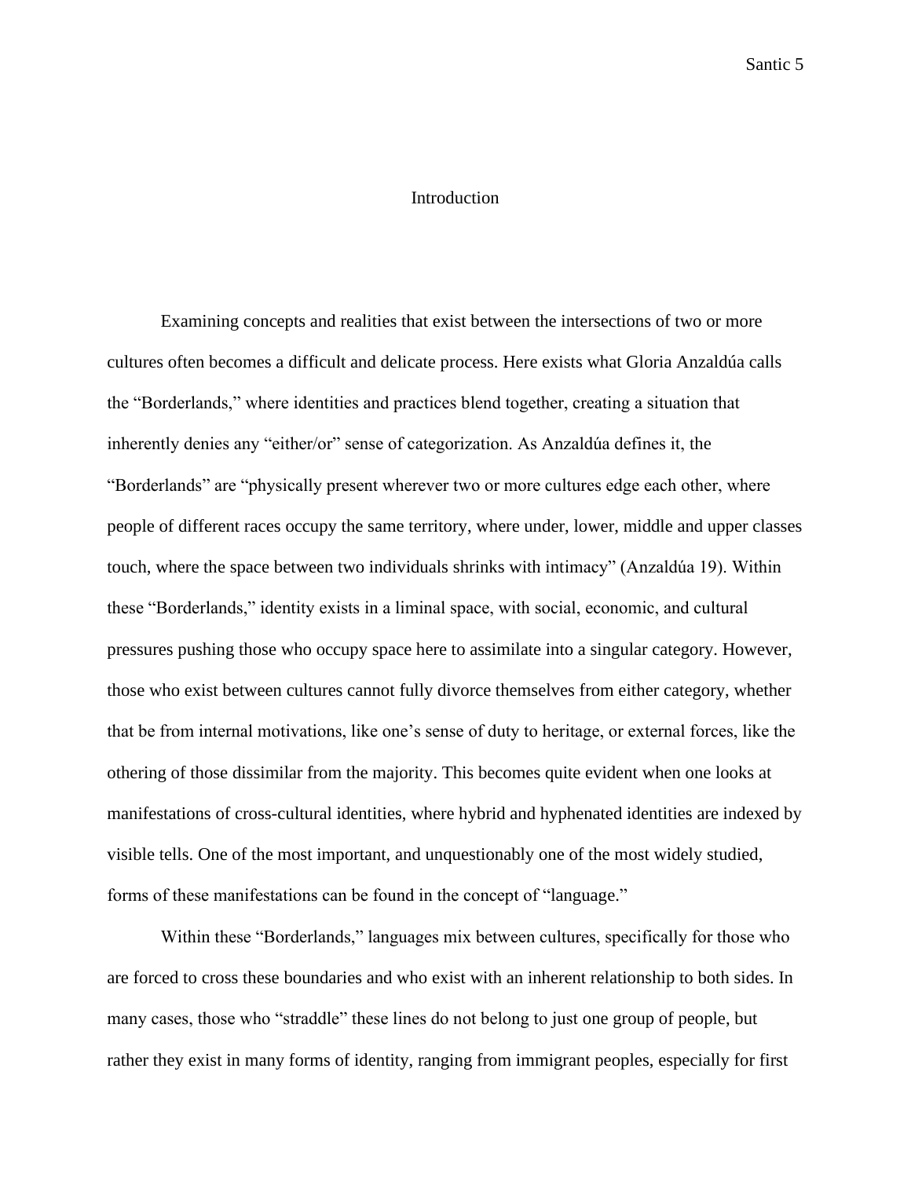# Introduction

Examining concepts and realities that exist between the intersections of two or more cultures often becomes a difficult and delicate process. Here exists what Gloria Anzaldúa calls the "Borderlands," where identities and practices blend together, creating a situation that inherently denies any "either/or" sense of categorization. As Anzaldúa defines it, the "Borderlands" are "physically present wherever two or more cultures edge each other, where people of different races occupy the same territory, where under, lower, middle and upper classes touch, where the space between two individuals shrinks with intimacy" (Anzaldúa 19). Within these "Borderlands," identity exists in a liminal space, with social, economic, and cultural pressures pushing those who occupy space here to assimilate into a singular category. However, those who exist between cultures cannot fully divorce themselves from either category, whether that be from internal motivations, like one's sense of duty to heritage, or external forces, like the othering of those dissimilar from the majority. This becomes quite evident when one looks at manifestations of cross-cultural identities, where hybrid and hyphenated identities are indexed by visible tells. One of the most important, and unquestionably one of the most widely studied, forms of these manifestations can be found in the concept of "language."

Within these "Borderlands," languages mix between cultures, specifically for those who are forced to cross these boundaries and who exist with an inherent relationship to both sides. In many cases, those who "straddle" these lines do not belong to just one group of people, but rather they exist in many forms of identity, ranging from immigrant peoples, especially for first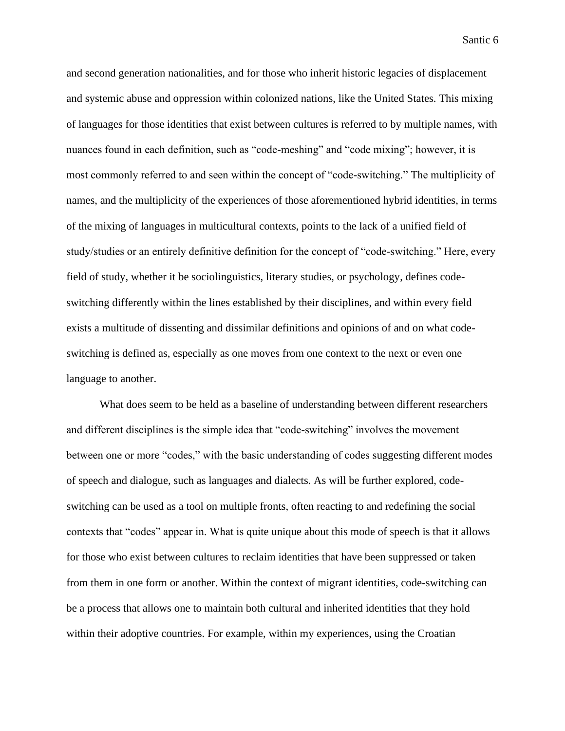and second generation nationalities, and for those who inherit historic legacies of displacement and systemic abuse and oppression within colonized nations, like the United States. This mixing of languages for those identities that exist between cultures is referred to by multiple names, with nuances found in each definition, such as "code-meshing" and "code mixing"; however, it is most commonly referred to and seen within the concept of "code-switching." The multiplicity of names, and the multiplicity of the experiences of those aforementioned hybrid identities, in terms of the mixing of languages in multicultural contexts, points to the lack of a unified field of study/studies or an entirely definitive definition for the concept of "code-switching." Here, every field of study, whether it be sociolinguistics, literary studies, or psychology, defines code-switching differently within the lines established by their disciplines, and within every field exists a multitude of dissenting and dissimilar definitions and opinions of and on what code-switching is defined as, especially as one moves from one context to the next or even one language to another.

What does seem to be held as a baseline of understanding between different researchers and different disciplines is the simple idea that "code-switching" involves the movement between one or more "codes," with the basic understanding of codes suggesting different modes of speech and dialogue, such as languages and dialects. As will be further explored, code-switching can be used as a tool on multiple fronts, often reacting to and redefining the social contexts that "codes" appear in. What is quite unique about this mode of speech is that it allows for those who exist between cultures to reclaim identities that have been suppressed or taken from them in one form or another. Within the context of migrant identities, code-switching can be a process that allows one to maintain both cultural and inherited identities that they hold within their adoptive countries. For example, within my experiences, using the Croatian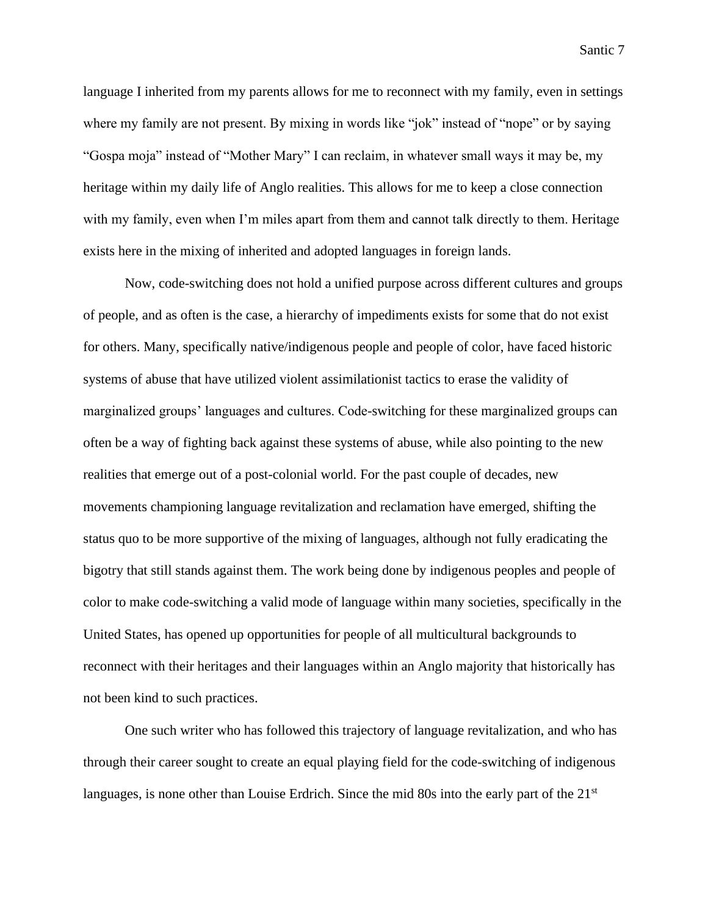language I inherited from my parents allows for me to reconnect with my family, even in settings where my family are not present. By mixing in words like "jok" instead of "nope" or by saying "Gospa moja" instead of "Mother Mary" I can reclaim, in whatever small ways it may be, my heritage within my daily life of Anglo realities. This allows for me to keep a close connection with my family, even when I'm miles apart from them and cannot talk directly to them. Heritage exists here in the mixing of inherited and adopted languages in foreign lands.

Now, code-switching does not hold a unified purpose across different cultures and groups of people, and as often is the case, a hierarchy of impediments exists for some that do not exist for others. Many, specifically native/indigenous people and people of color, have faced historic systems of abuse that have utilized violent assimilationist tactics to erase the validity of marginalized groups' languages and cultures. Code-switching for these marginalized groups can often be a way of fighting back against these systems of abuse, while also pointing to the new realities that emerge out of a post-colonial world. For the past couple of decades, new movements championing language revitalization and reclamation have emerged, shifting the status quo to be more supportive of the mixing of languages, although not fully eradicating the bigotry that still stands against them. The work being done by indigenous peoples and people of color to make code-switching a valid mode of language within many societies, specifically in the United States, has opened up opportunities for people of all multicultural backgrounds to reconnect with their heritages and their languages within an Anglo majority that historically has not been kind to such practices.

One such writer who has followed this trajectory of language revitalization, and who has through their career sought to create an equal playing field for the code-switching of indigenous languages, is none other than Louise Erdrich. Since the mid 80s into the early part of the 21st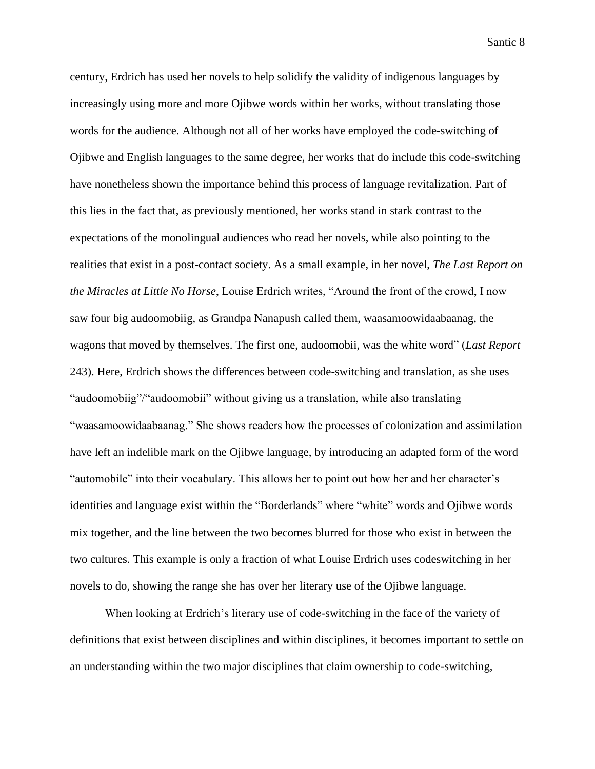century, Erdrich has used her novels to help solidify the validity of indigenous languages by increasingly using more and more Ojibwe words within her works, without translating those words for the audience. Although not all of her works have employed the code-switching of Ojibwe and English languages to the same degree, her works that do include this code-switching have nonetheless shown the importance behind this process of language revitalization. Part of this lies in the fact that, as previously mentioned, her works stand in stark contrast to the expectations of the monolingual audiences who read her novels, while also pointing to the realities that exist in a post-contact society. As a small example, in her novel, *The Last Report on the Miracles at Little No Horse*, Louise Erdrich writes, "Around the front of the crowd, I now saw four big audoomobiig, as Grandpa Nanapush called them, waasamoowidaabaanag, the wagons that moved by themselves. The first one, audoomobii, was the white word" (*Last Report* 243). Here, Erdrich shows the differences between code-switching and translation, as she uses "audoomobiig"/"audoomobii" without giving us a translation, while also translating "waasamoowidaabaanag." She shows readers how the processes of colonization and assimilation have left an indelible mark on the Ojibwe language, by introducing an adapted form of the word "automobile" into their vocabulary. This allows her to point out how her and her character's identities and language exist within the "Borderlands" where "white" words and Ojibwe words mix together, and the line between the two becomes blurred for those who exist in between the two cultures. This example is only a fraction of what Louise Erdrich uses codeswitching in her novels to do, showing the range she has over her literary use of the Ojibwe language.

When looking at Erdrich's literary use of code-switching in the face of the variety of definitions that exist between disciplines and within disciplines, it becomes important to settle on an understanding within the two major disciplines that claim ownership to code-switching,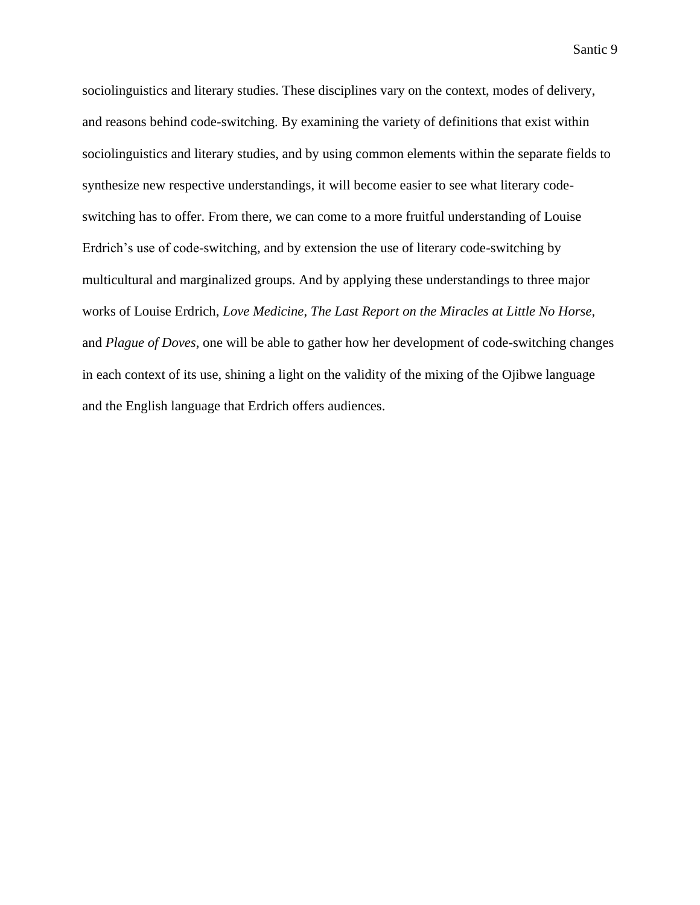sociolinguistics and literary studies. These disciplines vary on the context, modes of delivery, and reasons behind code-switching. By examining the variety of definitions that exist within sociolinguistics and literary studies, and by using common elements within the separate fields to synthesize new respective understandings, it will become easier to see what literary code-switching has to offer. From there, we can come to a more fruitful understanding of Louise Erdrich's use of code-switching, and by extension the use of literary code-switching by multicultural and marginalized groups. And by applying these understandings to three major works of Louise Erdrich, *Love Medicine*, *The Last Report on the Miracles at Little No Horse*, and *Plague of Doves*, one will be able to gather how her development of code-switching changes in each context of its use, shining a light on the validity of the mixing of the Ojibwe language and the English language that Erdrich offers audiences.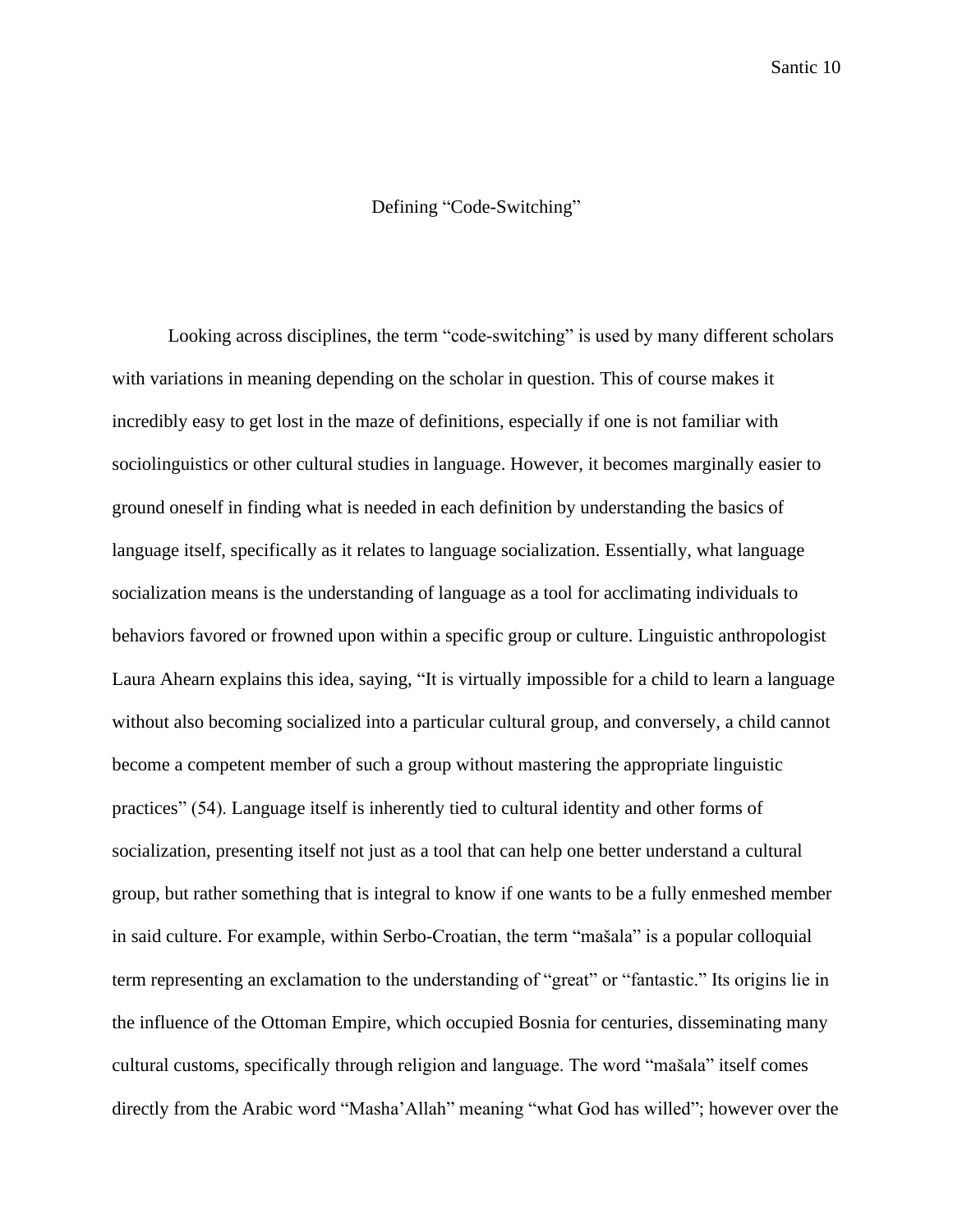## Defining "Code-Switching"

Looking across disciplines, the term "code-switching" is used by many different scholars with variations in meaning depending on the scholar in question. This of course makes it incredibly easy to get lost in the maze of definitions, especially if one is not familiar with sociolinguistics or other cultural studies in language. However, it becomes marginally easier to ground oneself in finding what is needed in each definition by understanding the basics of language itself, specifically as it relates to language socialization. Essentially, what language socialization means is the understanding of language as a tool for acclimating individuals to behaviors favored or frowned upon within a specific group or culture. Linguistic anthropologist Laura Ahearn explains this idea, saying, "It is virtually impossible for a child to learn a language without also becoming socialized into a particular cultural group, and conversely, a child cannot become a competent member of such a group without mastering the appropriate linguistic practices" (54). Language itself is inherently tied to cultural identity and other forms of socialization, presenting itself not just as a tool that can help one better understand a cultural group, but rather something that is integral to know if one wants to be a fully enmeshed member in said culture. For example, within Serbo-Croatian, the term "mašala" is a popular colloquial term representing an exclamation to the understanding of "great" or "fantastic." Its origins lie in the influence of the Ottoman Empire, which occupied Bosnia for centuries, disseminating many cultural customs, specifically through religion and language. The word "mašala" itself comes directly from the Arabic word "Masha'Allah" meaning "what God has willed"; however over the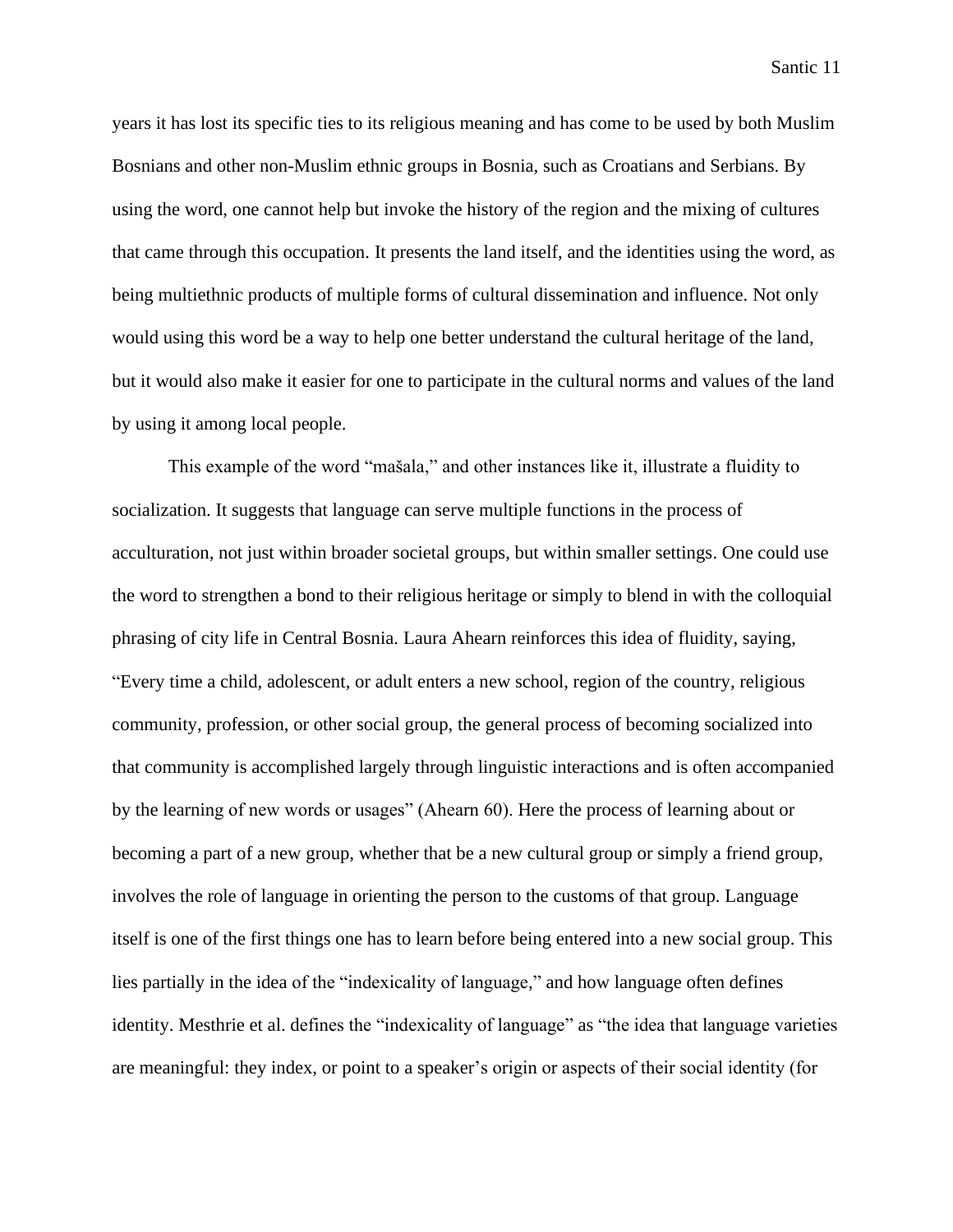years it has lost its specific ties to its religious meaning and has come to be used by both Muslim Bosnians and other non-Muslim ethnic groups in Bosnia, such as Croatians and Serbians. By using the word, one cannot help but invoke the history of the region and the mixing of cultures that came through this occupation. It presents the land itself, and the identities using the word, as being multiethnic products of multiple forms of cultural dissemination and influence. Not only would using this word be a way to help one better understand the cultural heritage of the land, but it would also make it easier for one to participate in the cultural norms and values of the land by using it among local people.

This example of the word "mašala," and other instances like it, illustrate a fluidity to socialization. It suggests that language can serve multiple functions in the process of acculturation, not just within broader societal groups, but within smaller settings. One could use the word to strengthen a bond to their religious heritage or simply to blend in with the colloquial phrasing of city life in Central Bosnia. Laura Ahearn reinforces this idea of fluidity, saying, "Every time a child, adolescent, or adult enters a new school, region of the country, religious community, profession, or other social group, the general process of becoming socialized into that community is accomplished largely through linguistic interactions and is often accompanied by the learning of new words or usages" (Ahearn 60). Here the process of learning about or becoming a part of a new group, whether that be a new cultural group or simply a friend group, involves the role of language in orienting the person to the customs of that group. Language itself is one of the first things one has to learn before being entered into a new social group. This lies partially in the idea of the "indexicality of language," and how language often defines identity. Mesthrie et al. defines the "indexicality of language" as "the idea that language varieties are meaningful: they index, or point to a speaker's origin or aspects of their social identity (for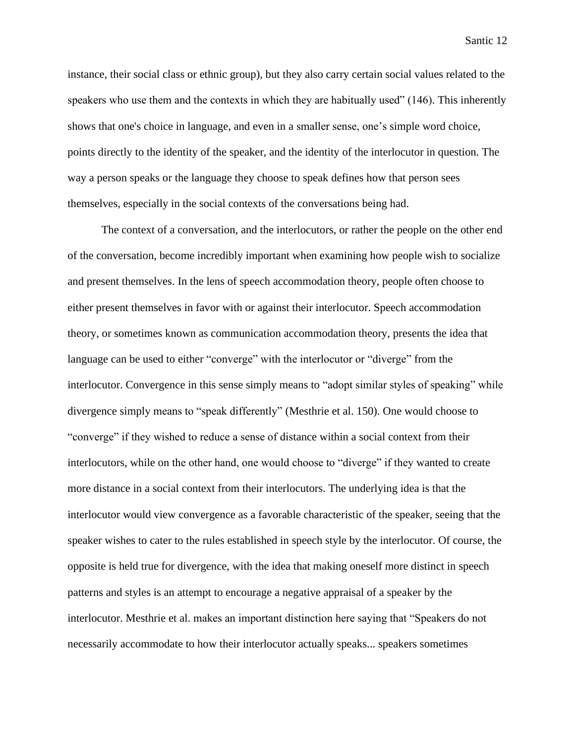instance, their social class or ethnic group), but they also carry certain social values related to the speakers who use them and the contexts in which they are habitually used" (146). This inherently shows that one's choice in language, and even in a smaller sense, one's simple word choice, points directly to the identity of the speaker, and the identity of the interlocutor in question. The way a person speaks or the language they choose to speak defines how that person sees themselves, especially in the social contexts of the conversations being had.

The context of a conversation, and the interlocutors, or rather the people on the other end of the conversation, become incredibly important when examining how people wish to socialize and present themselves. In the lens of speech accommodation theory, people often choose to either present themselves in favor with or against their interlocutor. Speech accommodation theory, or sometimes known as communication accommodation theory, presents the idea that language can be used to either "converge" with the interlocutor or "diverge" from the interlocutor. Convergence in this sense simply means to "adopt similar styles of speaking" while divergence simply means to "speak differently" (Mesthrie et al. 150). One would choose to "converge" if they wished to reduce a sense of distance within a social context from their interlocutors, while on the other hand, one would choose to "diverge" if they wanted to create more distance in a social context from their interlocutors. The underlying idea is that the interlocutor would view convergence as a favorable characteristic of the speaker, seeing that the speaker wishes to cater to the rules established in speech style by the interlocutor. Of course, the opposite is held true for divergence, with the idea that making oneself more distinct in speech patterns and styles is an attempt to encourage a negative appraisal of a speaker by the interlocutor. Mesthrie et al. makes an important distinction here saying that "Speakers do not necessarily accommodate to how their interlocutor actually speaks... speakers sometimes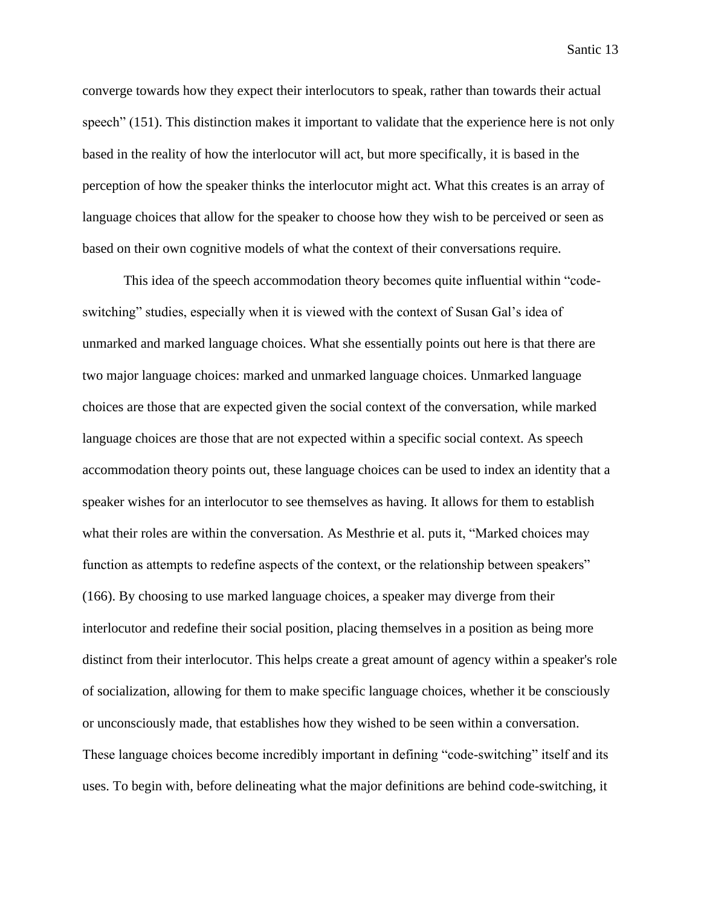converge towards how they expect their interlocutors to speak, rather than towards their actual speech" (151). This distinction makes it important to validate that the experience here is not only based in the reality of how the interlocutor will act, but more specifically, it is based in the perception of how the speaker thinks the interlocutor might act. What this creates is an array of language choices that allow for the speaker to choose how they wish to be perceived or seen as based on their own cognitive models of what the context of their conversations require.

This idea of the speech accommodation theory becomes quite influential within "code-switching" studies, especially when it is viewed with the context of Susan Gal's idea of unmarked and marked language choices. What she essentially points out here is that there are two major language choices: marked and unmarked language choices. Unmarked language choices are those that are expected given the social context of the conversation, while marked language choices are those that are not expected within a specific social context. As speech accommodation theory points out, these language choices can be used to index an identity that a speaker wishes for an interlocutor to see themselves as having. It allows for them to establish what their roles are within the conversation. As Mesthrie et al. puts it, "Marked choices may function as attempts to redefine aspects of the context, or the relationship between speakers" (166). By choosing to use marked language choices, a speaker may diverge from their interlocutor and redefine their social position, placing themselves in a position as being more distinct from their interlocutor. This helps create a great amount of agency within a speaker's role of socialization, allowing for them to make specific language choices, whether it be consciously or unconsciously made, that establishes how they wished to be seen within a conversation. These language choices become incredibly important in defining "code-switching" itself and its uses. To begin with, before delineating what the major definitions are behind code-switching, it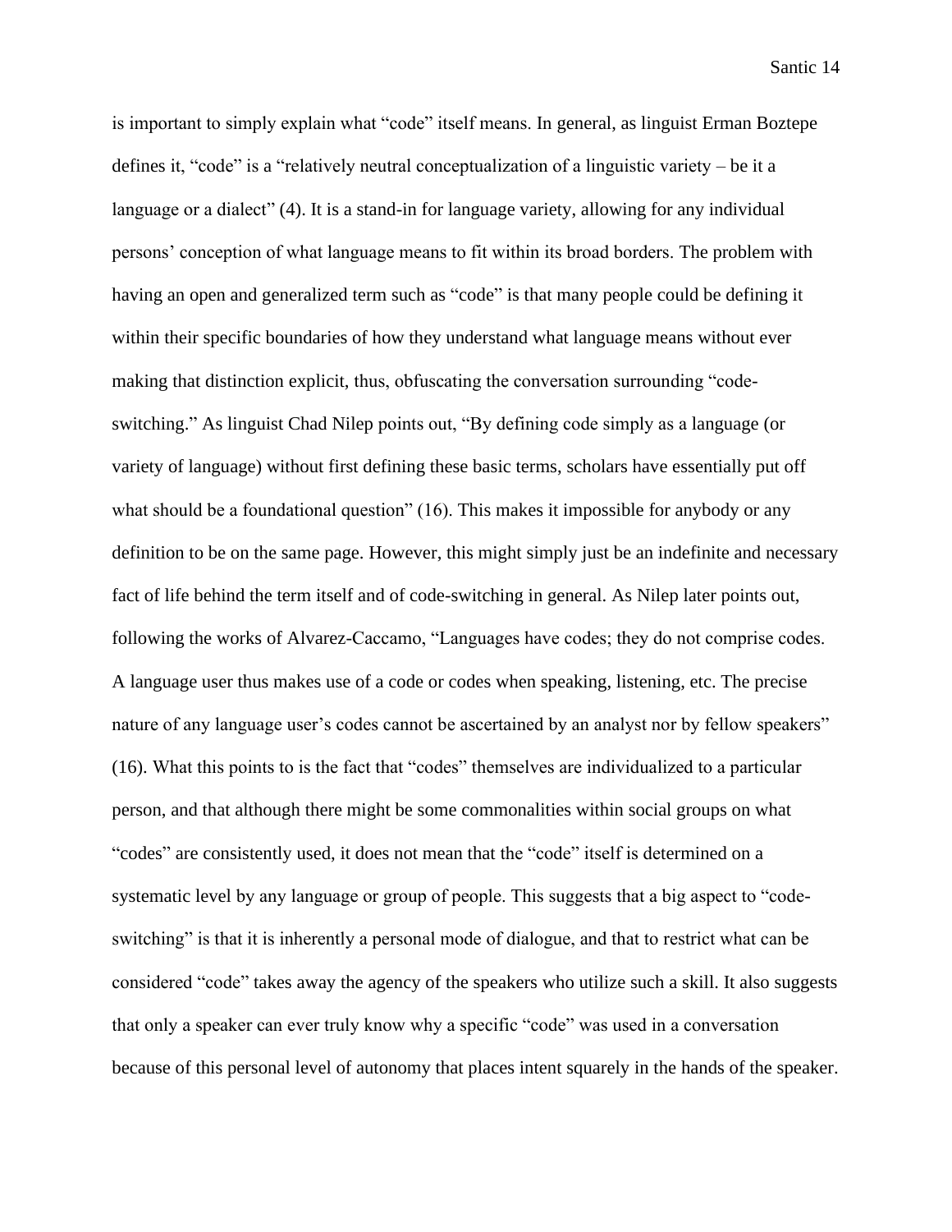is important to simply explain what "code" itself means. In general, as linguist Erman Boztepe defines it, "code" is a "relatively neutral conceptualization of a linguistic variety – be it a language or a dialect" (4). It is a stand-in for language variety, allowing for any individual persons' conception of what language means to fit within its broad borders. The problem with having an open and generalized term such as "code" is that many people could be defining it within their specific boundaries of how they understand what language means without ever making that distinction explicit, thus, obfuscating the conversation surrounding "code-switching." As linguist Chad Nilep points out, "By defining code simply as a language (or variety of language) without first defining these basic terms, scholars have essentially put off what should be a foundational question" (16). This makes it impossible for anybody or any definition to be on the same page. However, this might simply just be an indefinite and necessary fact of life behind the term itself and of code-switching in general. As Nilep later points out, following the works of Alvarez-Caccamo, "Languages have codes; they do not comprise codes. A language user thus makes use of a code or codes when speaking, listening, etc. The precise nature of any language user's codes cannot be ascertained by an analyst nor by fellow speakers" (16). What this points to is the fact that "codes" themselves are individualized to a particular person, and that although there might be some commonalities within social groups on what "codes" are consistently used, it does not mean that the "code" itself is determined on a systematic level by any language or group of people. This suggests that a big aspect to "code-switching" is that it is inherently a personal mode of dialogue, and that to restrict what can be considered "code" takes away the agency of the speakers who utilize such a skill. It also suggests that only a speaker can ever truly know why a specific "code" was used in a conversation because of this personal level of autonomy that places intent squarely in the hands of the speaker.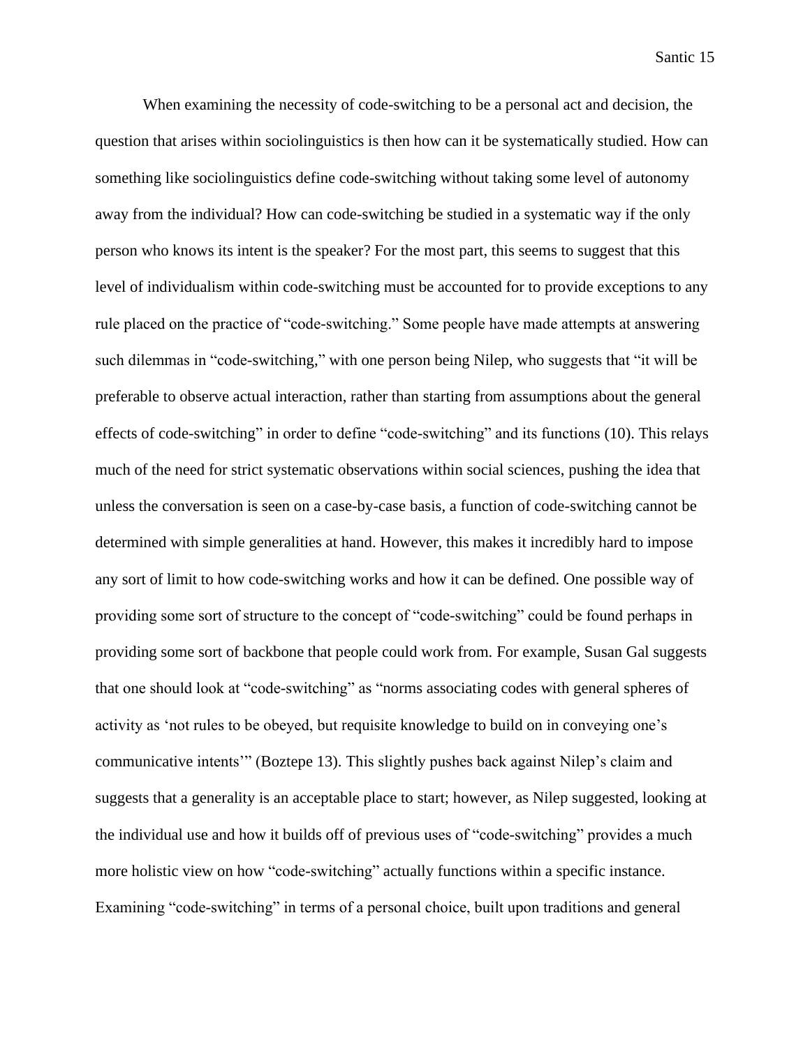When examining the necessity of code-switching to be a personal act and decision, the question that arises within sociolinguistics is then how can it be systematically studied. How can something like sociolinguistics define code-switching without taking some level of autonomy away from the individual? How can code-switching be studied in a systematic way if the only person who knows its intent is the speaker? For the most part, this seems to suggest that this level of individualism within code-switching must be accounted for to provide exceptions to any rule placed on the practice of "code-switching." Some people have made attempts at answering such dilemmas in "code-switching," with one person being Nilep, who suggests that "it will be preferable to observe actual interaction, rather than starting from assumptions about the general effects of code-switching" in order to define "code-switching" and its functions (10). This relays much of the need for strict systematic observations within social sciences, pushing the idea that unless the conversation is seen on a case-by-case basis, a function of code-switching cannot be determined with simple generalities at hand. However, this makes it incredibly hard to impose any sort of limit to how code-switching works and how it can be defined. One possible way of providing some sort of structure to the concept of "code-switching" could be found perhaps in providing some sort of backbone that people could work from. For example, Susan Gal suggests that one should look at "code-switching" as "norms associating codes with general spheres of activity as 'not rules to be obeyed, but requisite knowledge to build on in conveying one's communicative intents'" (Boztepe 13). This slightly pushes back against Nilep's claim and suggests that a generality is an acceptable place to start; however, as Nilep suggested, looking at the individual use and how it builds off of previous uses of "code-switching" provides a much more holistic view on how "code-switching" actually functions within a specific instance. Examining "code-switching" in terms of a personal choice, built upon traditions and general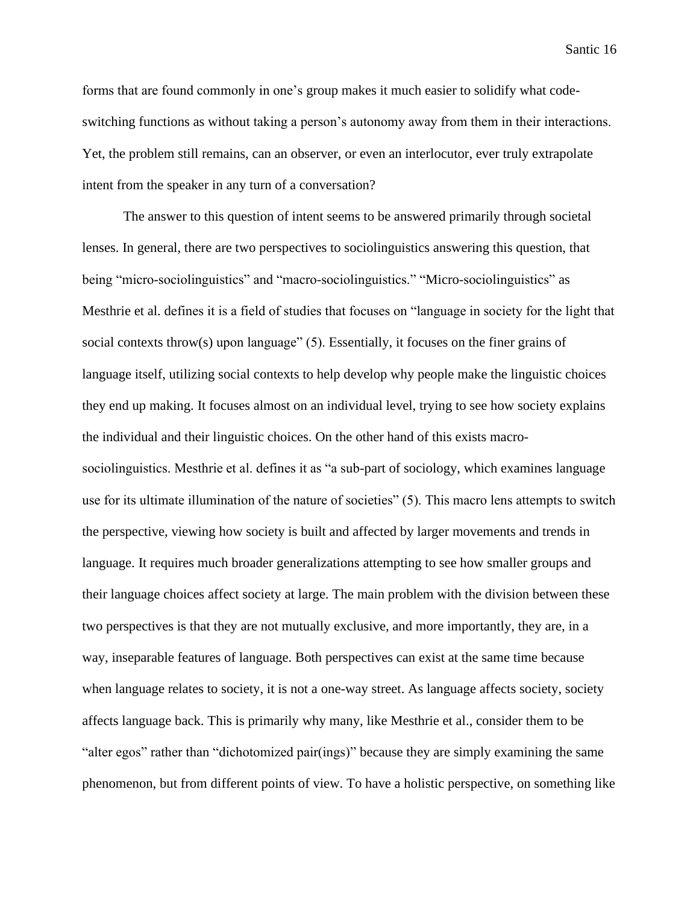forms that are found commonly in one's group makes it much easier to solidify what code-switching functions as without taking a person's autonomy away from them in their interactions. Yet, the problem still remains, can an observer, or even an interlocutor, ever truly extrapolate intent from the speaker in any turn of a conversation?

The answer to this question of intent seems to be answered primarily through societal lenses. In general, there are two perspectives to sociolinguistics answering this question, that being "micro-sociolinguistics" and "macro-sociolinguistics." "Micro-sociolinguistics" as Mesthrie et al. defines it is a field of studies that focuses on "language in society for the light that social contexts throw(s) upon language" (5). Essentially, it focuses on the finer grains of language itself, utilizing social contexts to help develop why people make the linguistic choices they end up making. It focuses almost on an individual level, trying to see how society explains the individual and their linguistic choices. On the other hand of this exists macro-sociolinguistics. Mesthrie et al. defines it as "a sub-part of sociology, which examines language use for its ultimate illumination of the nature of societies" (5). This macro lens attempts to switch the perspective, viewing how society is built and affected by larger movements and trends in language. It requires much broader generalizations attempting to see how smaller groups and their language choices affect society at large. The main problem with the division between these two perspectives is that they are not mutually exclusive, and more importantly, they are, in a way, inseparable features of language. Both perspectives can exist at the same time because when language relates to society, it is not a one-way street. As language affects society, society affects language back. This is primarily why many, like Mesthrie et al., consider them to be "alter egos" rather than "dichotomized pair(ings)" because they are simply examining the same phenomenon, but from different points of view. To have a holistic perspective, on something like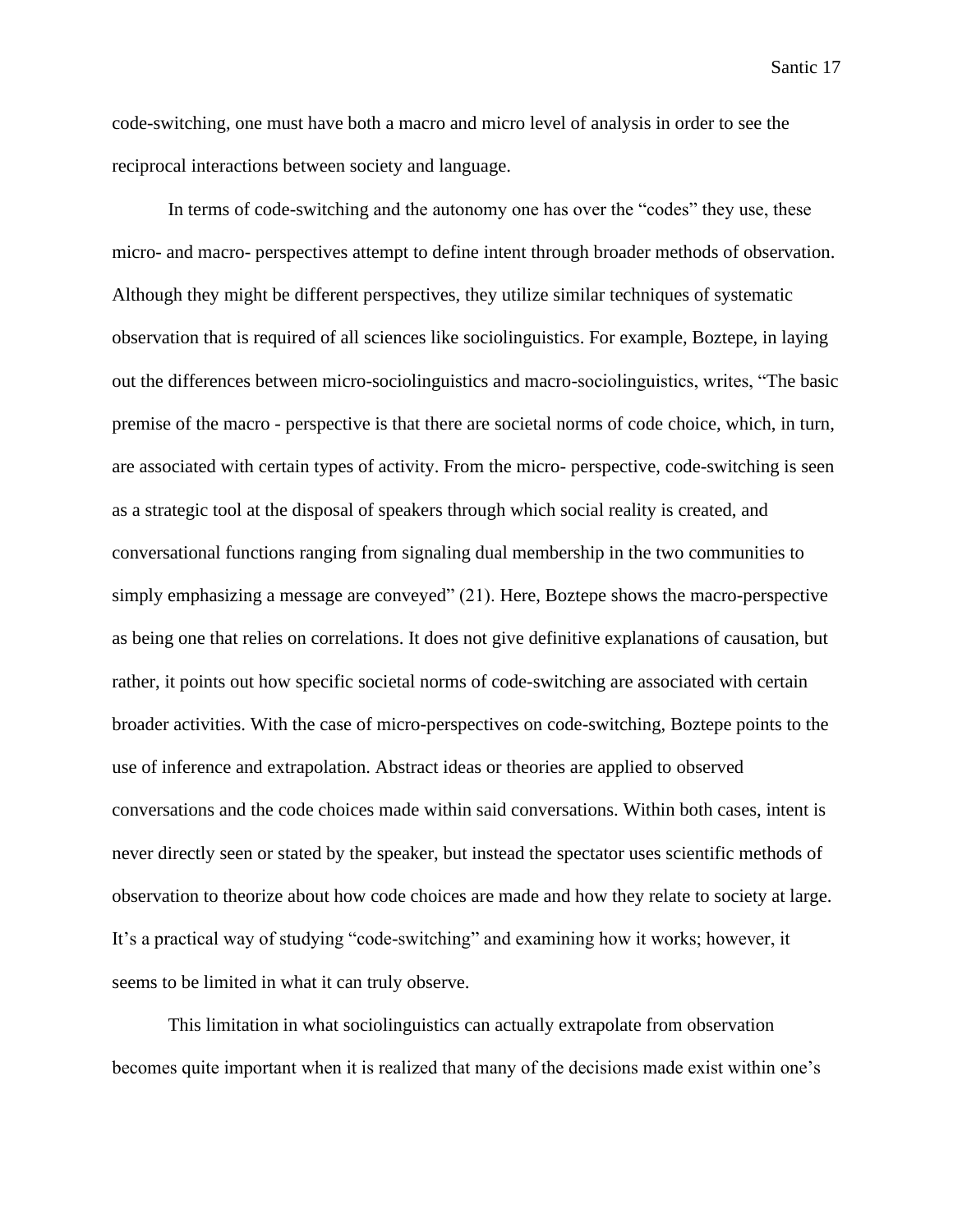code-switching, one must have both a macro and micro level of analysis in order to see the reciprocal interactions between society and language.

In terms of code-switching and the autonomy one has over the "codes" they use, these micro- and macro- perspectives attempt to define intent through broader methods of observation. Although they might be different perspectives, they utilize similar techniques of systematic observation that is required of all sciences like sociolinguistics. For example, Boztepe, in laying out the differences between micro-sociolinguistics and macro-sociolinguistics, writes, "The basic premise of the macro - perspective is that there are societal norms of code choice, which, in turn, are associated with certain types of activity. From the micro- perspective, code-switching is seen as a strategic tool at the disposal of speakers through which social reality is created, and conversational functions ranging from signaling dual membership in the two communities to simply emphasizing a message are conveyed" (21). Here, Boztepe shows the macro-perspective as being one that relies on correlations. It does not give definitive explanations of causation, but rather, it points out how specific societal norms of code-switching are associated with certain broader activities. With the case of micro-perspectives on code-switching, Boztepe points to the use of inference and extrapolation. Abstract ideas or theories are applied to observed conversations and the code choices made within said conversations. Within both cases, intent is never directly seen or stated by the speaker, but instead the spectator uses scientific methods of observation to theorize about how code choices are made and how they relate to society at large. It's a practical way of studying "code-switching" and examining how it works; however, it seems to be limited in what it can truly observe.

This limitation in what sociolinguistics can actually extrapolate from observation becomes quite important when it is realized that many of the decisions made exist within one's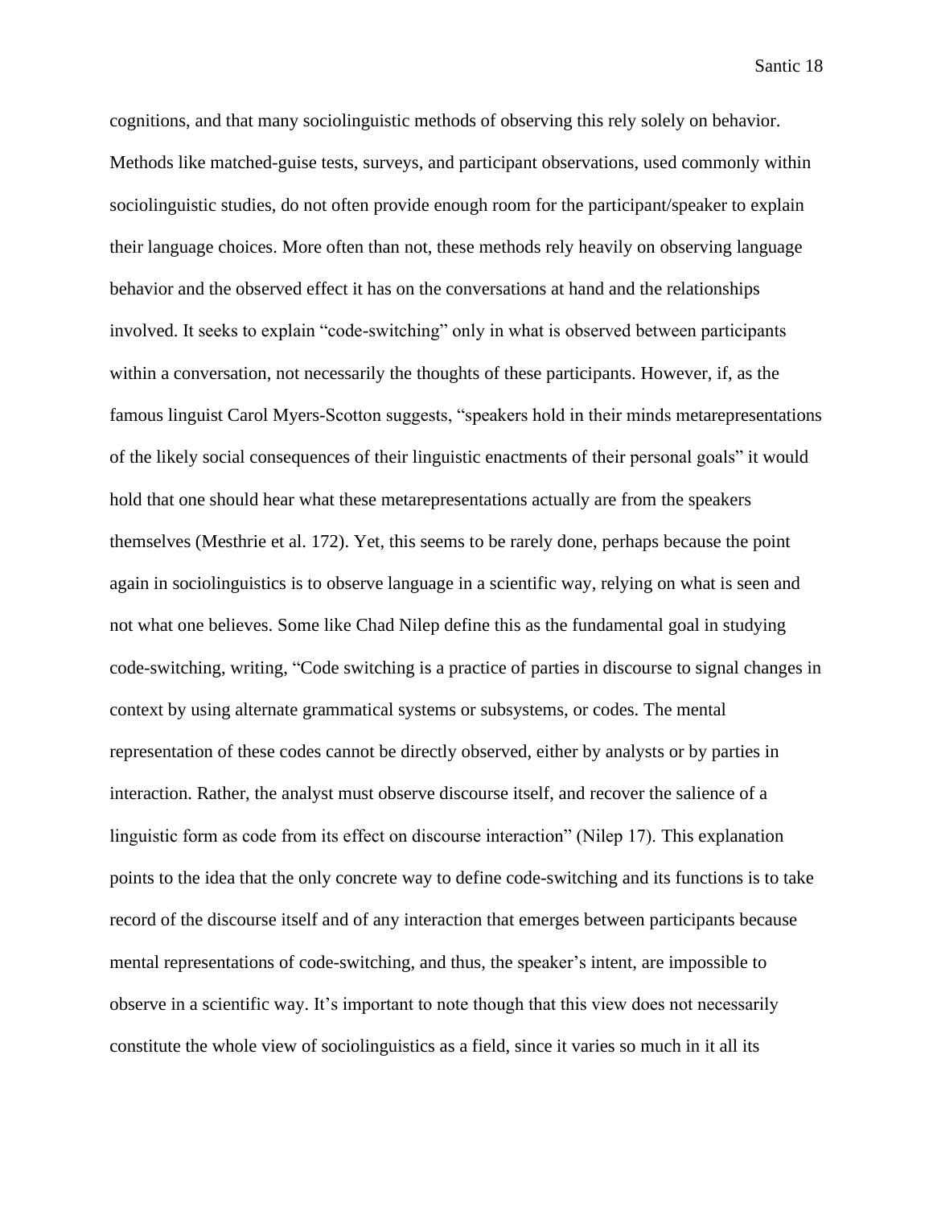cognitions, and that many sociolinguistic methods of observing this rely solely on behavior. Methods like matched-guise tests, surveys, and participant observations, used commonly within sociolinguistic studies, do not often provide enough room for the participant/speaker to explain their language choices. More often than not, these methods rely heavily on observing language behavior and the observed effect it has on the conversations at hand and the relationships involved. It seeks to explain "code-switching" only in what is observed between participants within a conversation, not necessarily the thoughts of these participants. However, if, as the famous linguist Carol Myers-Scotton suggests, "speakers hold in their minds metarepresentations of the likely social consequences of their linguistic enactments of their personal goals" it would hold that one should hear what these metarepresentations actually are from the speakers themselves (Mesthrie et al. 172). Yet, this seems to be rarely done, perhaps because the point again in sociolinguistics is to observe language in a scientific way, relying on what is seen and not what one believes. Some like Chad Nilep define this as the fundamental goal in studying code-switching, writing, "Code switching is a practice of parties in discourse to signal changes in context by using alternate grammatical systems or subsystems, or codes. The mental representation of these codes cannot be directly observed, either by analysts or by parties in interaction. Rather, the analyst must observe discourse itself, and recover the salience of a linguistic form as code from its effect on discourse interaction" (Nilep 17). This explanation points to the idea that the only concrete way to define code-switching and its functions is to take record of the discourse itself and of any interaction that emerges between participants because mental representations of code-switching, and thus, the speaker's intent, are impossible to observe in a scientific way. It's important to note though that this view does not necessarily constitute the whole view of sociolinguistics as a field, since it varies so much in it all its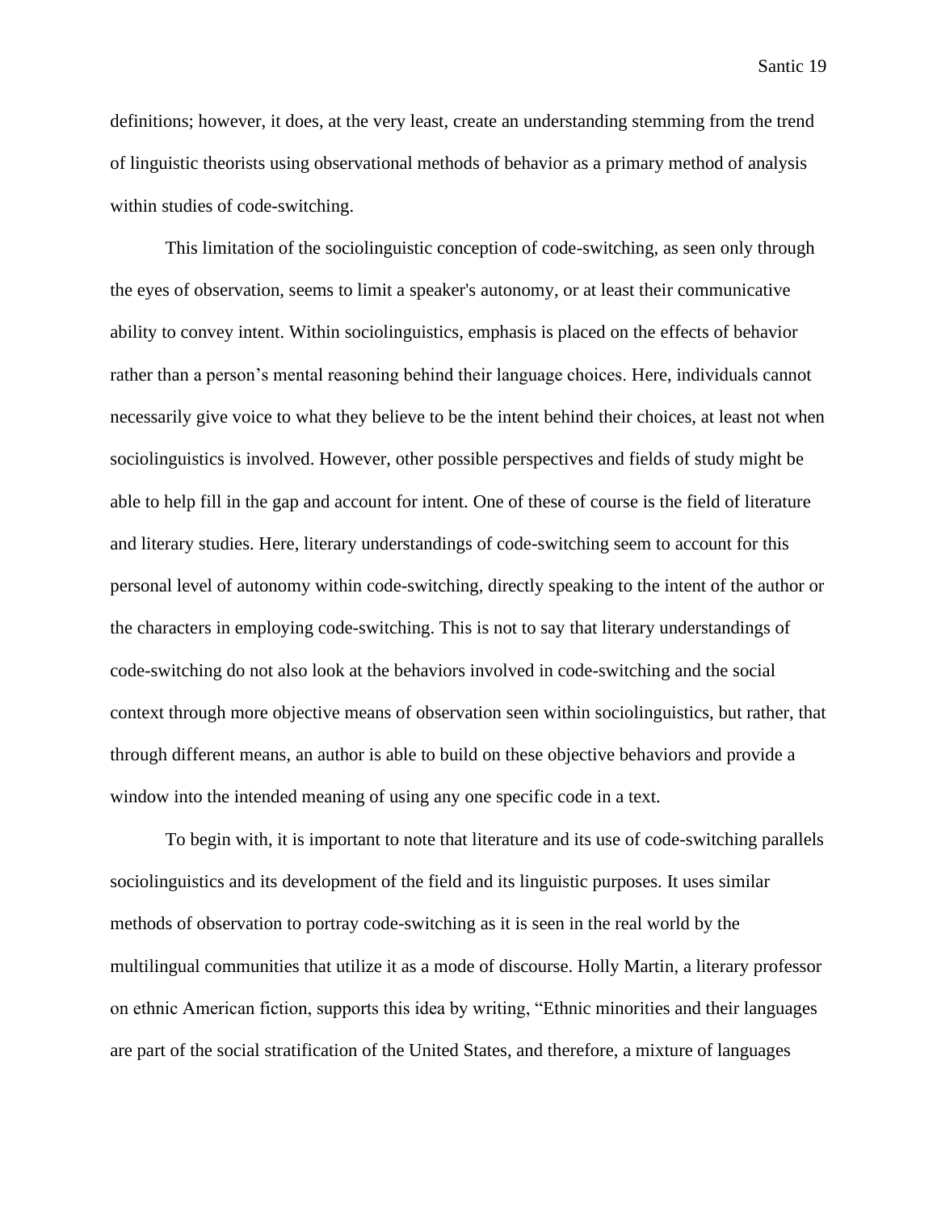definitions; however, it does, at the very least, create an understanding stemming from the trend of linguistic theorists using observational methods of behavior as a primary method of analysis within studies of code-switching.

This limitation of the sociolinguistic conception of code-switching, as seen only through the eyes of observation, seems to limit a speaker's autonomy, or at least their communicative ability to convey intent. Within sociolinguistics, emphasis is placed on the effects of behavior rather than a person's mental reasoning behind their language choices. Here, individuals cannot necessarily give voice to what they believe to be the intent behind their choices, at least not when sociolinguistics is involved. However, other possible perspectives and fields of study might be able to help fill in the gap and account for intent. One of these of course is the field of literature and literary studies. Here, literary understandings of code-switching seem to account for this personal level of autonomy within code-switching, directly speaking to the intent of the author or the characters in employing code-switching. This is not to say that literary understandings of code-switching do not also look at the behaviors involved in code-switching and the social context through more objective means of observation seen within sociolinguistics, but rather, that through different means, an author is able to build on these objective behaviors and provide a window into the intended meaning of using any one specific code in a text.

To begin with, it is important to note that literature and its use of code-switching parallels sociolinguistics and its development of the field and its linguistic purposes. It uses similar methods of observation to portray code-switching as it is seen in the real world by the multilingual communities that utilize it as a mode of discourse. Holly Martin, a literary professor on ethnic American fiction, supports this idea by writing, "Ethnic minorities and their languages are part of the social stratification of the United States, and therefore, a mixture of languages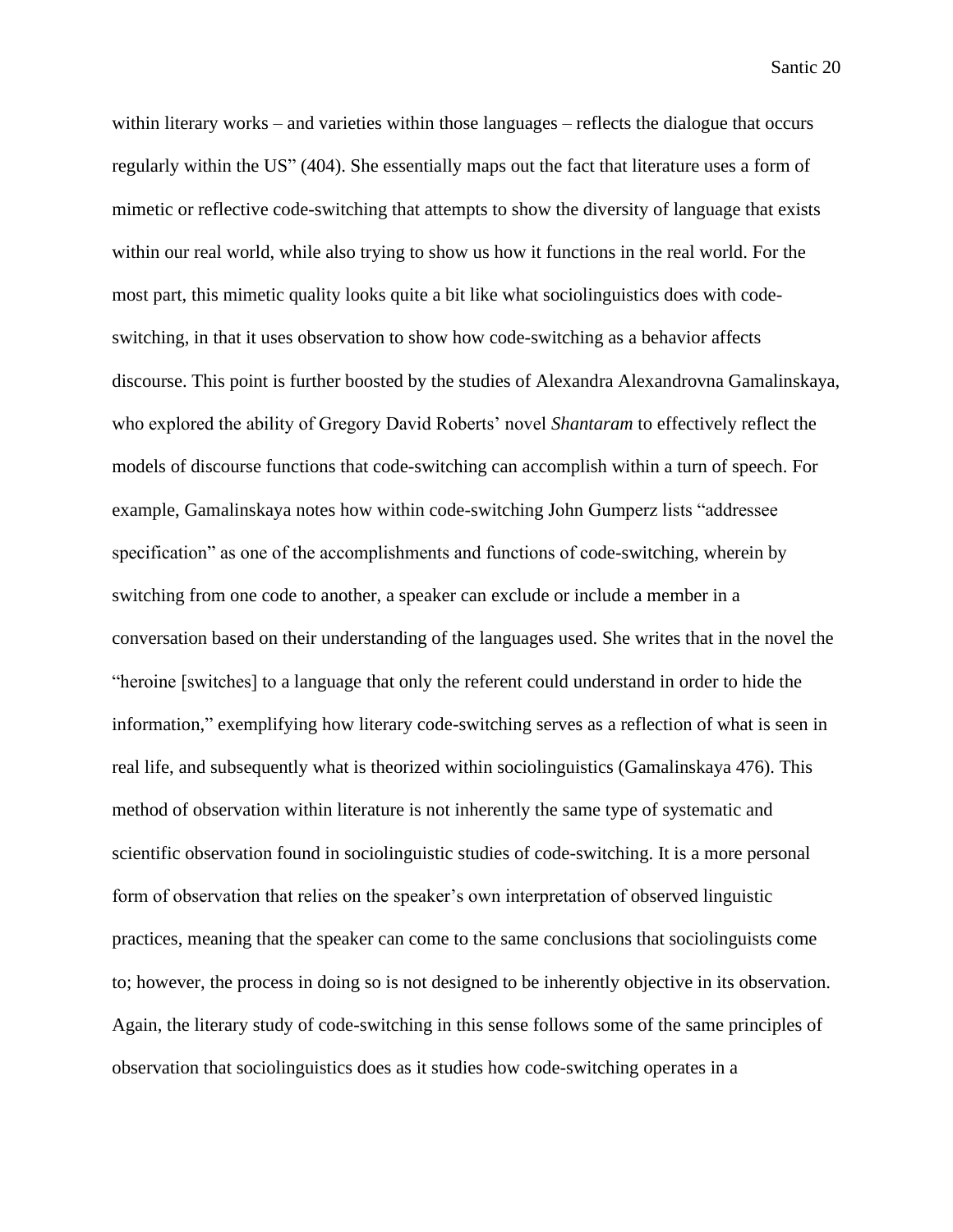within literary works – and varieties within those languages – reflects the dialogue that occurs regularly within the US" (404). She essentially maps out the fact that literature uses a form of mimetic or reflective code-switching that attempts to show the diversity of language that exists within our real world, while also trying to show us how it functions in the real world. For the most part, this mimetic quality looks quite a bit like what sociolinguistics does with code-switching, in that it uses observation to show how code-switching as a behavior affects discourse. This point is further boosted by the studies of Alexandra Alexandrovna Gamalinskaya, who explored the ability of Gregory David Roberts' novel *Shantaram* to effectively reflect the models of discourse functions that code-switching can accomplish within a turn of speech. For example, Gamalinskaya notes how within code-switching John Gumperz lists "addressee specification" as one of the accomplishments and functions of code-switching, wherein by switching from one code to another, a speaker can exclude or include a member in a conversation based on their understanding of the languages used. She writes that in the novel the "heroine [switches] to a language that only the referent could understand in order to hide the information," exemplifying how literary code-switching serves as a reflection of what is seen in real life, and subsequently what is theorized within sociolinguistics (Gamalinskaya 476). This method of observation within literature is not inherently the same type of systematic and scientific observation found in sociolinguistic studies of code-switching. It is a more personal form of observation that relies on the speaker's own interpretation of observed linguistic practices, meaning that the speaker can come to the same conclusions that sociolinguists come to; however, the process in doing so is not designed to be inherently objective in its observation. Again, the literary study of code-switching in this sense follows some of the same principles of observation that sociolinguistics does as it studies how code-switching operates in a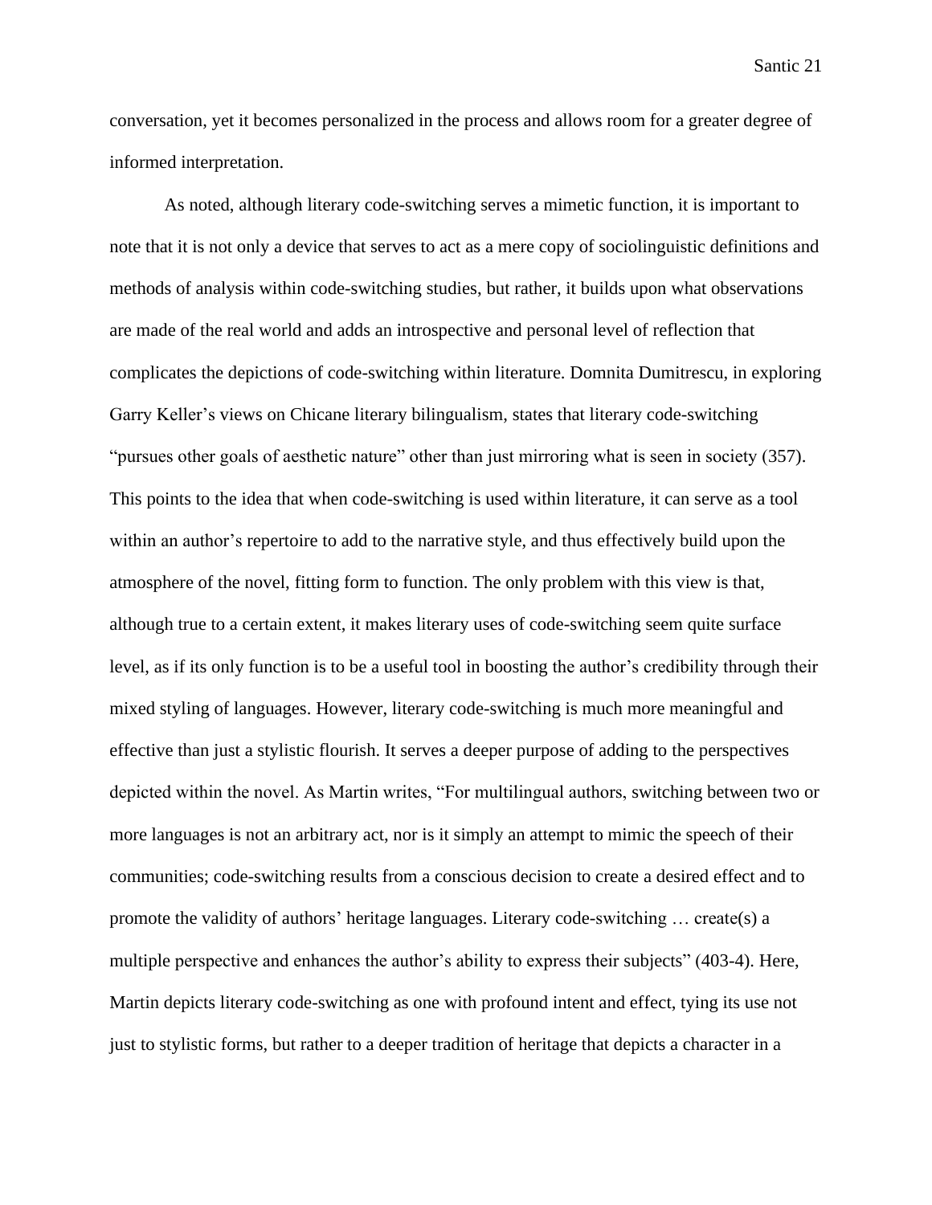conversation, yet it becomes personalized in the process and allows room for a greater degree of informed interpretation.

As noted, although literary code-switching serves a mimetic function, it is important to note that it is not only a device that serves to act as a mere copy of sociolinguistic definitions and methods of analysis within code-switching studies, but rather, it builds upon what observations are made of the real world and adds an introspective and personal level of reflection that complicates the depictions of code-switching within literature. Domnita Dumitrescu, in exploring Garry Keller's views on Chicane literary bilingualism, states that literary code-switching "pursues other goals of aesthetic nature" other than just mirroring what is seen in society (357). This points to the idea that when code-switching is used within literature, it can serve as a tool within an author's repertoire to add to the narrative style, and thus effectively build upon the atmosphere of the novel, fitting form to function. The only problem with this view is that, although true to a certain extent, it makes literary uses of code-switching seem quite surface level, as if its only function is to be a useful tool in boosting the author's credibility through their mixed styling of languages. However, literary code-switching is much more meaningful and effective than just a stylistic flourish. It serves a deeper purpose of adding to the perspectives depicted within the novel. As Martin writes, "For multilingual authors, switching between two or more languages is not an arbitrary act, nor is it simply an attempt to mimic the speech of their communities; code-switching results from a conscious decision to create a desired effect and to promote the validity of authors' heritage languages. Literary code-switching … create(s) a multiple perspective and enhances the author's ability to express their subjects" (403-4). Here, Martin depicts literary code-switching as one with profound intent and effect, tying its use not just to stylistic forms, but rather to a deeper tradition of heritage that depicts a character in a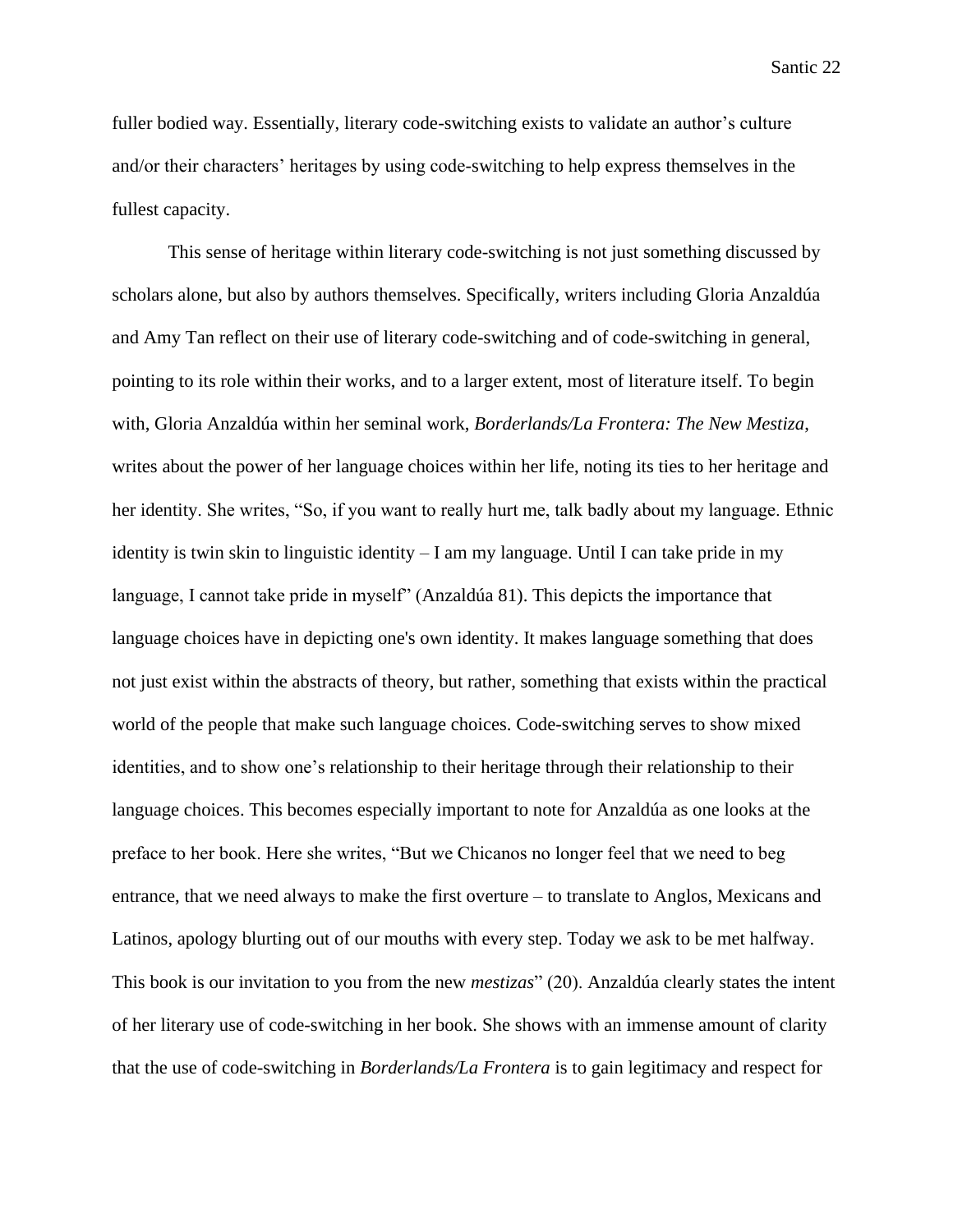fuller bodied way. Essentially, literary code-switching exists to validate an author's culture and/or their characters' heritages by using code-switching to help express themselves in the fullest capacity.

This sense of heritage within literary code-switching is not just something discussed by scholars alone, but also by authors themselves. Specifically, writers including Gloria Anzaldúa and Amy Tan reflect on their use of literary code-switching and of code-switching in general, pointing to its role within their works, and to a larger extent, most of literature itself. To begin with, Gloria Anzaldúa within her seminal work, *Borderlands/La Frontera: The New Mestiza*, writes about the power of her language choices within her life, noting its ties to her heritage and her identity. She writes, "So, if you want to really hurt me, talk badly about my language. Ethnic identity is twin skin to linguistic identity – I am my language. Until I can take pride in my language, I cannot take pride in myself" (Anzaldúa 81). This depicts the importance that language choices have in depicting one's own identity. It makes language something that does not just exist within the abstracts of theory, but rather, something that exists within the practical world of the people that make such language choices. Code-switching serves to show mixed identities, and to show one's relationship to their heritage through their relationship to their language choices. This becomes especially important to note for Anzaldúa as one looks at the preface to her book. Here she writes, "But we Chicanos no longer feel that we need to beg entrance, that we need always to make the first overture – to translate to Anglos, Mexicans and Latinos, apology blurting out of our mouths with every step. Today we ask to be met halfway. This book is our invitation to you from the new *mestizas*" (20). Anzaldúa clearly states the intent of her literary use of code-switching in her book. She shows with an immense amount of clarity that the use of code-switching in *Borderlands/La Frontera* is to gain legitimacy and respect for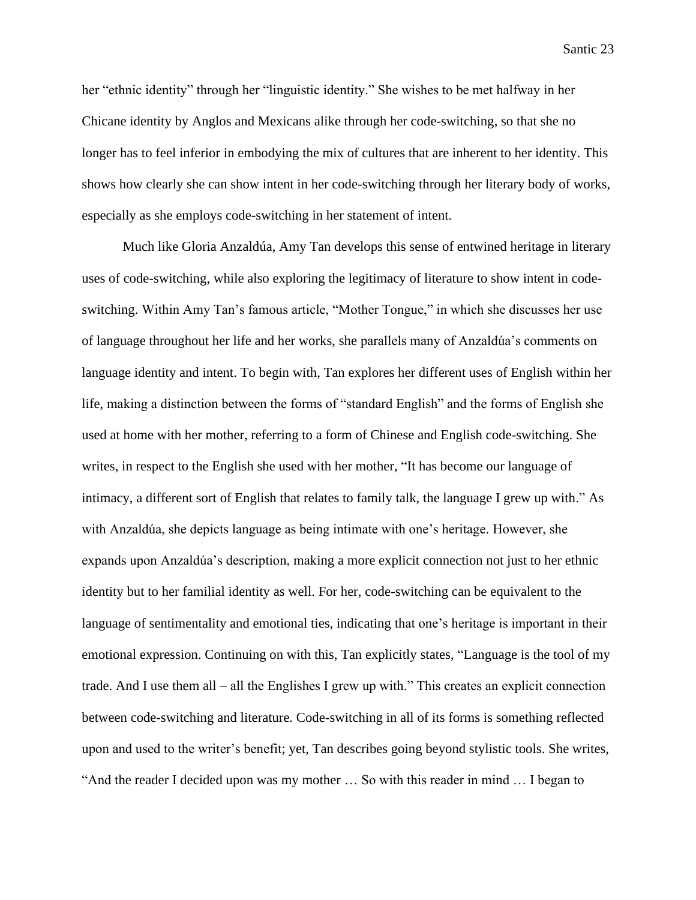her "ethnic identity" through her "linguistic identity." She wishes to be met halfway in her Chicane identity by Anglos and Mexicans alike through her code-switching, so that she no longer has to feel inferior in embodying the mix of cultures that are inherent to her identity. This shows how clearly she can show intent in her code-switching through her literary body of works, especially as she employs code-switching in her statement of intent.

Much like Gloria Anzaldúa, Amy Tan develops this sense of entwined heritage in literary uses of code-switching, while also exploring the legitimacy of literature to show intent in code-switching. Within Amy Tan's famous article, "Mother Tongue," in which she discusses her use of language throughout her life and her works, she parallels many of Anzaldúa's comments on language identity and intent. To begin with, Tan explores her different uses of English within her life, making a distinction between the forms of "standard English" and the forms of English she used at home with her mother, referring to a form of Chinese and English code-switching. She writes, in respect to the English she used with her mother, "It has become our language of intimacy, a different sort of English that relates to family talk, the language I grew up with." As with Anzaldúa, she depicts language as being intimate with one's heritage. However, she expands upon Anzaldúa's description, making a more explicit connection not just to her ethnic identity but to her familial identity as well. For her, code-switching can be equivalent to the language of sentimentality and emotional ties, indicating that one's heritage is important in their emotional expression. Continuing on with this, Tan explicitly states, "Language is the tool of my trade. And I use them all – all the Englishes I grew up with." This creates an explicit connection between code-switching and literature. Code-switching in all of its forms is something reflected upon and used to the writer's benefit; yet, Tan describes going beyond stylistic tools. She writes, "And the reader I decided upon was my mother … So with this reader in mind … I began to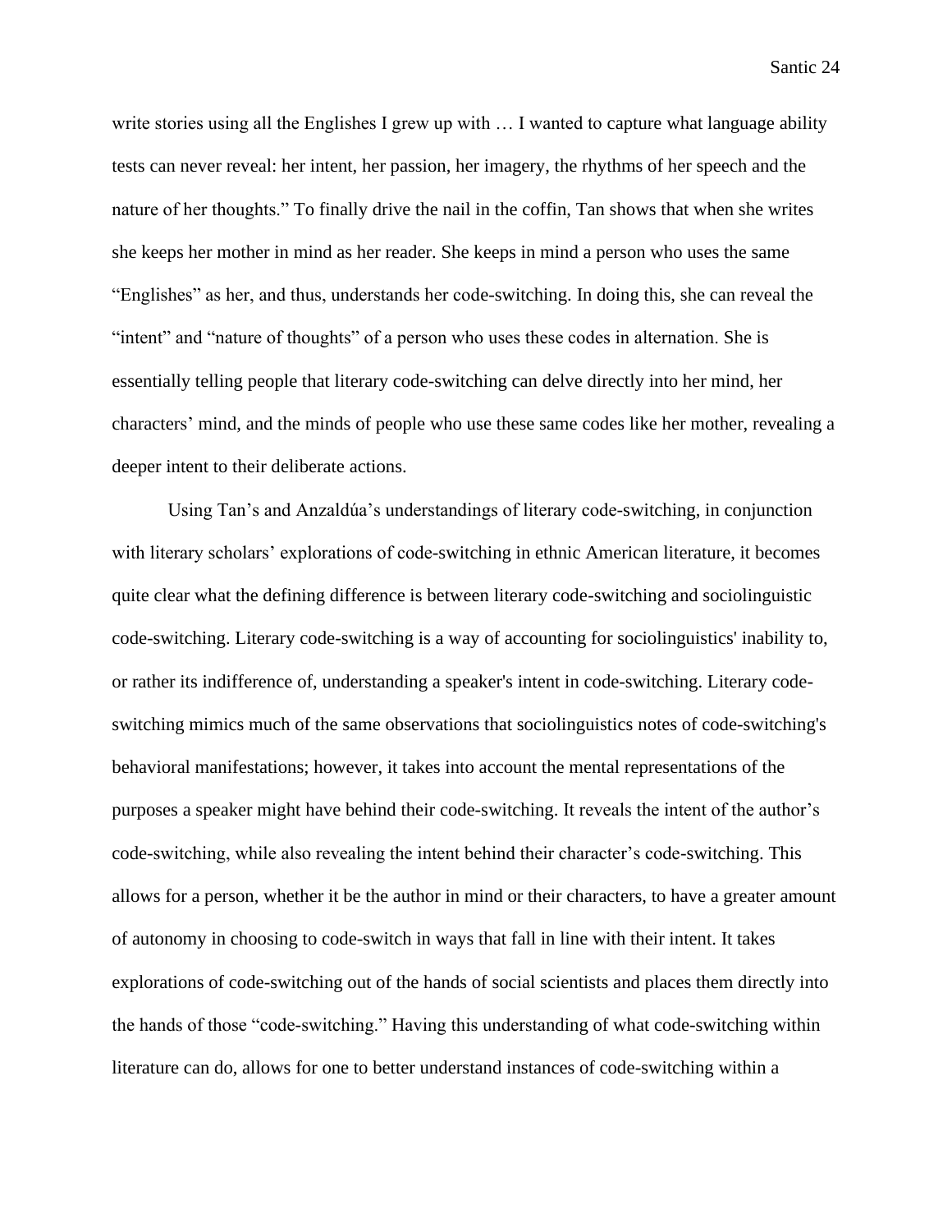write stories using all the Englishes I grew up with … I wanted to capture what language ability tests can never reveal: her intent, her passion, her imagery, the rhythms of her speech and the nature of her thoughts." To finally drive the nail in the coffin, Tan shows that when she writes she keeps her mother in mind as her reader. She keeps in mind a person who uses the same "Englishes" as her, and thus, understands her code-switching. In doing this, she can reveal the "intent" and "nature of thoughts" of a person who uses these codes in alternation. She is essentially telling people that literary code-switching can delve directly into her mind, her characters' mind, and the minds of people who use these same codes like her mother, revealing a deeper intent to their deliberate actions.

Using Tan's and Anzaldúa's understandings of literary code-switching, in conjunction with literary scholars' explorations of code-switching in ethnic American literature, it becomes quite clear what the defining difference is between literary code-switching and sociolinguistic code-switching. Literary code-switching is a way of accounting for sociolinguistics' inability to, or rather its indifference of, understanding a speaker's intent in code-switching. Literary code-switching mimics much of the same observations that sociolinguistics notes of code-switching's behavioral manifestations; however, it takes into account the mental representations of the purposes a speaker might have behind their code-switching. It reveals the intent of the author's code-switching, while also revealing the intent behind their character's code-switching. This allows for a person, whether it be the author in mind or their characters, to have a greater amount of autonomy in choosing to code-switch in ways that fall in line with their intent. It takes explorations of code-switching out of the hands of social scientists and places them directly into the hands of those "code-switching." Having this understanding of what code-switching within literature can do, allows for one to better understand instances of code-switching within a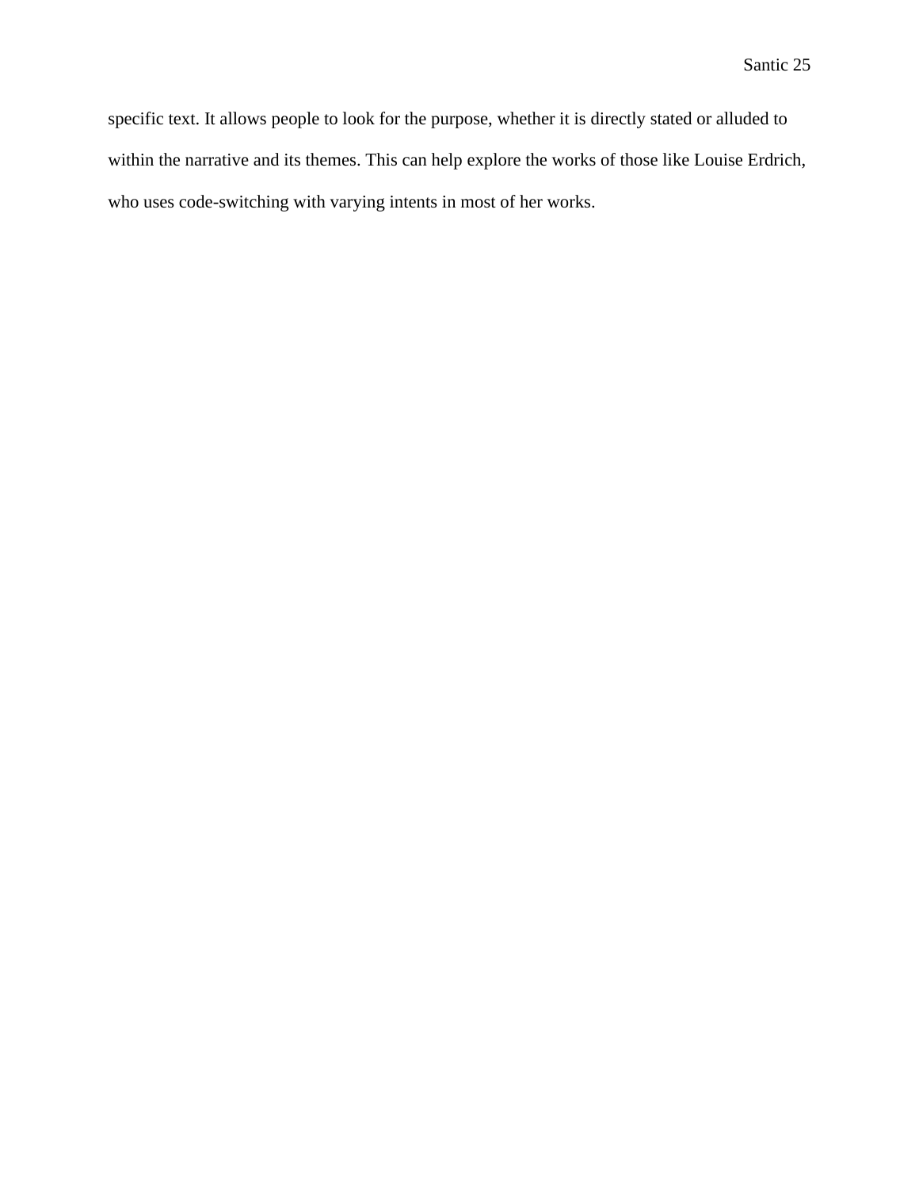specific text. It allows people to look for the purpose, whether it is directly stated or alluded to within the narrative and its themes. This can help explore the works of those like Louise Erdrich, who uses code-switching with varying intents in most of her works.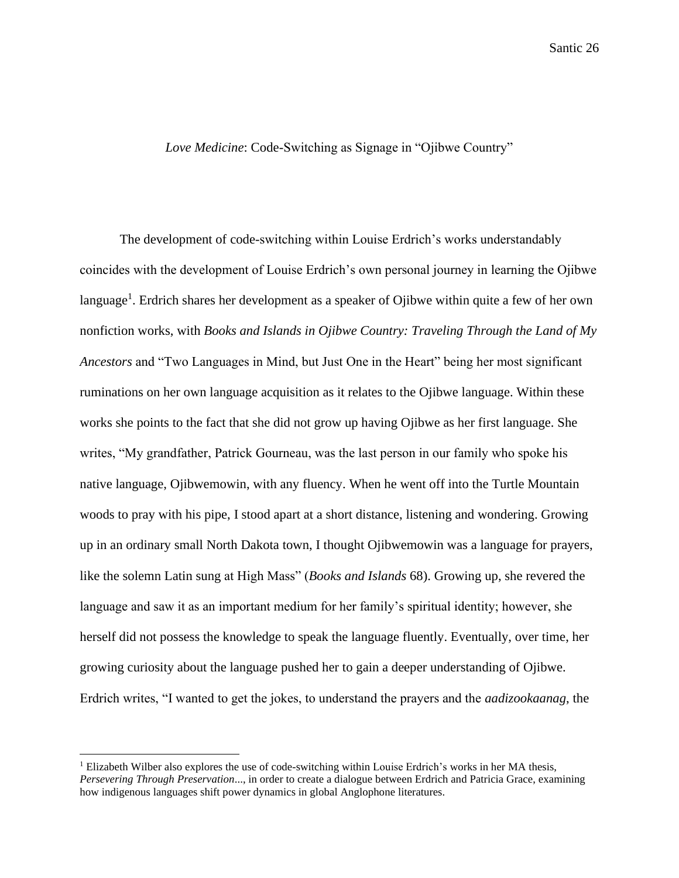## *Love Medicine*: Code-Switching as Signage in "Ojibwe Country"

The development of code-switching within Louise Erdrich's works understandably coincides with the development of Louise Erdrich's own personal journey in learning the Ojibwe language[1]. Erdrich shares her development as a speaker of Ojibwe within quite a few of her own nonfiction works, with *Books and Islands in Ojibwe Country: Traveling Through the Land of My Ancestors* and "Two Languages in Mind, but Just One in the Heart" being her most significant ruminations on her own language acquisition as it relates to the Ojibwe language. Within these works she points to the fact that she did not grow up having Ojibwe as her first language. She writes, "My grandfather, Patrick Gourneau, was the last person in our family who spoke his native language, Ojibwemowin, with any fluency. When he went off into the Turtle Mountain woods to pray with his pipe, I stood apart at a short distance, listening and wondering. Growing up in an ordinary small North Dakota town, I thought Ojibwemowin was a language for prayers, like the solemn Latin sung at High Mass" (*Books and Islands* 68). Growing up, she revered the language and saw it as an important medium for her family's spiritual identity; however, she herself did not possess the knowledge to speak the language fluently. Eventually, over time, her growing curiosity about the language pushed her to gain a deeper understanding of Ojibwe. Erdrich writes, "I wanted to get the jokes, to understand the prayers and the *aadizookaanag*, the

[1] Elizabeth Wilber also explores the use of code-switching within Louise Erdrich's works in her MA thesis, *Persevering Through Preservation*..., in order to create a dialogue between Erdrich and Patricia Grace, examining how indigenous languages shift power dynamics in global Anglophone literatures.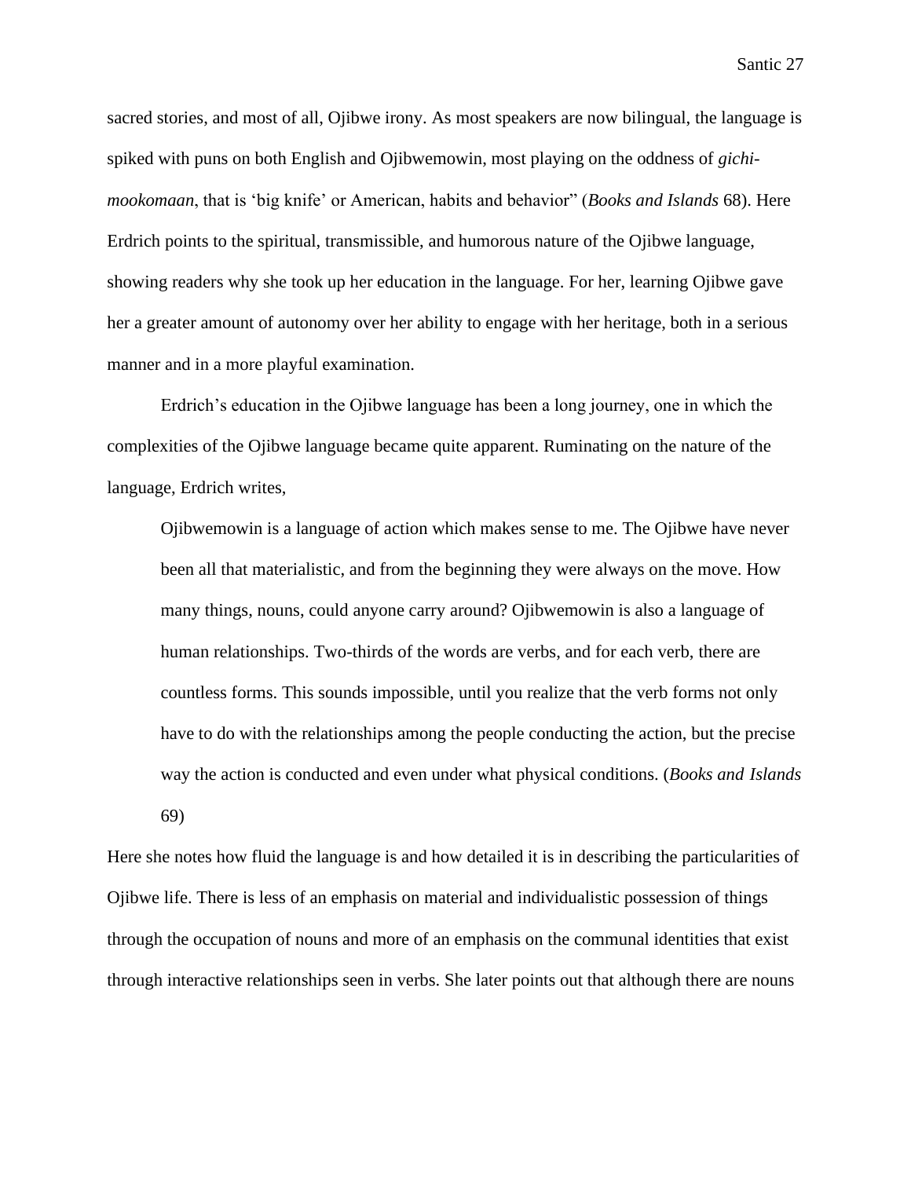sacred stories, and most of all, Ojibwe irony. As most speakers are now bilingual, the language is spiked with puns on both English and Ojibwemowin, most playing on the oddness of *gichi-mookomaan*, that is 'big knife' or American, habits and behavior" (*Books and Islands* 68). Here Erdrich points to the spiritual, transmissible, and humorous nature of the Ojibwe language, showing readers why she took up her education in the language. For her, learning Ojibwe gave her a greater amount of autonomy over her ability to engage with her heritage, both in a serious manner and in a more playful examination.

Erdrich's education in the Ojibwe language has been a long journey, one in which the complexities of the Ojibwe language became quite apparent. Ruminating on the nature of the language, Erdrich writes,

> Ojibwemowin is a language of action which makes sense to me. The Ojibwe have never been all that materialistic, and from the beginning they were always on the move. How many things, nouns, could anyone carry around? Ojibwemowin is also a language of human relationships. Two-thirds of the words are verbs, and for each verb, there are countless forms. This sounds impossible, until you realize that the verb forms not only have to do with the relationships among the people conducting the action, but the precise way the action is conducted and even under what physical conditions. (*Books and Islands* 69)

Here she notes how fluid the language is and how detailed it is in describing the particularities of Ojibwe life. There is less of an emphasis on material and individualistic possession of things through the occupation of nouns and more of an emphasis on the communal identities that exist through interactive relationships seen in verbs. She later points out that although there are nouns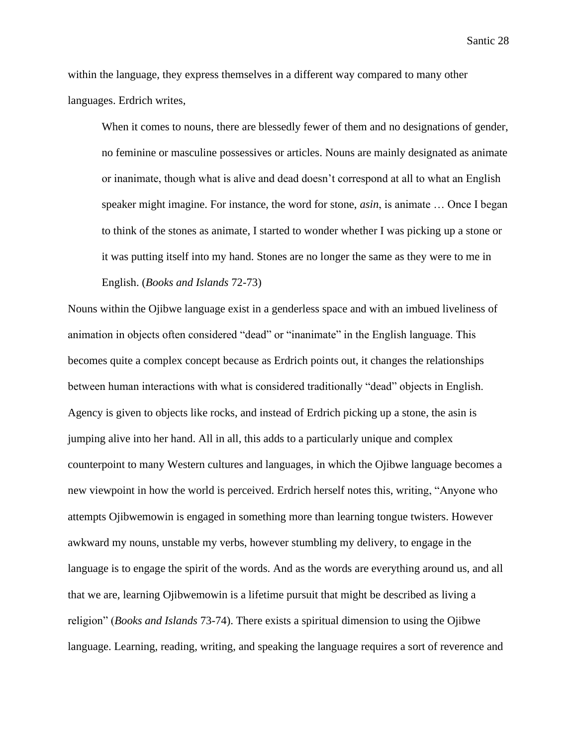within the language, they express themselves in a different way compared to many other languages. Erdrich writes,

> When it comes to nouns, there are blessedly fewer of them and no designations of gender, no feminine or masculine possessives or articles. Nouns are mainly designated as animate or inanimate, though what is alive and dead doesn't correspond at all to what an English speaker might imagine. For instance, the word for stone, *asin*, is animate … Once I began to think of the stones as animate, I started to wonder whether I was picking up a stone or it was putting itself into my hand. Stones are no longer the same as they were to me in English. (*Books and Islands* 72-73)

Nouns within the Ojibwe language exist in a genderless space and with an imbued liveliness of animation in objects often considered "dead" or "inanimate" in the English language. This becomes quite a complex concept because as Erdrich points out, it changes the relationships between human interactions with what is considered traditionally "dead" objects in English. Agency is given to objects like rocks, and instead of Erdrich picking up a stone, the asin is jumping alive into her hand. All in all, this adds to a particularly unique and complex counterpoint to many Western cultures and languages, in which the Ojibwe language becomes a new viewpoint in how the world is perceived. Erdrich herself notes this, writing, "Anyone who attempts Ojibwemowin is engaged in something more than learning tongue twisters. However awkward my nouns, unstable my verbs, however stumbling my delivery, to engage in the language is to engage the spirit of the words. And as the words are everything around us, and all that we are, learning Ojibwemowin is a lifetime pursuit that might be described as living a religion" (*Books and Islands* 73-74). There exists a spiritual dimension to using the Ojibwe language. Learning, reading, writing, and speaking the language requires a sort of reverence and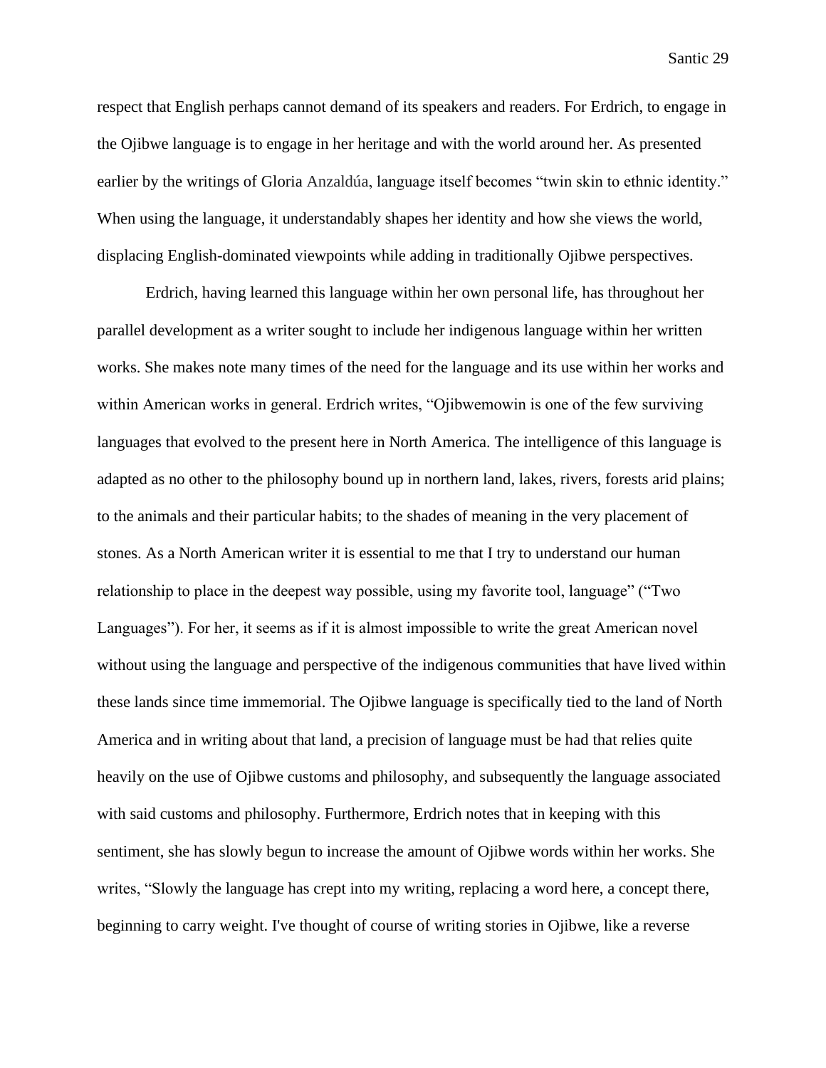respect that English perhaps cannot demand of its speakers and readers. For Erdrich, to engage in the Ojibwe language is to engage in her heritage and with the world around her. As presented earlier by the writings of Gloria Anzaldúa, language itself becomes "twin skin to ethnic identity." When using the language, it understandably shapes her identity and how she views the world, displacing English-dominated viewpoints while adding in traditionally Ojibwe perspectives.

Erdrich, having learned this language within her own personal life, has throughout her parallel development as a writer sought to include her indigenous language within her written works. She makes note many times of the need for the language and its use within her works and within American works in general. Erdrich writes, "Ojibwemowin is one of the few surviving languages that evolved to the present here in North America. The intelligence of this language is adapted as no other to the philosophy bound up in northern land, lakes, rivers, forests arid plains; to the animals and their particular habits; to the shades of meaning in the very placement of stones. As a North American writer it is essential to me that I try to understand our human relationship to place in the deepest way possible, using my favorite tool, language" ("Two Languages"). For her, it seems as if it is almost impossible to write the great American novel without using the language and perspective of the indigenous communities that have lived within these lands since time immemorial. The Ojibwe language is specifically tied to the land of North America and in writing about that land, a precision of language must be had that relies quite heavily on the use of Ojibwe customs and philosophy, and subsequently the language associated with said customs and philosophy. Furthermore, Erdrich notes that in keeping with this sentiment, she has slowly begun to increase the amount of Ojibwe words within her works. She writes, "Slowly the language has crept into my writing, replacing a word here, a concept there, beginning to carry weight. I've thought of course of writing stories in Ojibwe, like a reverse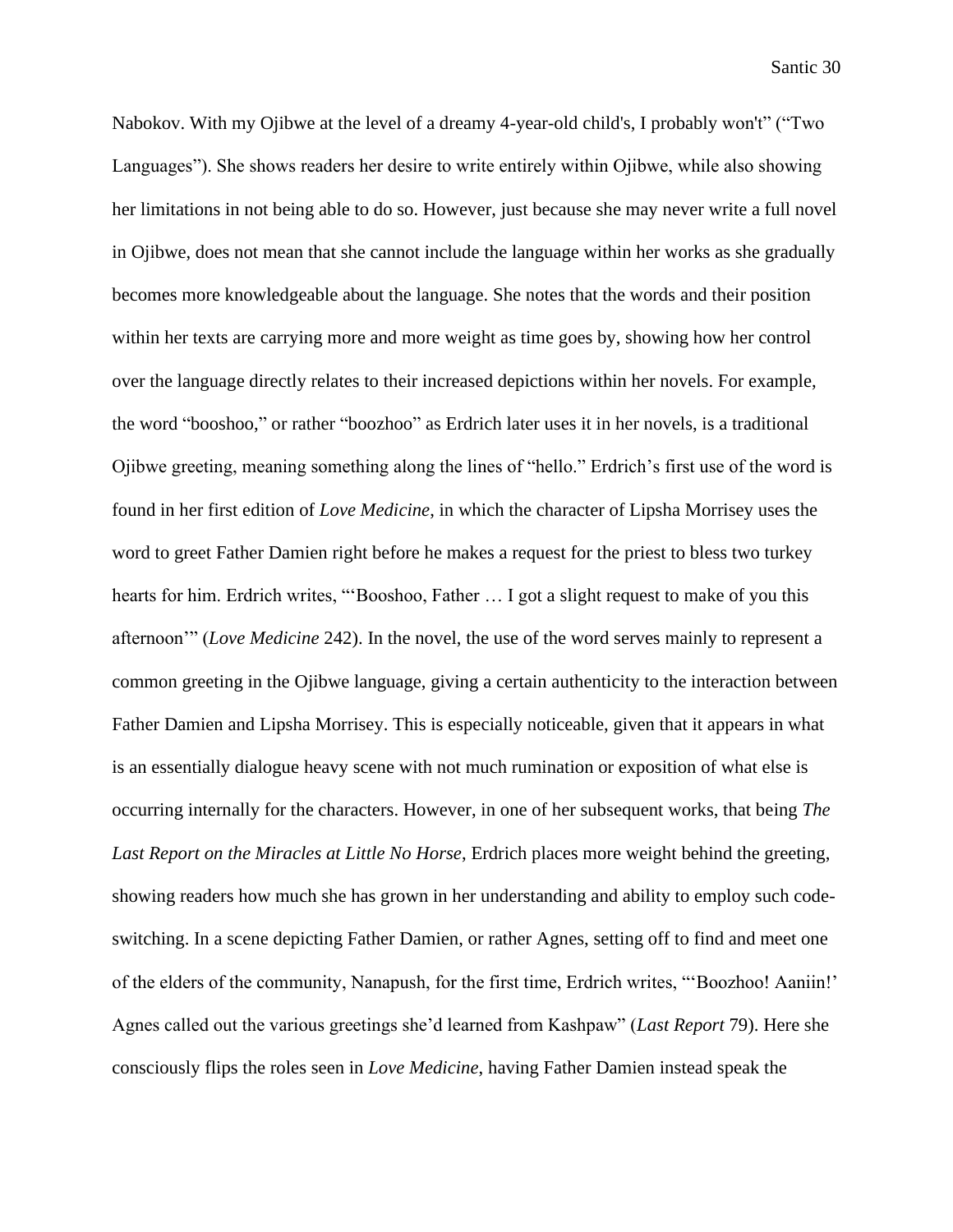Nabokov. With my Ojibwe at the level of a dreamy 4-year-old child's, I probably won't" ("Two Languages"). She shows readers her desire to write entirely within Ojibwe, while also showing her limitations in not being able to do so. However, just because she may never write a full novel in Ojibwe, does not mean that she cannot include the language within her works as she gradually becomes more knowledgeable about the language. She notes that the words and their position within her texts are carrying more and more weight as time goes by, showing how her control over the language directly relates to their increased depictions within her novels. For example, the word "booshoo," or rather "boozhoo" as Erdrich later uses it in her novels, is a traditional Ojibwe greeting, meaning something along the lines of "hello." Erdrich's first use of the word is found in her first edition of *Love Medicine*, in which the character of Lipsha Morrisey uses the word to greet Father Damien right before he makes a request for the priest to bless two turkey hearts for him. Erdrich writes, "'Booshoo, Father … I got a slight request to make of you this afternoon'" (*Love Medicine* 242). In the novel, the use of the word serves mainly to represent a common greeting in the Ojibwe language, giving a certain authenticity to the interaction between Father Damien and Lipsha Morrisey. This is especially noticeable, given that it appears in what is an essentially dialogue heavy scene with not much rumination or exposition of what else is occurring internally for the characters. However, in one of her subsequent works, that being *The Last Report on the Miracles at Little No Horse*, Erdrich places more weight behind the greeting, showing readers how much she has grown in her understanding and ability to employ such code-switching. In a scene depicting Father Damien, or rather Agnes, setting off to find and meet one of the elders of the community, Nanapush, for the first time, Erdrich writes, "'Boozhoo! Aaniin!' Agnes called out the various greetings she'd learned from Kashpaw" (*Last Report* 79). Here she consciously flips the roles seen in *Love Medicine*, having Father Damien instead speak the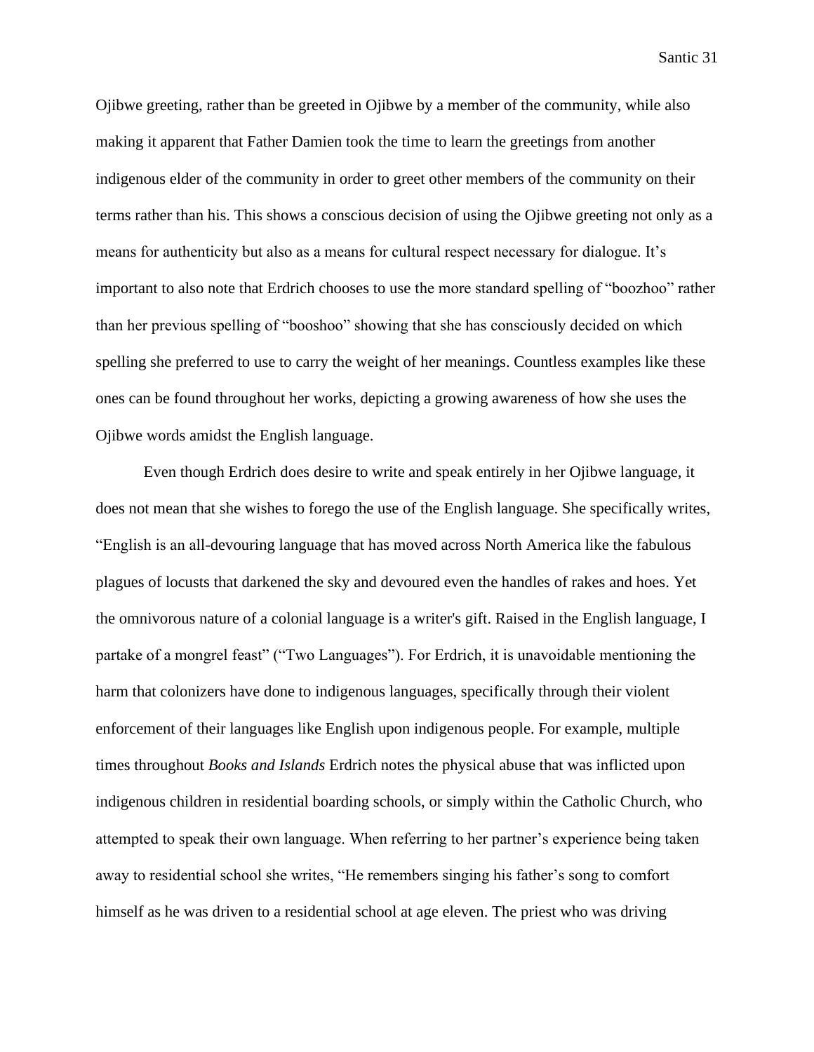Ojibwe greeting, rather than be greeted in Ojibwe by a member of the community, while also making it apparent that Father Damien took the time to learn the greetings from another indigenous elder of the community in order to greet other members of the community on their terms rather than his. This shows a conscious decision of using the Ojibwe greeting not only as a means for authenticity but also as a means for cultural respect necessary for dialogue. It's important to also note that Erdrich chooses to use the more standard spelling of "boozhoo" rather than her previous spelling of "booshoo" showing that she has consciously decided on which spelling she preferred to use to carry the weight of her meanings. Countless examples like these ones can be found throughout her works, depicting a growing awareness of how she uses the Ojibwe words amidst the English language.

Even though Erdrich does desire to write and speak entirely in her Ojibwe language, it does not mean that she wishes to forego the use of the English language. She specifically writes, "English is an all-devouring language that has moved across North America like the fabulous plagues of locusts that darkened the sky and devoured even the handles of rakes and hoes. Yet the omnivorous nature of a colonial language is a writer's gift. Raised in the English language, I partake of a mongrel feast" ("Two Languages"). For Erdrich, it is unavoidable mentioning the harm that colonizers have done to indigenous languages, specifically through their violent enforcement of their languages like English upon indigenous people. For example, multiple times throughout *Books and Islands* Erdrich notes the physical abuse that was inflicted upon indigenous children in residential boarding schools, or simply within the Catholic Church, who attempted to speak their own language. When referring to her partner's experience being taken away to residential school she writes, "He remembers singing his father's song to comfort himself as he was driven to a residential school at age eleven. The priest who was driving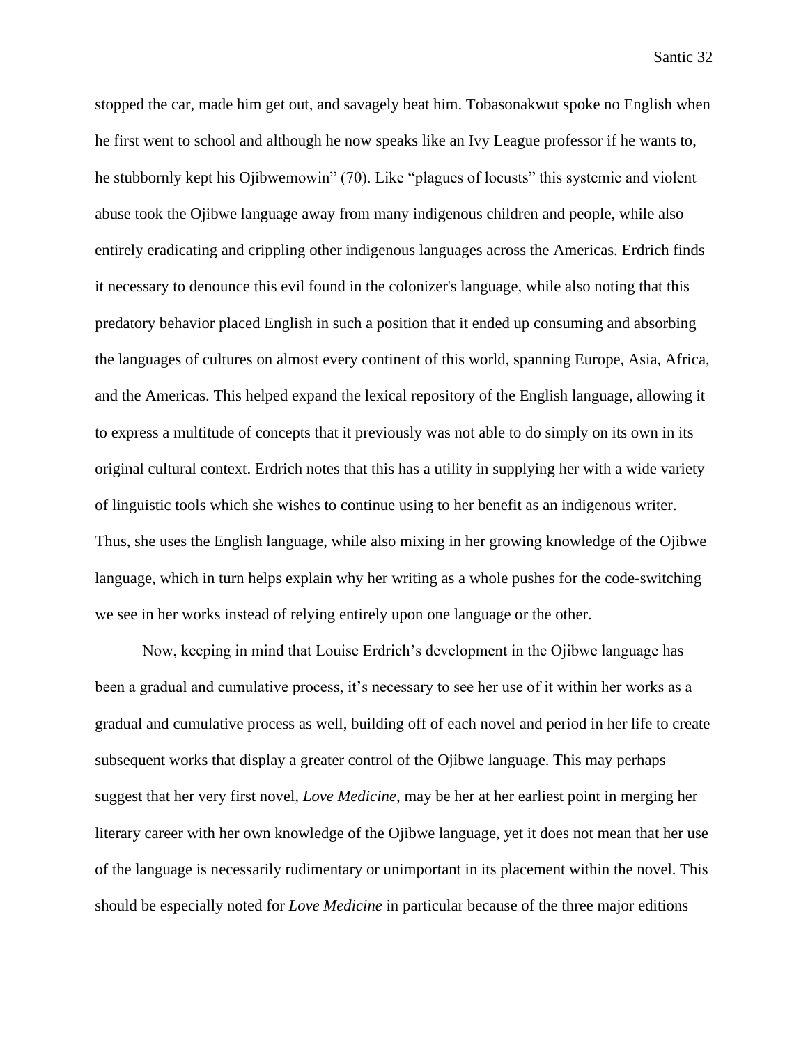stopped the car, made him get out, and savagely beat him. Tobasonakwut spoke no English when he first went to school and although he now speaks like an Ivy League professor if he wants to, he stubbornly kept his Ojibwemowin" (70). Like "plagues of locusts" this systemic and violent abuse took the Ojibwe language away from many indigenous children and people, while also entirely eradicating and crippling other indigenous languages across the Americas. Erdrich finds it necessary to denounce this evil found in the colonizer's language, while also noting that this predatory behavior placed English in such a position that it ended up consuming and absorbing the languages of cultures on almost every continent of this world, spanning Europe, Asia, Africa, and the Americas. This helped expand the lexical repository of the English language, allowing it to express a multitude of concepts that it previously was not able to do simply on its own in its original cultural context. Erdrich notes that this has a utility in supplying her with a wide variety of linguistic tools which she wishes to continue using to her benefit as an indigenous writer. Thus, she uses the English language, while also mixing in her growing knowledge of the Ojibwe language, which in turn helps explain why her writing as a whole pushes for the code-switching we see in her works instead of relying entirely upon one language or the other.

Now, keeping in mind that Louise Erdrich's development in the Ojibwe language has been a gradual and cumulative process, it's necessary to see her use of it within her works as a gradual and cumulative process as well, building off of each novel and period in her life to create subsequent works that display a greater control of the Ojibwe language. This may perhaps suggest that her very first novel, *Love Medicine*, may be her at her earliest point in merging her literary career with her own knowledge of the Ojibwe language, yet it does not mean that her use of the language is necessarily rudimentary or unimportant in its placement within the novel. This should be especially noted for *Love Medicine* in particular because of the three major editions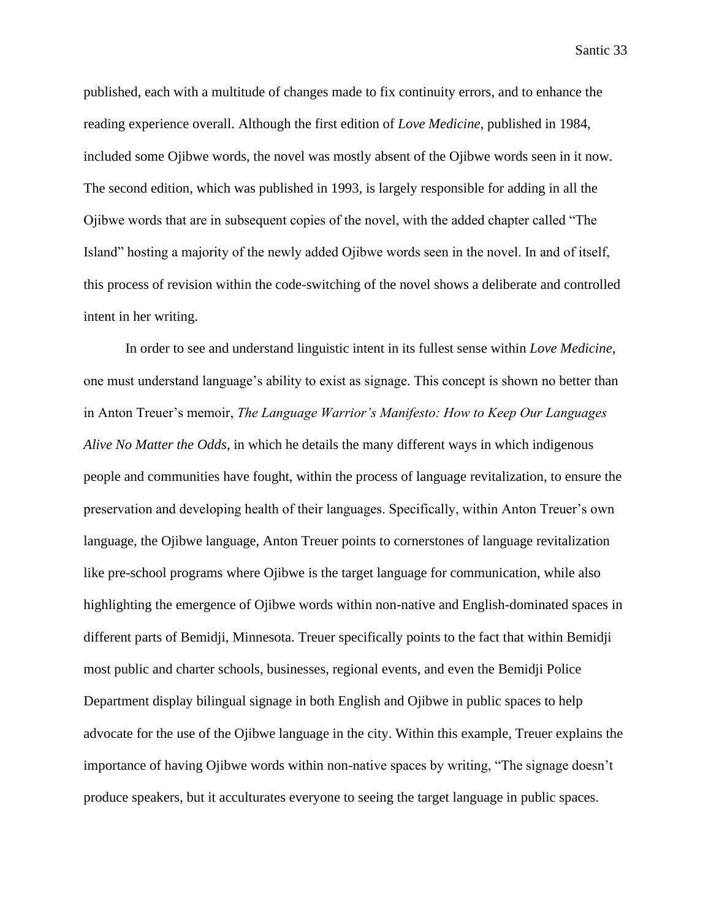published, each with a multitude of changes made to fix continuity errors, and to enhance the reading experience overall. Although the first edition of *Love Medicine*, published in 1984, included some Ojibwe words, the novel was mostly absent of the Ojibwe words seen in it now. The second edition, which was published in 1993, is largely responsible for adding in all the Ojibwe words that are in subsequent copies of the novel, with the added chapter called "The Island" hosting a majority of the newly added Ojibwe words seen in the novel. In and of itself, this process of revision within the code-switching of the novel shows a deliberate and controlled intent in her writing.

In order to see and understand linguistic intent in its fullest sense within *Love Medicine*, one must understand language's ability to exist as signage. This concept is shown no better than in Anton Treuer's memoir, *The Language Warrior's Manifesto: How to Keep Our Languages Alive No Matter the Odds*, in which he details the many different ways in which indigenous people and communities have fought, within the process of language revitalization, to ensure the preservation and developing health of their languages. Specifically, within Anton Treuer's own language, the Ojibwe language, Anton Treuer points to cornerstones of language revitalization like pre-school programs where Ojibwe is the target language for communication, while also highlighting the emergence of Ojibwe words within non-native and English-dominated spaces in different parts of Bemidji, Minnesota. Treuer specifically points to the fact that within Bemidji most public and charter schools, businesses, regional events, and even the Bemidji Police Department display bilingual signage in both English and Ojibwe in public spaces to help advocate for the use of the Ojibwe language in the city. Within this example, Treuer explains the importance of having Ojibwe words within non-native spaces by writing, "The signage doesn't produce speakers, but it acculturates everyone to seeing the target language in public spaces.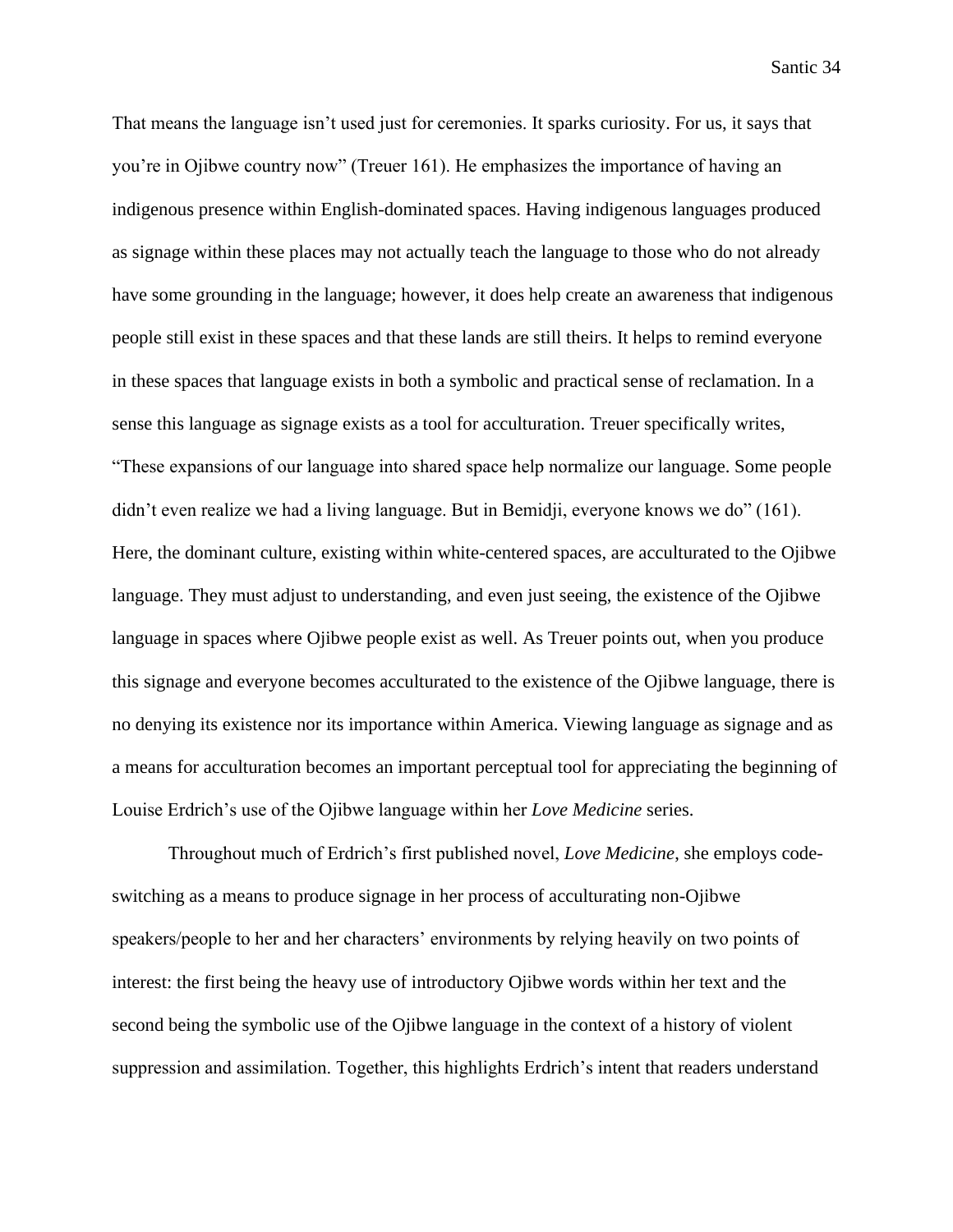That means the language isn't used just for ceremonies. It sparks curiosity. For us, it says that you're in Ojibwe country now" (Treuer 161). He emphasizes the importance of having an indigenous presence within English-dominated spaces. Having indigenous languages produced as signage within these places may not actually teach the language to those who do not already have some grounding in the language; however, it does help create an awareness that indigenous people still exist in these spaces and that these lands are still theirs. It helps to remind everyone in these spaces that language exists in both a symbolic and practical sense of reclamation. In a sense this language as signage exists as a tool for acculturation. Treuer specifically writes, "These expansions of our language into shared space help normalize our language. Some people didn't even realize we had a living language. But in Bemidji, everyone knows we do" (161). Here, the dominant culture, existing within white-centered spaces, are acculturated to the Ojibwe language. They must adjust to understanding, and even just seeing, the existence of the Ojibwe language in spaces where Ojibwe people exist as well. As Treuer points out, when you produce this signage and everyone becomes acculturated to the existence of the Ojibwe language, there is no denying its existence nor its importance within America. Viewing language as signage and as a means for acculturation becomes an important perceptual tool for appreciating the beginning of Louise Erdrich's use of the Ojibwe language within her *Love Medicine* series.

Throughout much of Erdrich's first published novel, *Love Medicine*, she employs code-switching as a means to produce signage in her process of acculturating non-Ojibwe speakers/people to her and her characters' environments by relying heavily on two points of interest: the first being the heavy use of introductory Ojibwe words within her text and the second being the symbolic use of the Ojibwe language in the context of a history of violent suppression and assimilation. Together, this highlights Erdrich's intent that readers understand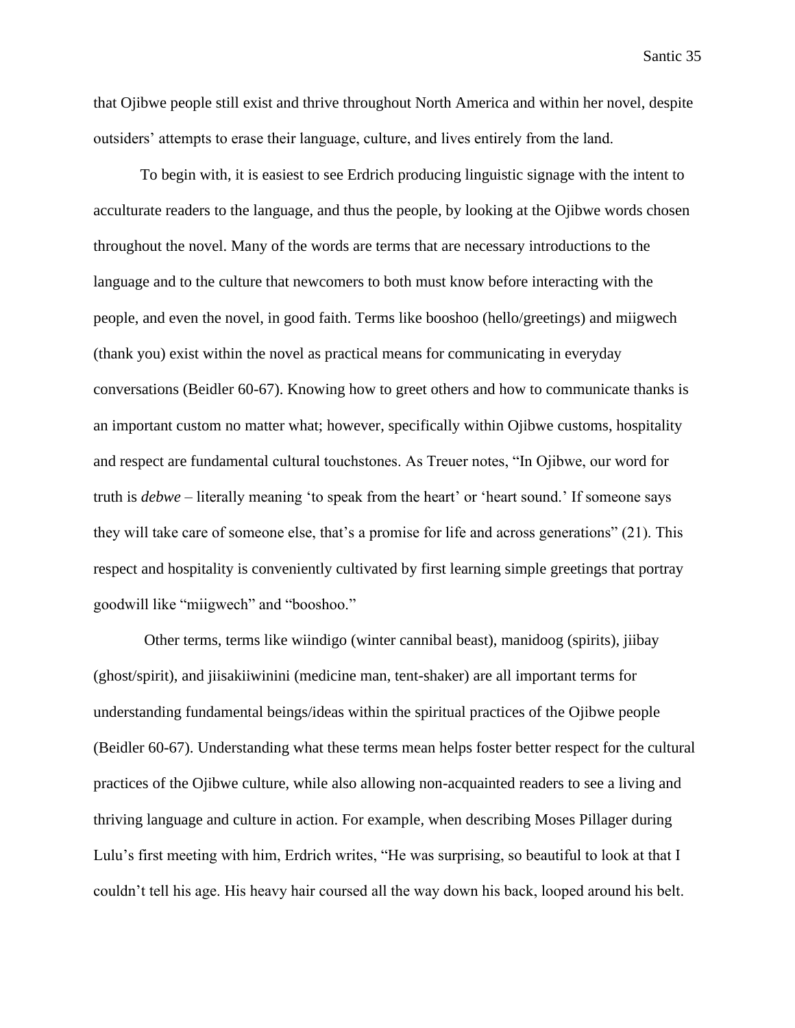that Ojibwe people still exist and thrive throughout North America and within her novel, despite outsiders' attempts to erase their language, culture, and lives entirely from the land.

To begin with, it is easiest to see Erdrich producing linguistic signage with the intent to acculturate readers to the language, and thus the people, by looking at the Ojibwe words chosen throughout the novel. Many of the words are terms that are necessary introductions to the language and to the culture that newcomers to both must know before interacting with the people, and even the novel, in good faith. Terms like booshoo (hello/greetings) and miigwech (thank you) exist within the novel as practical means for communicating in everyday conversations (Beidler 60-67). Knowing how to greet others and how to communicate thanks is an important custom no matter what; however, specifically within Ojibwe customs, hospitality and respect are fundamental cultural touchstones. As Treuer notes, "In Ojibwe, our word for truth is *debwe* – literally meaning 'to speak from the heart' or 'heart sound.' If someone says they will take care of someone else, that's a promise for life and across generations" (21). This respect and hospitality is conveniently cultivated by first learning simple greetings that portray goodwill like "miigwech" and "booshoo."

Other terms, terms like wiindigo (winter cannibal beast), manidoog (spirits), jiibay (ghost/spirit), and jiisakiiwinini (medicine man, tent-shaker) are all important terms for understanding fundamental beings/ideas within the spiritual practices of the Ojibwe people (Beidler 60-67). Understanding what these terms mean helps foster better respect for the cultural practices of the Ojibwe culture, while also allowing non-acquainted readers to see a living and thriving language and culture in action. For example, when describing Moses Pillager during Lulu's first meeting with him, Erdrich writes, "He was surprising, so beautiful to look at that I couldn't tell his age. His heavy hair coursed all the way down his back, looped around his belt.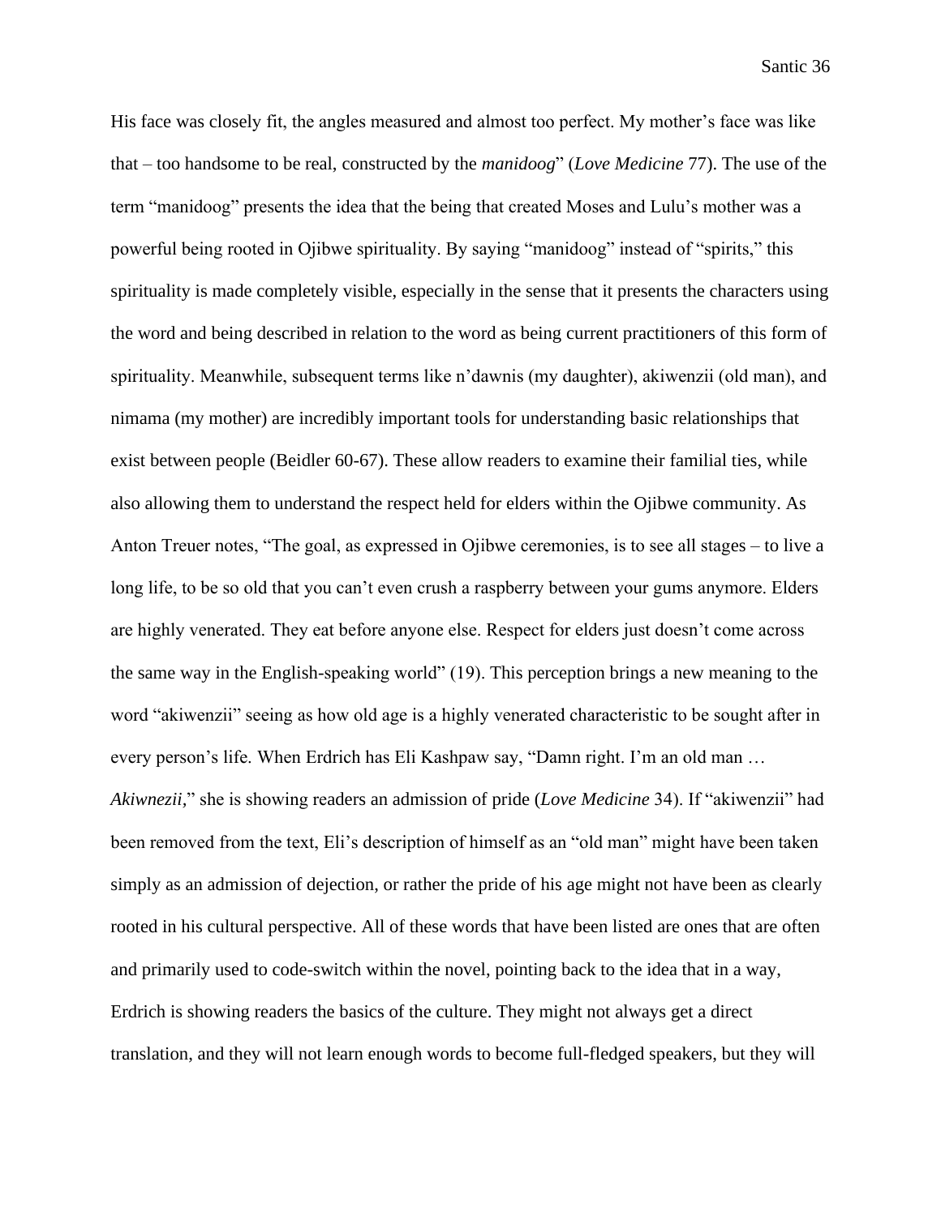His face was closely fit, the angles measured and almost too perfect. My mother's face was like that – too handsome to be real, constructed by the *manidoog*" (*Love Medicine* 77). The use of the term "manidoog" presents the idea that the being that created Moses and Lulu's mother was a powerful being rooted in Ojibwe spirituality. By saying "manidoog" instead of "spirits," this spirituality is made completely visible, especially in the sense that it presents the characters using the word and being described in relation to the word as being current practitioners of this form of spirituality. Meanwhile, subsequent terms like n'dawnis (my daughter), akiwenzii (old man), and nimama (my mother) are incredibly important tools for understanding basic relationships that exist between people (Beidler 60-67). These allow readers to examine their familial ties, while also allowing them to understand the respect held for elders within the Ojibwe community. As Anton Treuer notes, "The goal, as expressed in Ojibwe ceremonies, is to see all stages – to live a long life, to be so old that you can't even crush a raspberry between your gums anymore. Elders are highly venerated. They eat before anyone else. Respect for elders just doesn't come across the same way in the English-speaking world" (19). This perception brings a new meaning to the word "akiwenzii" seeing as how old age is a highly venerated characteristic to be sought after in every person's life. When Erdrich has Eli Kashpaw say, "Damn right. I'm an old man … *Akiwnezii*," she is showing readers an admission of pride (*Love Medicine* 34). If "akiwenzii" had been removed from the text, Eli's description of himself as an "old man" might have been taken simply as an admission of dejection, or rather the pride of his age might not have been as clearly rooted in his cultural perspective. All of these words that have been listed are ones that are often and primarily used to code-switch within the novel, pointing back to the idea that in a way, Erdrich is showing readers the basics of the culture. They might not always get a direct translation, and they will not learn enough words to become full-fledged speakers, but they will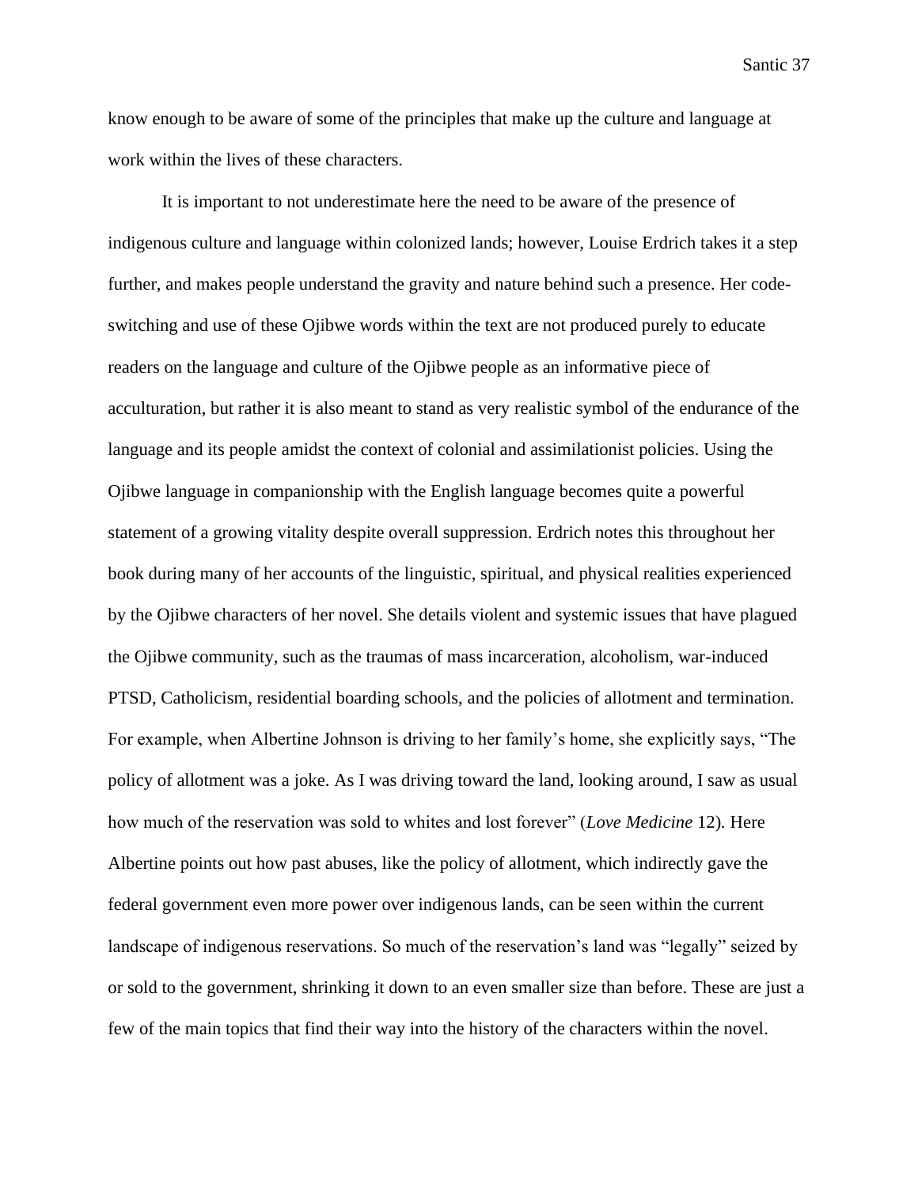know enough to be aware of some of the principles that make up the culture and language at work within the lives of these characters.

It is important to not underestimate here the need to be aware of the presence of indigenous culture and language within colonized lands; however, Louise Erdrich takes it a step further, and makes people understand the gravity and nature behind such a presence. Her code-switching and use of these Ojibwe words within the text are not produced purely to educate readers on the language and culture of the Ojibwe people as an informative piece of acculturation, but rather it is also meant to stand as very realistic symbol of the endurance of the language and its people amidst the context of colonial and assimilationist policies. Using the Ojibwe language in companionship with the English language becomes quite a powerful statement of a growing vitality despite overall suppression. Erdrich notes this throughout her book during many of her accounts of the linguistic, spiritual, and physical realities experienced by the Ojibwe characters of her novel. She details violent and systemic issues that have plagued the Ojibwe community, such as the traumas of mass incarceration, alcoholism, war-induced PTSD, Catholicism, residential boarding schools, and the policies of allotment and termination. For example, when Albertine Johnson is driving to her family's home, she explicitly says, "The policy of allotment was a joke. As I was driving toward the land, looking around, I saw as usual how much of the reservation was sold to whites and lost forever" (*Love Medicine* 12). Here Albertine points out how past abuses, like the policy of allotment, which indirectly gave the federal government even more power over indigenous lands, can be seen within the current landscape of indigenous reservations. So much of the reservation's land was "legally" seized by or sold to the government, shrinking it down to an even smaller size than before. These are just a few of the main topics that find their way into the history of the characters within the novel.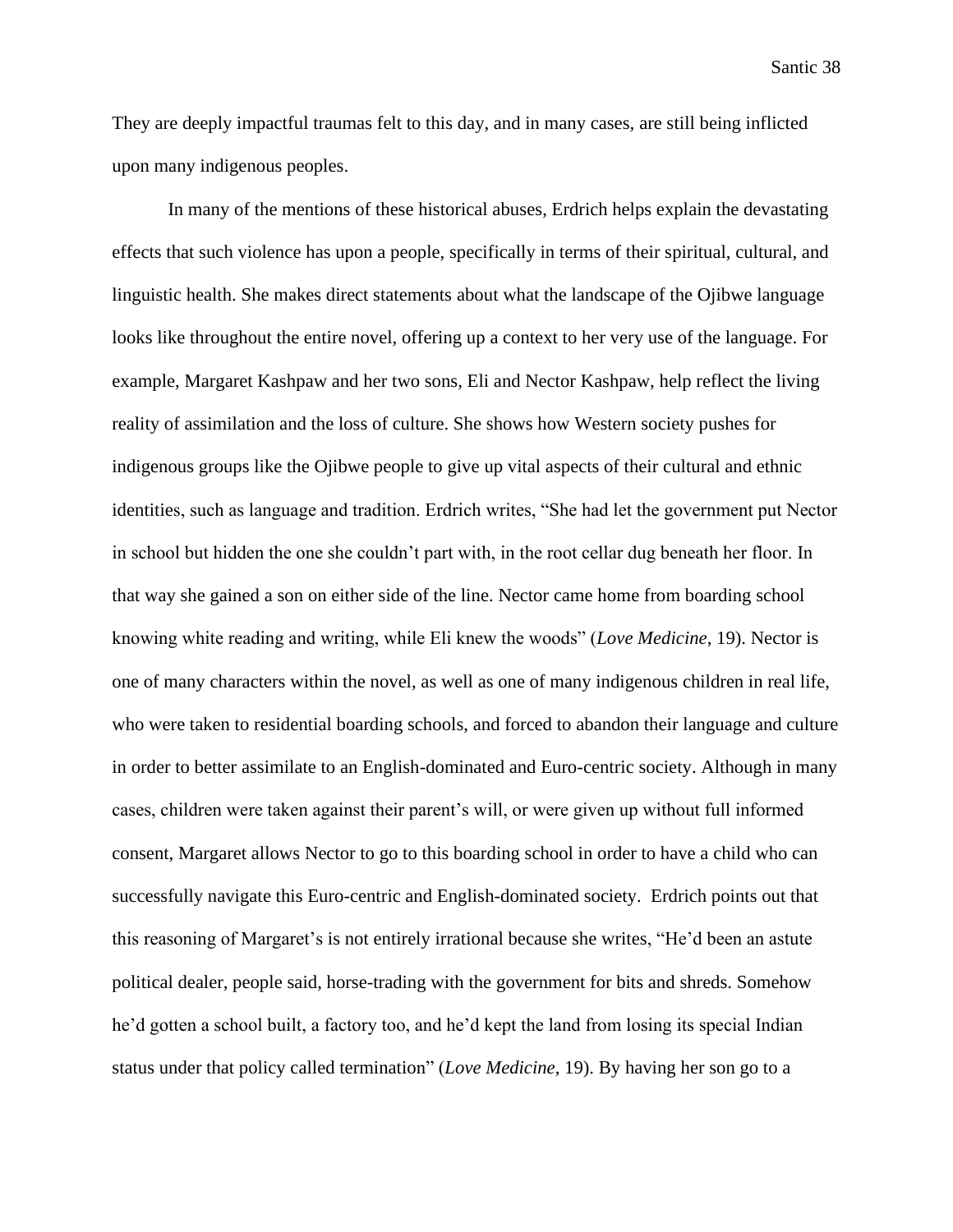They are deeply impactful traumas felt to this day, and in many cases, are still being inflicted upon many indigenous peoples.

In many of the mentions of these historical abuses, Erdrich helps explain the devastating effects that such violence has upon a people, specifically in terms of their spiritual, cultural, and linguistic health. She makes direct statements about what the landscape of the Ojibwe language looks like throughout the entire novel, offering up a context to her very use of the language. For example, Margaret Kashpaw and her two sons, Eli and Nector Kashpaw, help reflect the living reality of assimilation and the loss of culture. She shows how Western society pushes for indigenous groups like the Ojibwe people to give up vital aspects of their cultural and ethnic identities, such as language and tradition. Erdrich writes, "She had let the government put Nector in school but hidden the one she couldn't part with, in the root cellar dug beneath her floor. In that way she gained a son on either side of the line. Nector came home from boarding school knowing white reading and writing, while Eli knew the woods" (*Love Medicine*, 19). Nector is one of many characters within the novel, as well as one of many indigenous children in real life, who were taken to residential boarding schools, and forced to abandon their language and culture in order to better assimilate to an English-dominated and Euro-centric society. Although in many cases, children were taken against their parent's will, or were given up without full informed consent, Margaret allows Nector to go to this boarding school in order to have a child who can successfully navigate this Euro-centric and English-dominated society. Erdrich points out that this reasoning of Margaret's is not entirely irrational because she writes, "He'd been an astute political dealer, people said, horse-trading with the government for bits and shreds. Somehow he'd gotten a school built, a factory too, and he'd kept the land from losing its special Indian status under that policy called termination" (*Love Medicine*, 19). By having her son go to a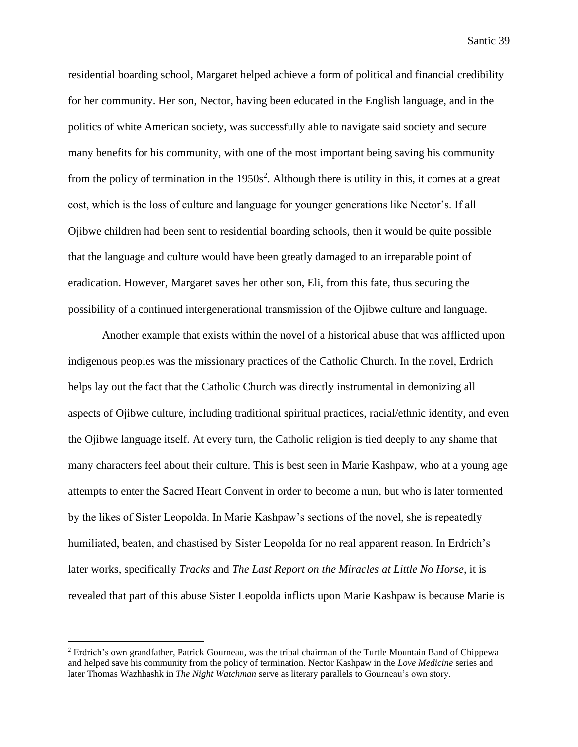residential boarding school, Margaret helped achieve a form of political and financial credibility for her community. Her son, Nector, having been educated in the English language, and in the politics of white American society, was successfully able to navigate said society and secure many benefits for his community, with one of the most important being saving his community from the policy of termination in the 1950s[2]. Although there is utility in this, it comes at a great cost, which is the loss of culture and language for younger generations like Nector's. If all Ojibwe children had been sent to residential boarding schools, then it would be quite possible that the language and culture would have been greatly damaged to an irreparable point of eradication. However, Margaret saves her other son, Eli, from this fate, thus securing the possibility of a continued intergenerational transmission of the Ojibwe culture and language.

Another example that exists within the novel of a historical abuse that was afflicted upon indigenous peoples was the missionary practices of the Catholic Church. In the novel, Erdrich helps lay out the fact that the Catholic Church was directly instrumental in demonizing all aspects of Ojibwe culture, including traditional spiritual practices, racial/ethnic identity, and even the Ojibwe language itself. At every turn, the Catholic religion is tied deeply to any shame that many characters feel about their culture. This is best seen in Marie Kashpaw, who at a young age attempts to enter the Sacred Heart Convent in order to become a nun, but who is later tormented by the likes of Sister Leopolda. In Marie Kashpaw's sections of the novel, she is repeatedly humiliated, beaten, and chastised by Sister Leopolda for no real apparent reason. In Erdrich's later works, specifically *Tracks* and *The Last Report on the Miracles at Little No Horse*, it is revealed that part of this abuse Sister Leopolda inflicts upon Marie Kashpaw is because Marie is

[2] Erdrich's own grandfather, Patrick Gourneau, was the tribal chairman of the Turtle Mountain Band of Chippewa and helped save his community from the policy of termination. Nector Kashpaw in the *Love Medicine* series and later Thomas Wazhhashk in *The Night Watchman* serve as literary parallels to Gourneau's own story.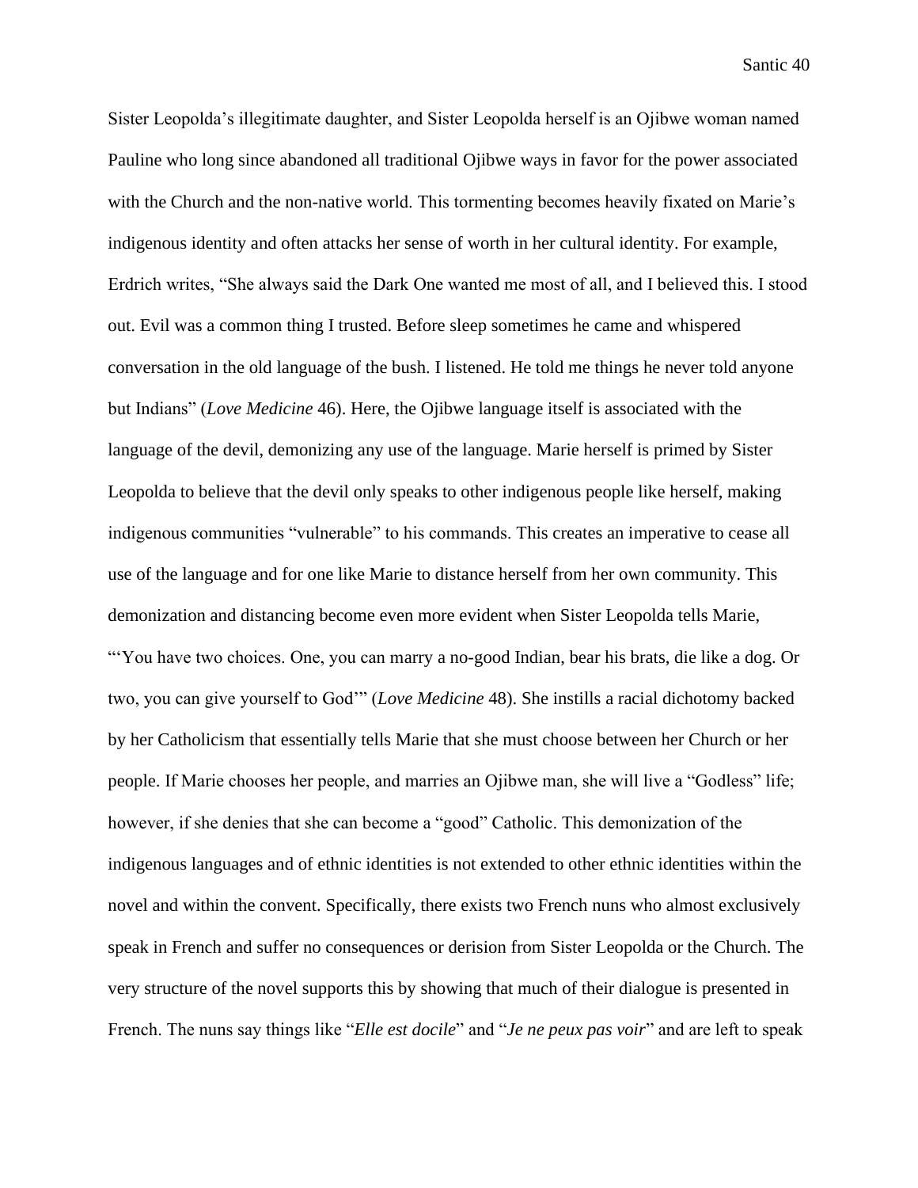Sister Leopolda's illegitimate daughter, and Sister Leopolda herself is an Ojibwe woman named Pauline who long since abandoned all traditional Ojibwe ways in favor for the power associated with the Church and the non-native world. This tormenting becomes heavily fixated on Marie's indigenous identity and often attacks her sense of worth in her cultural identity. For example, Erdrich writes, "She always said the Dark One wanted me most of all, and I believed this. I stood out. Evil was a common thing I trusted. Before sleep sometimes he came and whispered conversation in the old language of the bush. I listened. He told me things he never told anyone but Indians" (*Love Medicine* 46). Here, the Ojibwe language itself is associated with the language of the devil, demonizing any use of the language. Marie herself is primed by Sister Leopolda to believe that the devil only speaks to other indigenous people like herself, making indigenous communities "vulnerable" to his commands. This creates an imperative to cease all use of the language and for one like Marie to distance herself from her own community. This demonization and distancing become even more evident when Sister Leopolda tells Marie, "'You have two choices. One, you can marry a no-good Indian, bear his brats, die like a dog. Or two, you can give yourself to God'" (*Love Medicine* 48). She instills a racial dichotomy backed by her Catholicism that essentially tells Marie that she must choose between her Church or her people. If Marie chooses her people, and marries an Ojibwe man, she will live a "Godless" life; however, if she denies that she can become a "good" Catholic. This demonization of the indigenous languages and of ethnic identities is not extended to other ethnic identities within the novel and within the convent. Specifically, there exists two French nuns who almost exclusively speak in French and suffer no consequences or derision from Sister Leopolda or the Church. The very structure of the novel supports this by showing that much of their dialogue is presented in French. The nuns say things like "*Elle est docile*" and "*Je ne peux pas voir*" and are left to speak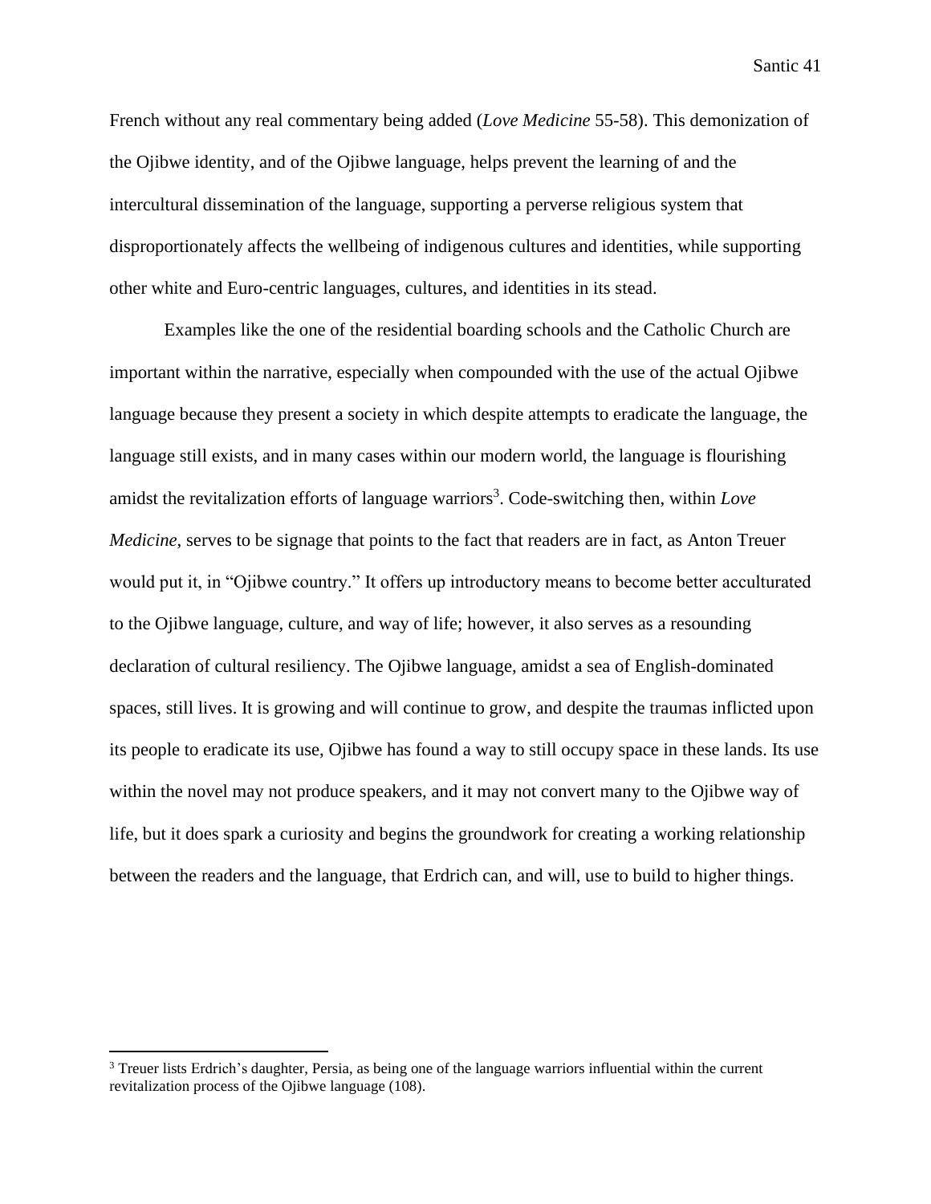French without any real commentary being added (*Love Medicine* 55-58). This demonization of the Ojibwe identity, and of the Ojibwe language, helps prevent the learning of and the intercultural dissemination of the language, supporting a perverse religious system that disproportionately affects the wellbeing of indigenous cultures and identities, while supporting other white and Euro-centric languages, cultures, and identities in its stead.

Examples like the one of the residential boarding schools and the Catholic Church are important within the narrative, especially when compounded with the use of the actual Ojibwe language because they present a society in which despite attempts to eradicate the language, the language still exists, and in many cases within our modern world, the language is flourishing amidst the revitalization efforts of language warriors[3]. Code-switching then, within *Love Medicine*, serves to be signage that points to the fact that readers are in fact, as Anton Treuer would put it, in "Ojibwe country." It offers up introductory means to become better acculturated to the Ojibwe language, culture, and way of life; however, it also serves as a resounding declaration of cultural resiliency. The Ojibwe language, amidst a sea of English-dominated spaces, still lives. It is growing and will continue to grow, and despite the traumas inflicted upon its people to eradicate its use, Ojibwe has found a way to still occupy space in these lands. Its use within the novel may not produce speakers, and it may not convert many to the Ojibwe way of life, but it does spark a curiosity and begins the groundwork for creating a working relationship between the readers and the language, that Erdrich can, and will, use to build to higher things.

---

[3] Treuer lists Erdrich's daughter, Persia, as being one of the language warriors influential within the current revitalization process of the Ojibwe language (108).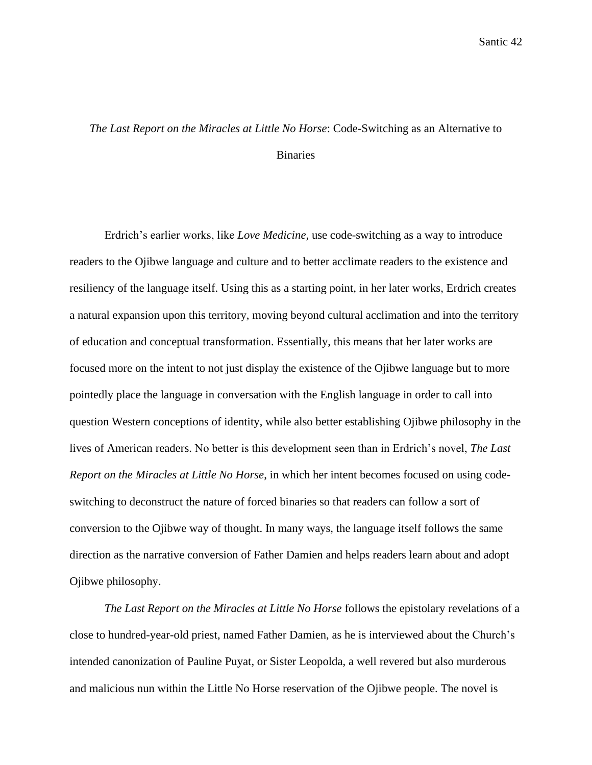## *The Last Report on the Miracles at Little No Horse*: Code-Switching as an Alternative to Binaries

Erdrich's earlier works, like *Love Medicine,* use code-switching as a way to introduce readers to the Ojibwe language and culture and to better acclimate readers to the existence and resiliency of the language itself. Using this as a starting point, in her later works, Erdrich creates a natural expansion upon this territory, moving beyond cultural acclimation and into the territory of education and conceptual transformation. Essentially, this means that her later works are focused more on the intent to not just display the existence of the Ojibwe language but to more pointedly place the language in conversation with the English language in order to call into question Western conceptions of identity, while also better establishing Ojibwe philosophy in the lives of American readers. No better is this development seen than in Erdrich's novel, *The Last Report on the Miracles at Little No Horse*, in which her intent becomes focused on using code-switching to deconstruct the nature of forced binaries so that readers can follow a sort of conversion to the Ojibwe way of thought. In many ways, the language itself follows the same direction as the narrative conversion of Father Damien and helps readers learn about and adopt Ojibwe philosophy.

*The Last Report on the Miracles at Little No Horse* follows the epistolary revelations of a close to hundred-year-old priest, named Father Damien, as he is interviewed about the Church's intended canonization of Pauline Puyat, or Sister Leopolda, a well revered but also murderous and malicious nun within the Little No Horse reservation of the Ojibwe people. The novel is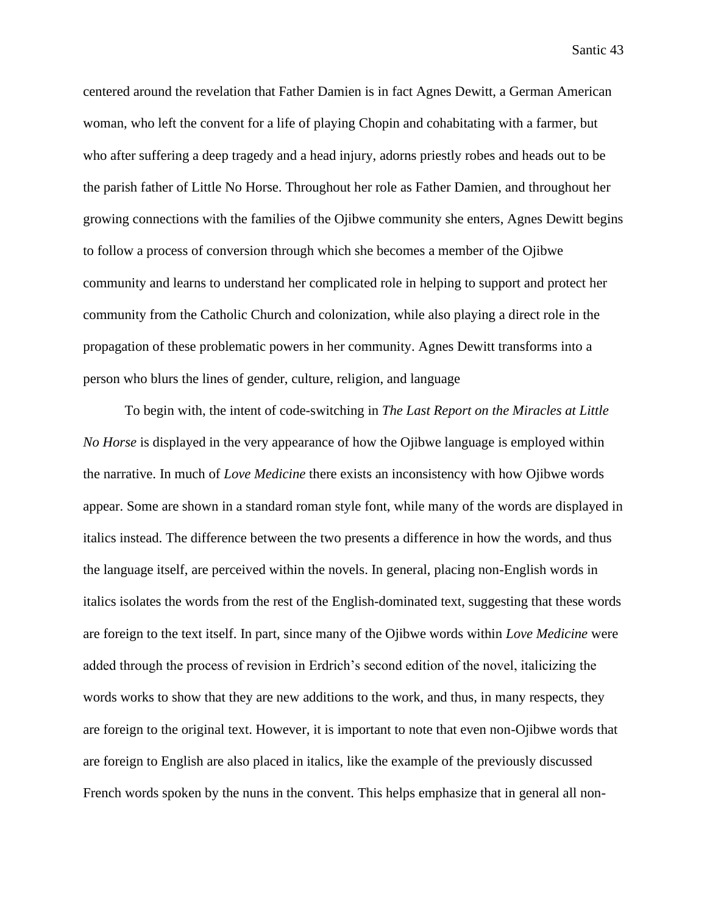centered around the revelation that Father Damien is in fact Agnes Dewitt, a German American woman, who left the convent for a life of playing Chopin and cohabitating with a farmer, but who after suffering a deep tragedy and a head injury, adorns priestly robes and heads out to be the parish father of Little No Horse. Throughout her role as Father Damien, and throughout her growing connections with the families of the Ojibwe community she enters, Agnes Dewitt begins to follow a process of conversion through which she becomes a member of the Ojibwe community and learns to understand her complicated role in helping to support and protect her community from the Catholic Church and colonization, while also playing a direct role in the propagation of these problematic powers in her community. Agnes Dewitt transforms into a person who blurs the lines of gender, culture, religion, and language

To begin with, the intent of code-switching in *The Last Report on the Miracles at Little No Horse* is displayed in the very appearance of how the Ojibwe language is employed within the narrative. In much of *Love Medicine* there exists an inconsistency with how Ojibwe words appear. Some are shown in a standard roman style font, while many of the words are displayed in italics instead. The difference between the two presents a difference in how the words, and thus the language itself, are perceived within the novels. In general, placing non-English words in italics isolates the words from the rest of the English-dominated text, suggesting that these words are foreign to the text itself. In part, since many of the Ojibwe words within *Love Medicine* were added through the process of revision in Erdrich's second edition of the novel, italicizing the words works to show that they are new additions to the work, and thus, in many respects, they are foreign to the original text. However, it is important to note that even non-Ojibwe words that are foreign to English are also placed in italics, like the example of the previously discussed French words spoken by the nuns in the convent. This helps emphasize that in general all non-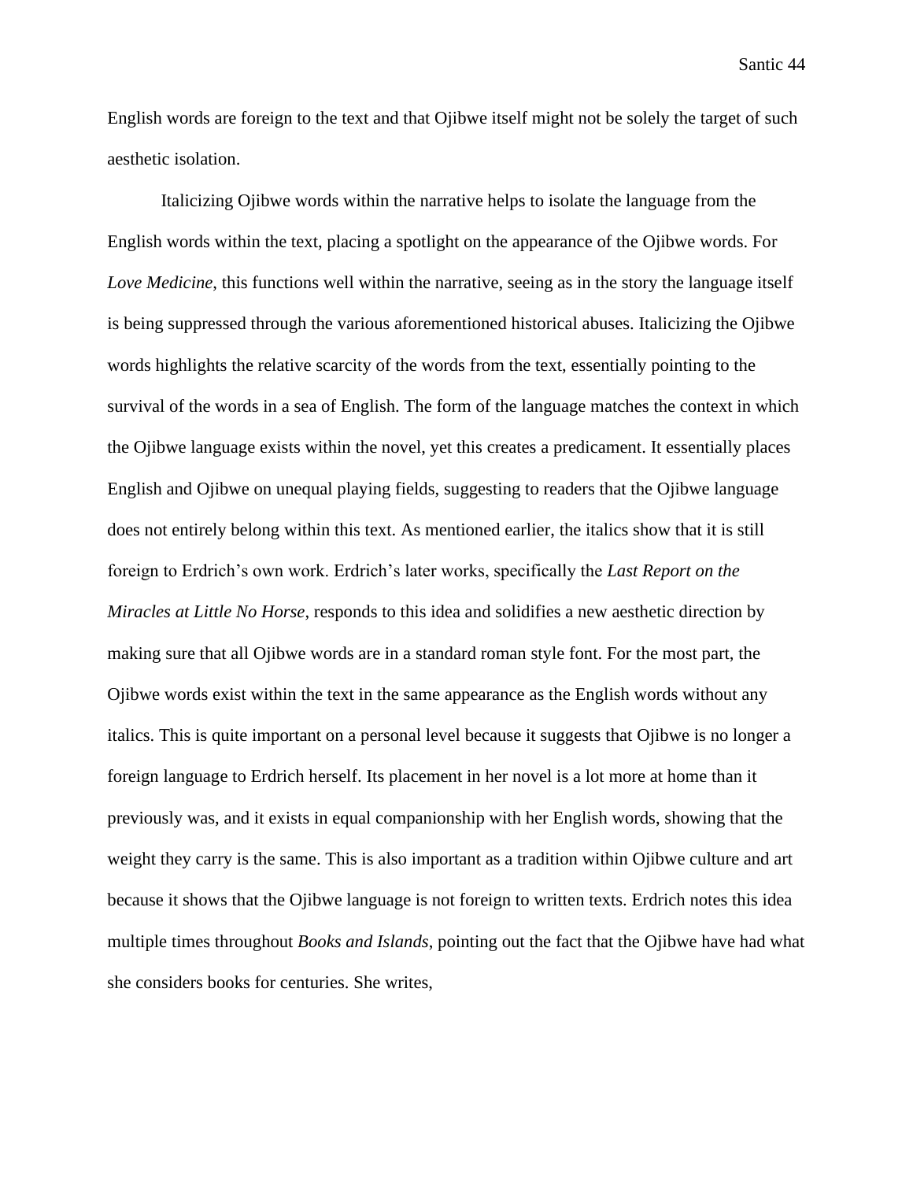English words are foreign to the text and that Ojibwe itself might not be solely the target of such aesthetic isolation.

Italicizing Ojibwe words within the narrative helps to isolate the language from the English words within the text, placing a spotlight on the appearance of the Ojibwe words. For *Love Medicine*, this functions well within the narrative, seeing as in the story the language itself is being suppressed through the various aforementioned historical abuses. Italicizing the Ojibwe words highlights the relative scarcity of the words from the text, essentially pointing to the survival of the words in a sea of English. The form of the language matches the context in which the Ojibwe language exists within the novel, yet this creates a predicament. It essentially places English and Ojibwe on unequal playing fields, suggesting to readers that the Ojibwe language does not entirely belong within this text. As mentioned earlier, the italics show that it is still foreign to Erdrich's own work. Erdrich's later works, specifically the *Last Report on the Miracles at Little No Horse*, responds to this idea and solidifies a new aesthetic direction by making sure that all Ojibwe words are in a standard roman style font. For the most part, the Ojibwe words exist within the text in the same appearance as the English words without any italics. This is quite important on a personal level because it suggests that Ojibwe is no longer a foreign language to Erdrich herself. Its placement in her novel is a lot more at home than it previously was, and it exists in equal companionship with her English words, showing that the weight they carry is the same. This is also important as a tradition within Ojibwe culture and art because it shows that the Ojibwe language is not foreign to written texts. Erdrich notes this idea multiple times throughout *Books and Islands*, pointing out the fact that the Ojibwe have had what she considers books for centuries. She writes,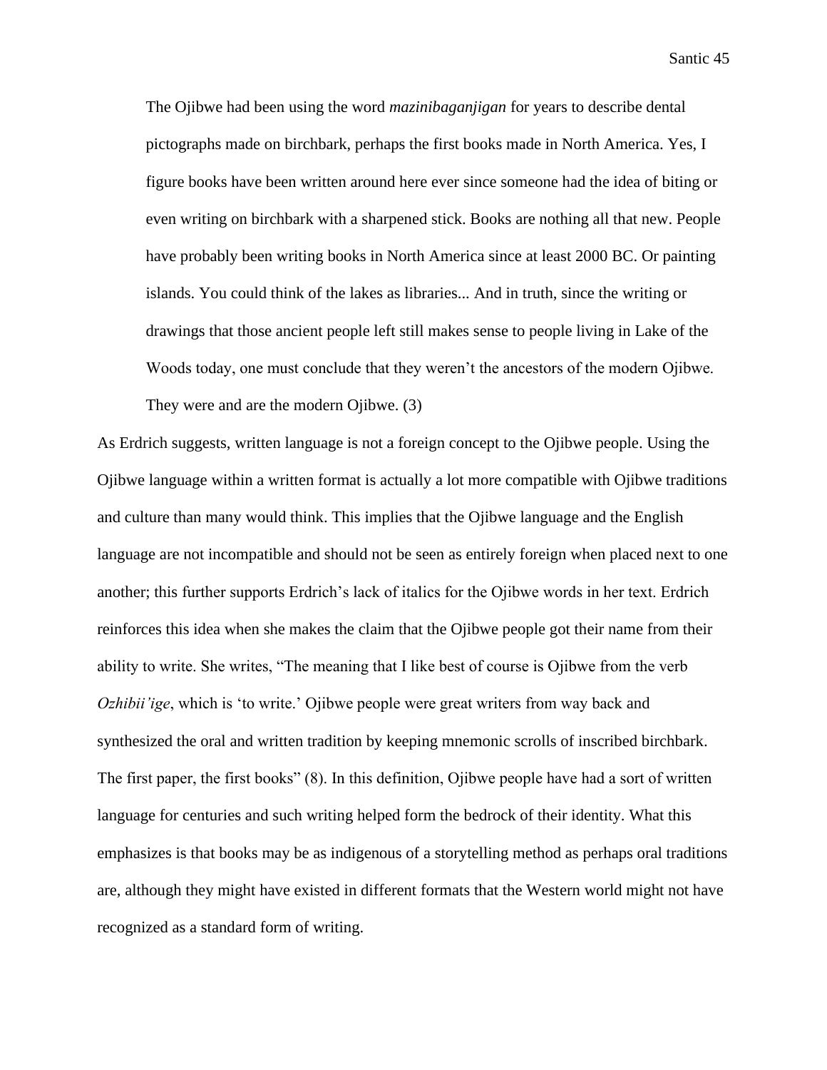> The Ojibwe had been using the word *mazinibaganjigan* for years to describe dental pictographs made on birchbark, perhaps the first books made in North America. Yes, I figure books have been written around here ever since someone had the idea of biting or even writing on birchbark with a sharpened stick. Books are nothing all that new. People have probably been writing books in North America since at least 2000 BC. Or painting islands. You could think of the lakes as libraries... And in truth, since the writing or drawings that those ancient people left still makes sense to people living in Lake of the Woods today, one must conclude that they weren't the ancestors of the modern Ojibwe. They were and are the modern Ojibwe. (3)

As Erdrich suggests, written language is not a foreign concept to the Ojibwe people. Using the Ojibwe language within a written format is actually a lot more compatible with Ojibwe traditions and culture than many would think. This implies that the Ojibwe language and the English language are not incompatible and should not be seen as entirely foreign when placed next to one another; this further supports Erdrich's lack of italics for the Ojibwe words in her text. Erdrich reinforces this idea when she makes the claim that the Ojibwe people got their name from their ability to write. She writes, "The meaning that I like best of course is Ojibwe from the verb *Ozhibii'ige*, which is 'to write.' Ojibwe people were great writers from way back and synthesized the oral and written tradition by keeping mnemonic scrolls of inscribed birchbark. The first paper, the first books" (8). In this definition, Ojibwe people have had a sort of written language for centuries and such writing helped form the bedrock of their identity. What this emphasizes is that books may be as indigenous of a storytelling method as perhaps oral traditions are, although they might have existed in different formats that the Western world might not have recognized as a standard form of writing.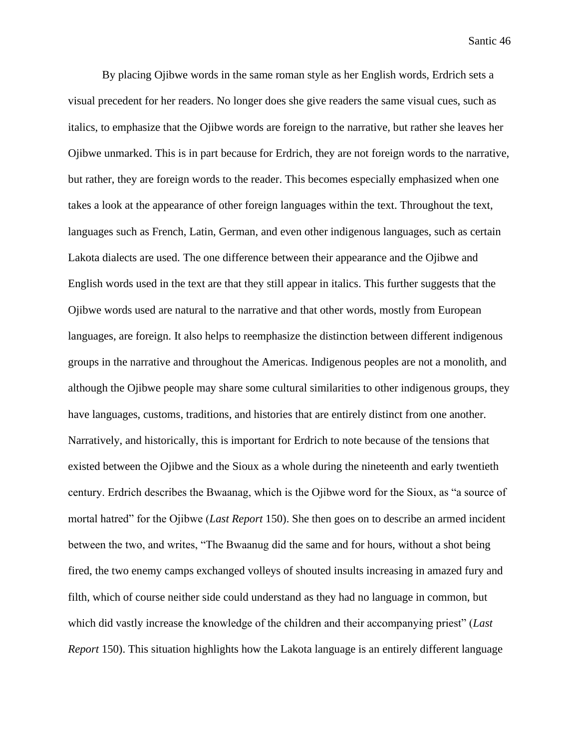By placing Ojibwe words in the same roman style as her English words, Erdrich sets a visual precedent for her readers. No longer does she give readers the same visual cues, such as italics, to emphasize that the Ojibwe words are foreign to the narrative, but rather she leaves her Ojibwe unmarked. This is in part because for Erdrich, they are not foreign words to the narrative, but rather, they are foreign words to the reader. This becomes especially emphasized when one takes a look at the appearance of other foreign languages within the text. Throughout the text, languages such as French, Latin, German, and even other indigenous languages, such as certain Lakota dialects are used. The one difference between their appearance and the Ojibwe and English words used in the text are that they still appear in italics. This further suggests that the Ojibwe words used are natural to the narrative and that other words, mostly from European languages, are foreign. It also helps to reemphasize the distinction between different indigenous groups in the narrative and throughout the Americas. Indigenous peoples are not a monolith, and although the Ojibwe people may share some cultural similarities to other indigenous groups, they have languages, customs, traditions, and histories that are entirely distinct from one another. Narratively, and historically, this is important for Erdrich to note because of the tensions that existed between the Ojibwe and the Sioux as a whole during the nineteenth and early twentieth century. Erdrich describes the Bwaanag, which is the Ojibwe word for the Sioux, as "a source of mortal hatred" for the Ojibwe (*Last Report* 150). She then goes on to describe an armed incident between the two, and writes, "The Bwaanug did the same and for hours, without a shot being fired, the two enemy camps exchanged volleys of shouted insults increasing in amazed fury and filth, which of course neither side could understand as they had no language in common, but which did vastly increase the knowledge of the children and their accompanying priest" (*Last Report* 150). This situation highlights how the Lakota language is an entirely different language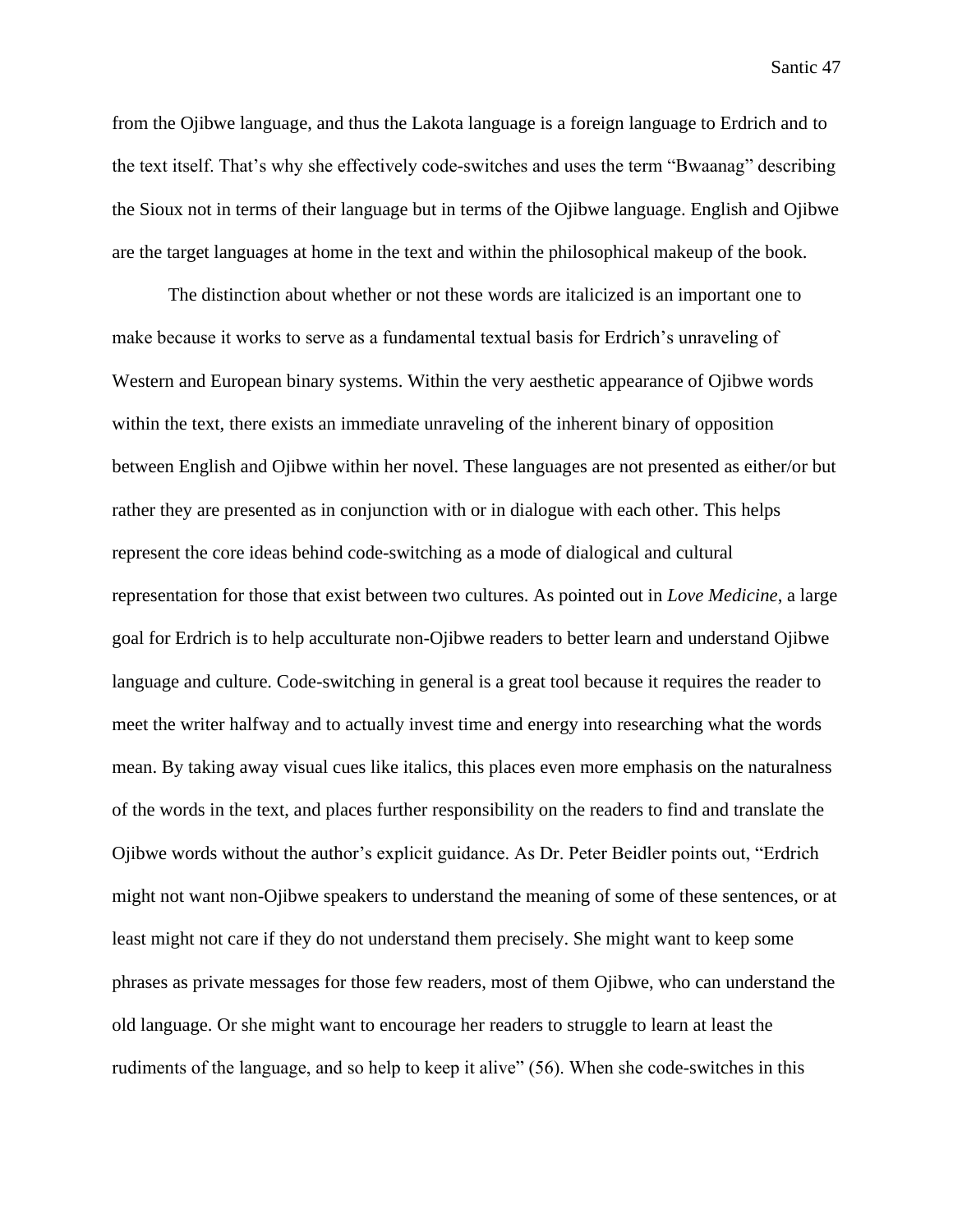from the Ojibwe language, and thus the Lakota language is a foreign language to Erdrich and to the text itself. That's why she effectively code-switches and uses the term "Bwaanag" describing the Sioux not in terms of their language but in terms of the Ojibwe language. English and Ojibwe are the target languages at home in the text and within the philosophical makeup of the book.

The distinction about whether or not these words are italicized is an important one to make because it works to serve as a fundamental textual basis for Erdrich's unraveling of Western and European binary systems. Within the very aesthetic appearance of Ojibwe words within the text, there exists an immediate unraveling of the inherent binary of opposition between English and Ojibwe within her novel. These languages are not presented as either/or but rather they are presented as in conjunction with or in dialogue with each other. This helps represent the core ideas behind code-switching as a mode of dialogical and cultural representation for those that exist between two cultures. As pointed out in *Love Medicine*, a large goal for Erdrich is to help acculturate non-Ojibwe readers to better learn and understand Ojibwe language and culture. Code-switching in general is a great tool because it requires the reader to meet the writer halfway and to actually invest time and energy into researching what the words mean. By taking away visual cues like italics, this places even more emphasis on the naturalness of the words in the text, and places further responsibility on the readers to find and translate the Ojibwe words without the author's explicit guidance. As Dr. Peter Beidler points out, "Erdrich might not want non-Ojibwe speakers to understand the meaning of some of these sentences, or at least might not care if they do not understand them precisely. She might want to keep some phrases as private messages for those few readers, most of them Ojibwe, who can understand the old language. Or she might want to encourage her readers to struggle to learn at least the rudiments of the language, and so help to keep it alive" (56). When she code-switches in this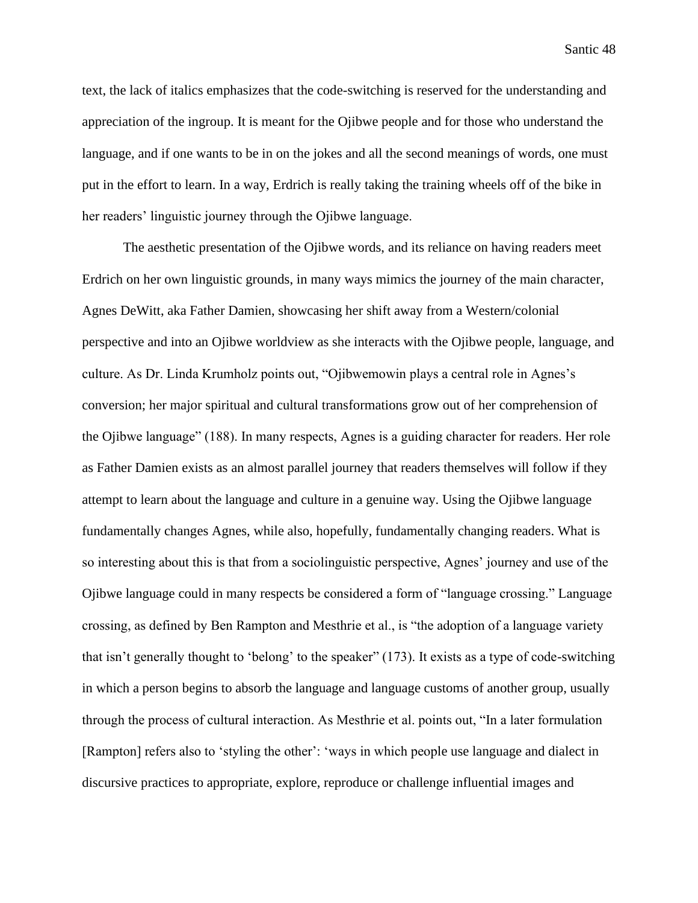text, the lack of italics emphasizes that the code-switching is reserved for the understanding and appreciation of the ingroup. It is meant for the Ojibwe people and for those who understand the language, and if one wants to be in on the jokes and all the second meanings of words, one must put in the effort to learn. In a way, Erdrich is really taking the training wheels off of the bike in her readers' linguistic journey through the Ojibwe language.

The aesthetic presentation of the Ojibwe words, and its reliance on having readers meet Erdrich on her own linguistic grounds, in many ways mimics the journey of the main character, Agnes DeWitt, aka Father Damien, showcasing her shift away from a Western/colonial perspective and into an Ojibwe worldview as she interacts with the Ojibwe people, language, and culture. As Dr. Linda Krumholz points out, "Ojibwemowin plays a central role in Agnes's conversion; her major spiritual and cultural transformations grow out of her comprehension of the Ojibwe language" (188). In many respects, Agnes is a guiding character for readers. Her role as Father Damien exists as an almost parallel journey that readers themselves will follow if they attempt to learn about the language and culture in a genuine way. Using the Ojibwe language fundamentally changes Agnes, while also, hopefully, fundamentally changing readers. What is so interesting about this is that from a sociolinguistic perspective, Agnes' journey and use of the Ojibwe language could in many respects be considered a form of "language crossing." Language crossing, as defined by Ben Rampton and Mesthrie et al., is "the adoption of a language variety that isn't generally thought to 'belong' to the speaker" (173). It exists as a type of code-switching in which a person begins to absorb the language and language customs of another group, usually through the process of cultural interaction. As Mesthrie et al. points out, "In a later formulation [Rampton] refers also to 'styling the other': 'ways in which people use language and dialect in discursive practices to appropriate, explore, reproduce or challenge influential images and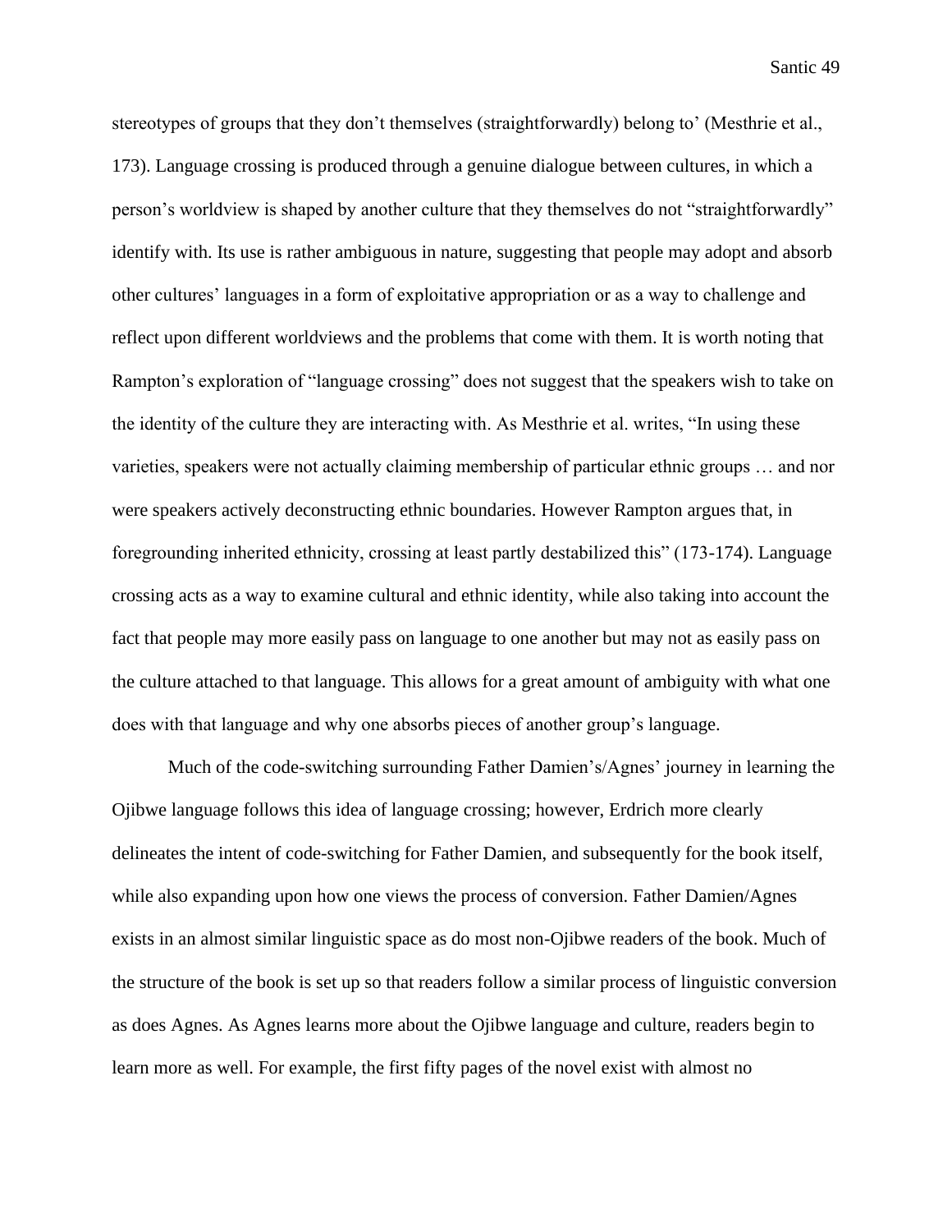stereotypes of groups that they don't themselves (straightforwardly) belong to' (Mesthrie et al., 173). Language crossing is produced through a genuine dialogue between cultures, in which a person's worldview is shaped by another culture that they themselves do not "straightforwardly" identify with. Its use is rather ambiguous in nature, suggesting that people may adopt and absorb other cultures' languages in a form of exploitative appropriation or as a way to challenge and reflect upon different worldviews and the problems that come with them. It is worth noting that Rampton's exploration of "language crossing" does not suggest that the speakers wish to take on the identity of the culture they are interacting with. As Mesthrie et al. writes, "In using these varieties, speakers were not actually claiming membership of particular ethnic groups … and nor were speakers actively deconstructing ethnic boundaries. However Rampton argues that, in foregrounding inherited ethnicity, crossing at least partly destabilized this" (173-174). Language crossing acts as a way to examine cultural and ethnic identity, while also taking into account the fact that people may more easily pass on language to one another but may not as easily pass on the culture attached to that language. This allows for a great amount of ambiguity with what one does with that language and why one absorbs pieces of another group's language.

Much of the code-switching surrounding Father Damien's/Agnes' journey in learning the Ojibwe language follows this idea of language crossing; however, Erdrich more clearly delineates the intent of code-switching for Father Damien, and subsequently for the book itself, while also expanding upon how one views the process of conversion. Father Damien/Agnes exists in an almost similar linguistic space as do most non-Ojibwe readers of the book. Much of the structure of the book is set up so that readers follow a similar process of linguistic conversion as does Agnes. As Agnes learns more about the Ojibwe language and culture, readers begin to learn more as well. For example, the first fifty pages of the novel exist with almost no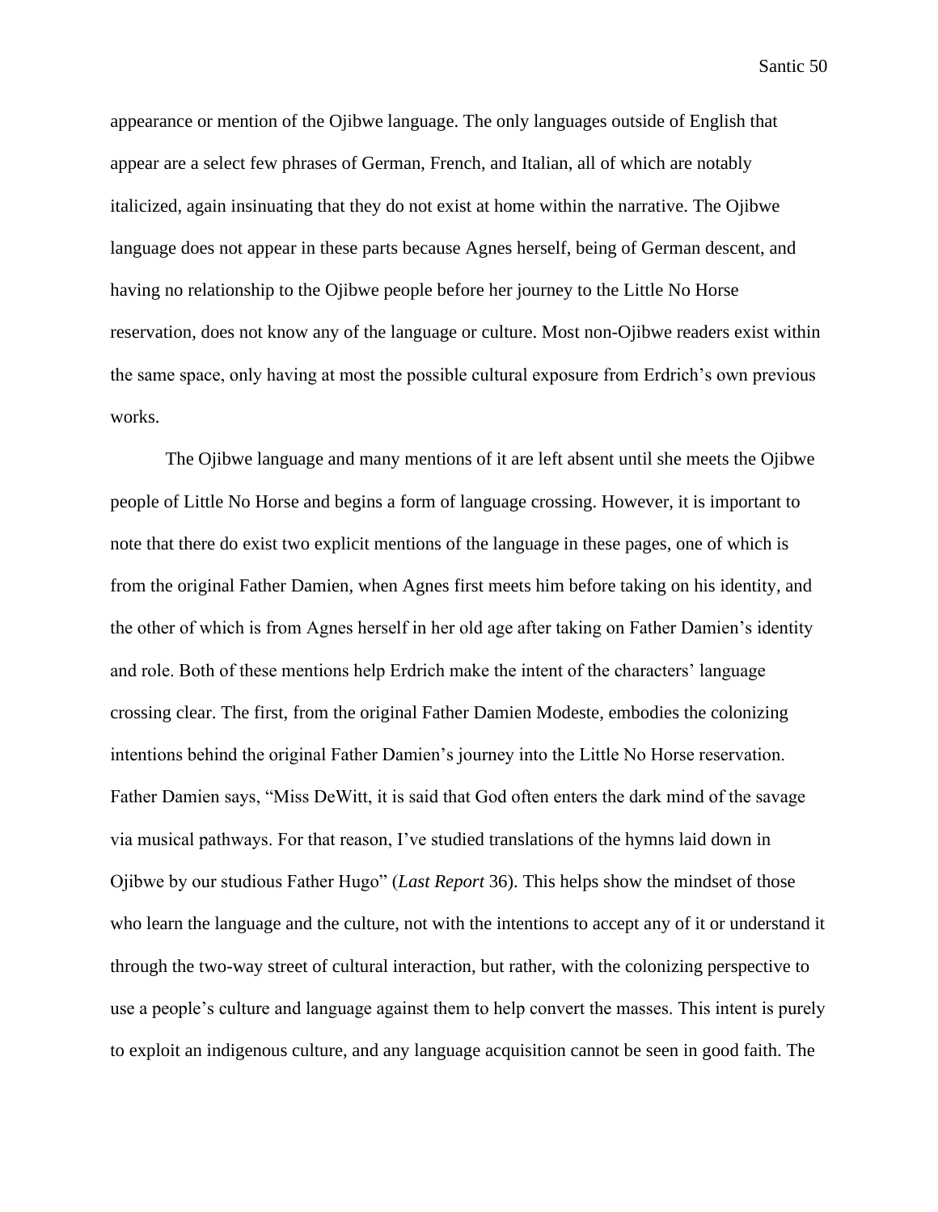appearance or mention of the Ojibwe language. The only languages outside of English that appear are a select few phrases of German, French, and Italian, all of which are notably italicized, again insinuating that they do not exist at home within the narrative. The Ojibwe language does not appear in these parts because Agnes herself, being of German descent, and having no relationship to the Ojibwe people before her journey to the Little No Horse reservation, does not know any of the language or culture. Most non-Ojibwe readers exist within the same space, only having at most the possible cultural exposure from Erdrich's own previous works.

The Ojibwe language and many mentions of it are left absent until she meets the Ojibwe people of Little No Horse and begins a form of language crossing. However, it is important to note that there do exist two explicit mentions of the language in these pages, one of which is from the original Father Damien, when Agnes first meets him before taking on his identity, and the other of which is from Agnes herself in her old age after taking on Father Damien's identity and role. Both of these mentions help Erdrich make the intent of the characters' language crossing clear. The first, from the original Father Damien Modeste, embodies the colonizing intentions behind the original Father Damien's journey into the Little No Horse reservation. Father Damien says, "Miss DeWitt, it is said that God often enters the dark mind of the savage via musical pathways. For that reason, I've studied translations of the hymns laid down in Ojibwe by our studious Father Hugo" (*Last Report* 36). This helps show the mindset of those who learn the language and the culture, not with the intentions to accept any of it or understand it through the two-way street of cultural interaction, but rather, with the colonizing perspective to use a people's culture and language against them to help convert the masses. This intent is purely to exploit an indigenous culture, and any language acquisition cannot be seen in good faith. The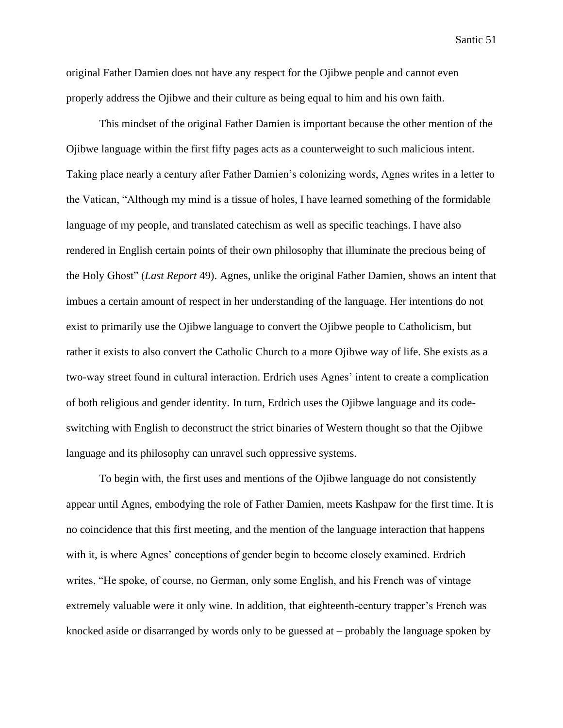original Father Damien does not have any respect for the Ojibwe people and cannot even properly address the Ojibwe and their culture as being equal to him and his own faith.

This mindset of the original Father Damien is important because the other mention of the Ojibwe language within the first fifty pages acts as a counterweight to such malicious intent. Taking place nearly a century after Father Damien's colonizing words, Agnes writes in a letter to the Vatican, "Although my mind is a tissue of holes, I have learned something of the formidable language of my people, and translated catechism as well as specific teachings. I have also rendered in English certain points of their own philosophy that illuminate the precious being of the Holy Ghost" (*Last Report* 49). Agnes, unlike the original Father Damien, shows an intent that imbues a certain amount of respect in her understanding of the language. Her intentions do not exist to primarily use the Ojibwe language to convert the Ojibwe people to Catholicism, but rather it exists to also convert the Catholic Church to a more Ojibwe way of life. She exists as a two-way street found in cultural interaction. Erdrich uses Agnes' intent to create a complication of both religious and gender identity. In turn, Erdrich uses the Ojibwe language and its code-switching with English to deconstruct the strict binaries of Western thought so that the Ojibwe language and its philosophy can unravel such oppressive systems.

To begin with, the first uses and mentions of the Ojibwe language do not consistently appear until Agnes, embodying the role of Father Damien, meets Kashpaw for the first time. It is no coincidence that this first meeting, and the mention of the language interaction that happens with it, is where Agnes' conceptions of gender begin to become closely examined. Erdrich writes, "He spoke, of course, no German, only some English, and his French was of vintage extremely valuable were it only wine. In addition, that eighteenth-century trapper's French was knocked aside or disarranged by words only to be guessed at – probably the language spoken by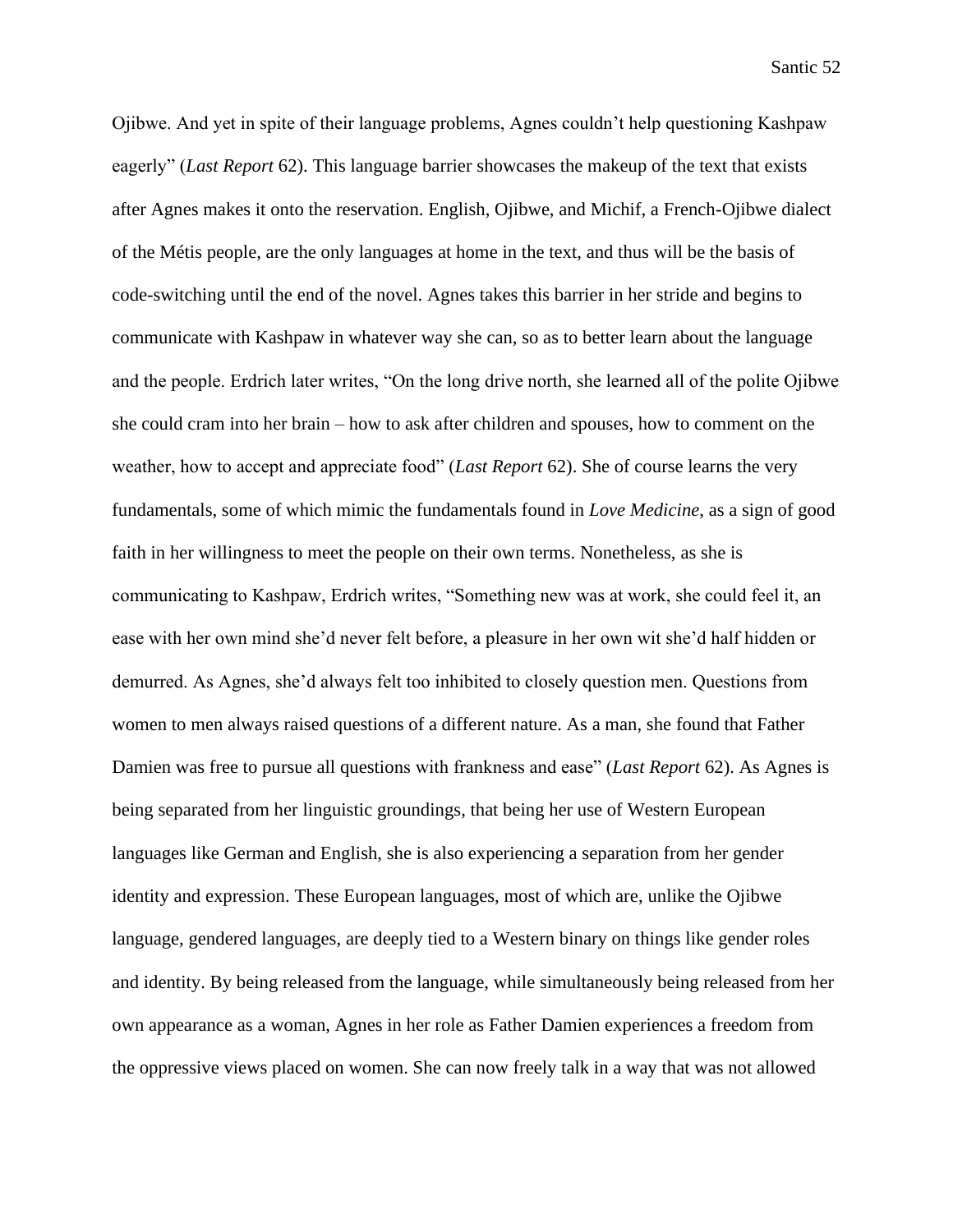Ojibwe. And yet in spite of their language problems, Agnes couldn't help questioning Kashpaw eagerly" (*Last Report* 62). This language barrier showcases the makeup of the text that exists after Agnes makes it onto the reservation. English, Ojibwe, and Michif, a French-Ojibwe dialect of the Métis people, are the only languages at home in the text, and thus will be the basis of code-switching until the end of the novel. Agnes takes this barrier in her stride and begins to communicate with Kashpaw in whatever way she can, so as to better learn about the language and the people. Erdrich later writes, "On the long drive north, she learned all of the polite Ojibwe she could cram into her brain – how to ask after children and spouses, how to comment on the weather, how to accept and appreciate food" (*Last Report* 62). She of course learns the very fundamentals, some of which mimic the fundamentals found in *Love Medicine*, as a sign of good faith in her willingness to meet the people on their own terms. Nonetheless, as she is communicating to Kashpaw, Erdrich writes, "Something new was at work, she could feel it, an ease with her own mind she'd never felt before, a pleasure in her own wit she'd half hidden or demurred. As Agnes, she'd always felt too inhibited to closely question men. Questions from women to men always raised questions of a different nature. As a man, she found that Father Damien was free to pursue all questions with frankness and ease" (*Last Report* 62). As Agnes is being separated from her linguistic groundings, that being her use of Western European languages like German and English, she is also experiencing a separation from her gender identity and expression. These European languages, most of which are, unlike the Ojibwe language, gendered languages, are deeply tied to a Western binary on things like gender roles and identity. By being released from the language, while simultaneously being released from her own appearance as a woman, Agnes in her role as Father Damien experiences a freedom from the oppressive views placed on women. She can now freely talk in a way that was not allowed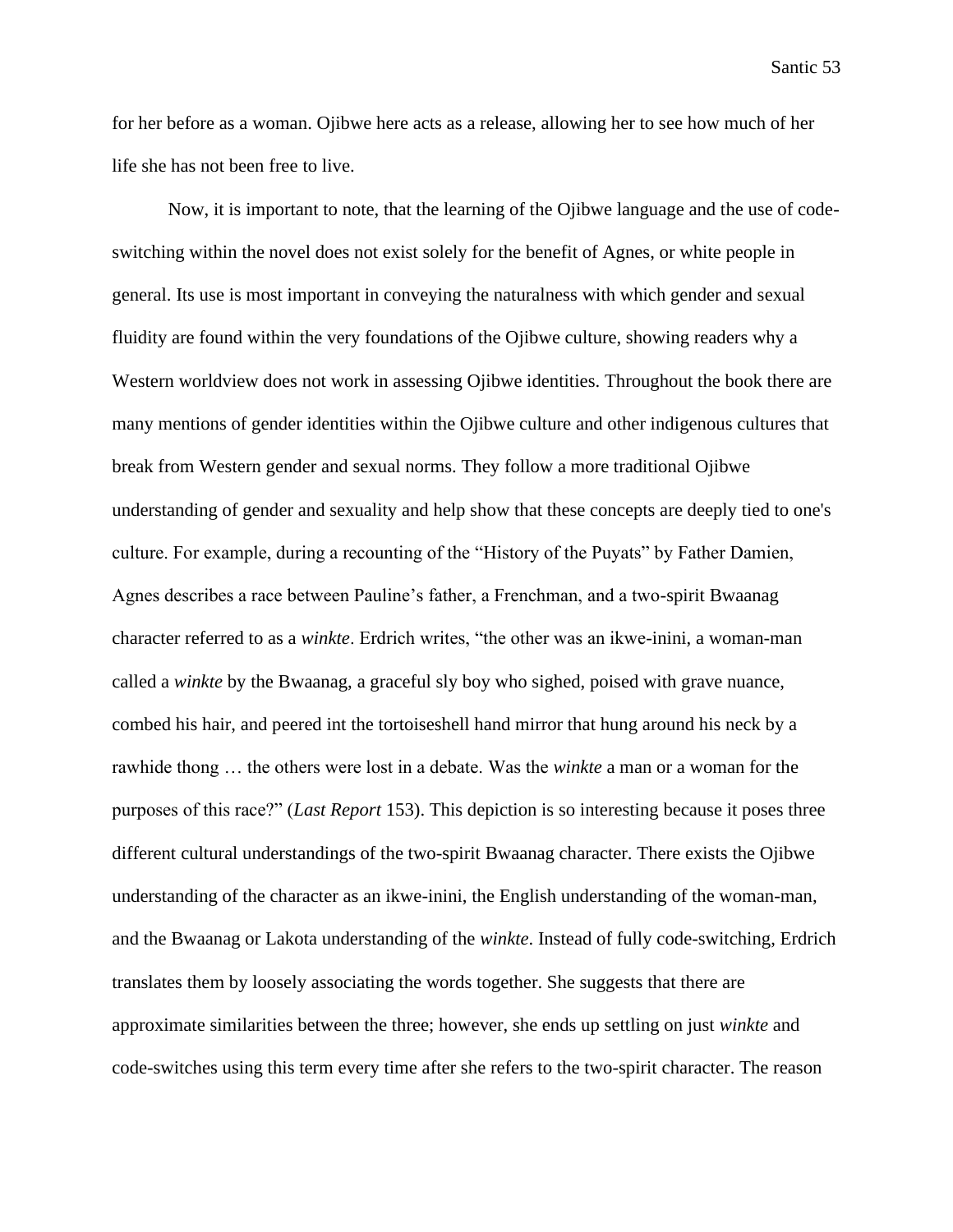for her before as a woman. Ojibwe here acts as a release, allowing her to see how much of her life she has not been free to live.

Now, it is important to note, that the learning of the Ojibwe language and the use of code-switching within the novel does not exist solely for the benefit of Agnes, or white people in general. Its use is most important in conveying the naturalness with which gender and sexual fluidity are found within the very foundations of the Ojibwe culture, showing readers why a Western worldview does not work in assessing Ojibwe identities. Throughout the book there are many mentions of gender identities within the Ojibwe culture and other indigenous cultures that break from Western gender and sexual norms. They follow a more traditional Ojibwe understanding of gender and sexuality and help show that these concepts are deeply tied to one's culture. For example, during a recounting of the "History of the Puyats" by Father Damien, Agnes describes a race between Pauline's father, a Frenchman, and a two-spirit Bwaanag character referred to as a *winkte*. Erdrich writes, "the other was an ikwe-inini, a woman-man called a *winkte* by the Bwaanag, a graceful sly boy who sighed, poised with grave nuance, combed his hair, and peered int the tortoiseshell hand mirror that hung around his neck by a rawhide thong … the others were lost in a debate. Was the *winkte* a man or a woman for the purposes of this race?" (*Last Report* 153). This depiction is so interesting because it poses three different cultural understandings of the two-spirit Bwaanag character. There exists the Ojibwe understanding of the character as an ikwe-inini, the English understanding of the woman-man, and the Bwaanag or Lakota understanding of the *winkte*. Instead of fully code-switching, Erdrich translates them by loosely associating the words together. She suggests that there are approximate similarities between the three; however, she ends up settling on just *winkte* and code-switches using this term every time after she refers to the two-spirit character. The reason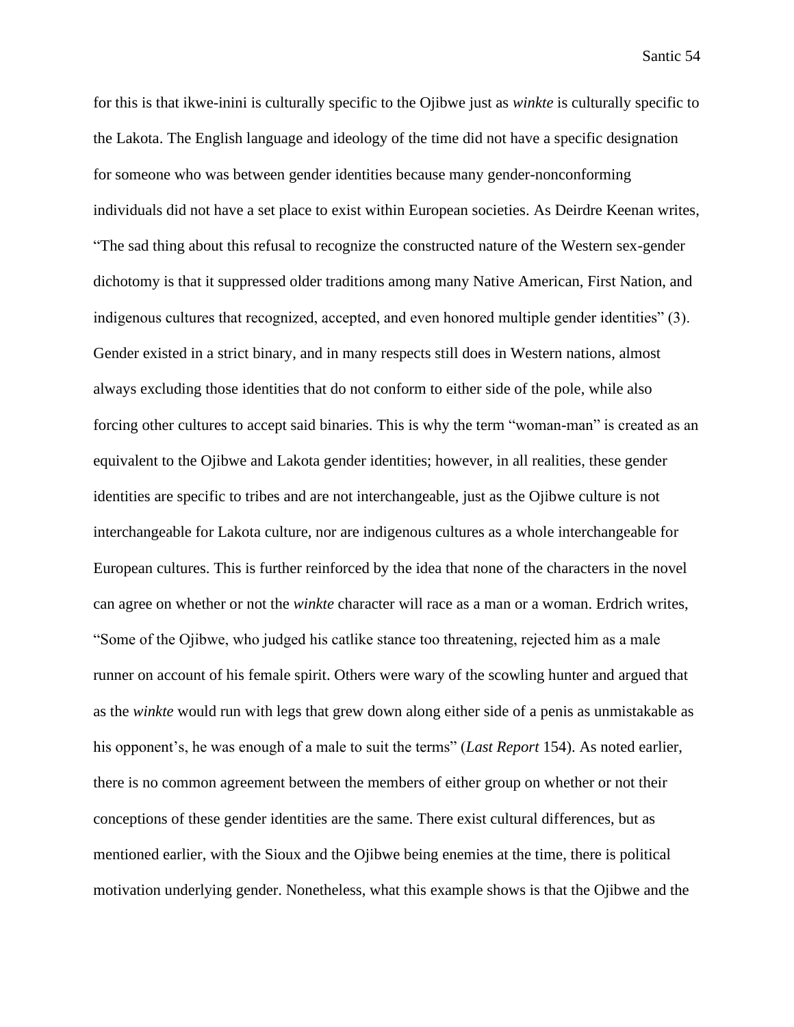for this is that ikwe-inini is culturally specific to the Ojibwe just as *winkte* is culturally specific to the Lakota. The English language and ideology of the time did not have a specific designation for someone who was between gender identities because many gender-nonconforming individuals did not have a set place to exist within European societies. As Deirdre Keenan writes, "The sad thing about this refusal to recognize the constructed nature of the Western sex-gender dichotomy is that it suppressed older traditions among many Native American, First Nation, and indigenous cultures that recognized, accepted, and even honored multiple gender identities" (3). Gender existed in a strict binary, and in many respects still does in Western nations, almost always excluding those identities that do not conform to either side of the pole, while also forcing other cultures to accept said binaries. This is why the term "woman-man" is created as an equivalent to the Ojibwe and Lakota gender identities; however, in all realities, these gender identities are specific to tribes and are not interchangeable, just as the Ojibwe culture is not interchangeable for Lakota culture, nor are indigenous cultures as a whole interchangeable for European cultures. This is further reinforced by the idea that none of the characters in the novel can agree on whether or not the *winkte* character will race as a man or a woman. Erdrich writes, "Some of the Ojibwe, who judged his catlike stance too threatening, rejected him as a male runner on account of his female spirit. Others were wary of the scowling hunter and argued that as the *winkte* would run with legs that grew down along either side of a penis as unmistakable as his opponent's, he was enough of a male to suit the terms" (*Last Report* 154). As noted earlier, there is no common agreement between the members of either group on whether or not their conceptions of these gender identities are the same. There exist cultural differences, but as mentioned earlier, with the Sioux and the Ojibwe being enemies at the time, there is political motivation underlying gender. Nonetheless, what this example shows is that the Ojibwe and the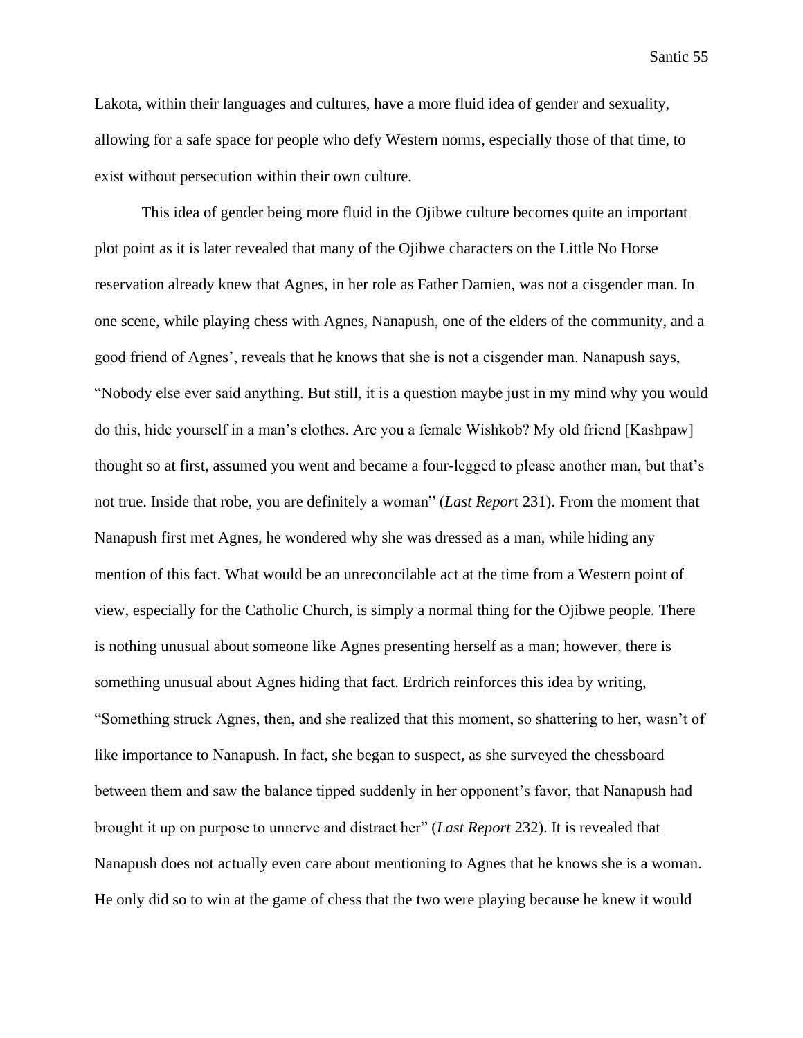Lakota, within their languages and cultures, have a more fluid idea of gender and sexuality, allowing for a safe space for people who defy Western norms, especially those of that time, to exist without persecution within their own culture.

This idea of gender being more fluid in the Ojibwe culture becomes quite an important plot point as it is later revealed that many of the Ojibwe characters on the Little No Horse reservation already knew that Agnes, in her role as Father Damien, was not a cisgender man. In one scene, while playing chess with Agnes, Nanapush, one of the elders of the community, and a good friend of Agnes', reveals that he knows that she is not a cisgender man. Nanapush says, "Nobody else ever said anything. But still, it is a question maybe just in my mind why you would do this, hide yourself in a man's clothes. Are you a female Wishkob? My old friend [Kashpaw] thought so at first, assumed you went and became a four-legged to please another man, but that's not true. Inside that robe, you are definitely a woman" (*Last Report* 231). From the moment that Nanapush first met Agnes, he wondered why she was dressed as a man, while hiding any mention of this fact. What would be an unreconcilable act at the time from a Western point of view, especially for the Catholic Church, is simply a normal thing for the Ojibwe people. There is nothing unusual about someone like Agnes presenting herself as a man; however, there is something unusual about Agnes hiding that fact. Erdrich reinforces this idea by writing, "Something struck Agnes, then, and she realized that this moment, so shattering to her, wasn't of like importance to Nanapush. In fact, she began to suspect, as she surveyed the chessboard between them and saw the balance tipped suddenly in her opponent's favor, that Nanapush had brought it up on purpose to unnerve and distract her" (*Last Report* 232). It is revealed that Nanapush does not actually even care about mentioning to Agnes that he knows she is a woman. He only did so to win at the game of chess that the two were playing because he knew it would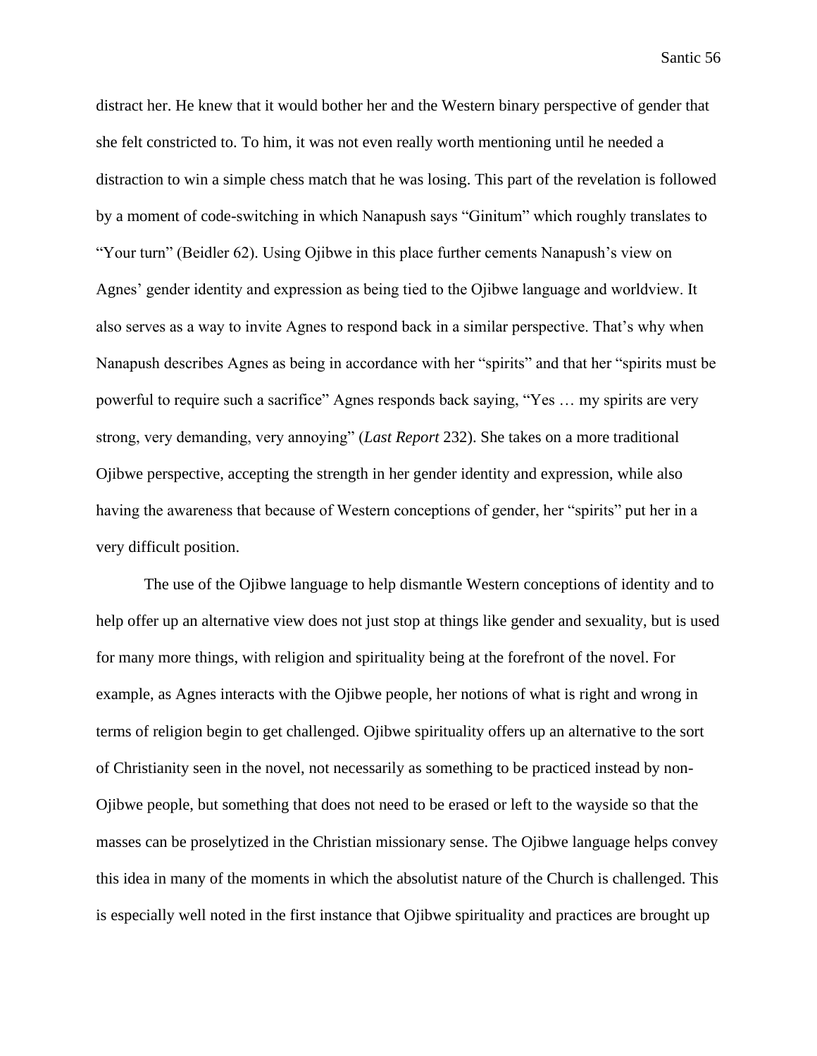distract her. He knew that it would bother her and the Western binary perspective of gender that she felt constricted to. To him, it was not even really worth mentioning until he needed a distraction to win a simple chess match that he was losing. This part of the revelation is followed by a moment of code-switching in which Nanapush says "Ginitum" which roughly translates to "Your turn" (Beidler 62). Using Ojibwe in this place further cements Nanapush's view on Agnes' gender identity and expression as being tied to the Ojibwe language and worldview. It also serves as a way to invite Agnes to respond back in a similar perspective. That's why when Nanapush describes Agnes as being in accordance with her "spirits" and that her "spirits must be powerful to require such a sacrifice" Agnes responds back saying, "Yes … my spirits are very strong, very demanding, very annoying" (*Last Report* 232). She takes on a more traditional Ojibwe perspective, accepting the strength in her gender identity and expression, while also having the awareness that because of Western conceptions of gender, her "spirits" put her in a very difficult position.

The use of the Ojibwe language to help dismantle Western conceptions of identity and to help offer up an alternative view does not just stop at things like gender and sexuality, but is used for many more things, with religion and spirituality being at the forefront of the novel. For example, as Agnes interacts with the Ojibwe people, her notions of what is right and wrong in terms of religion begin to get challenged. Ojibwe spirituality offers up an alternative to the sort of Christianity seen in the novel, not necessarily as something to be practiced instead by non-Ojibwe people, but something that does not need to be erased or left to the wayside so that the masses can be proselytized in the Christian missionary sense. The Ojibwe language helps convey this idea in many of the moments in which the absolutist nature of the Church is challenged. This is especially well noted in the first instance that Ojibwe spirituality and practices are brought up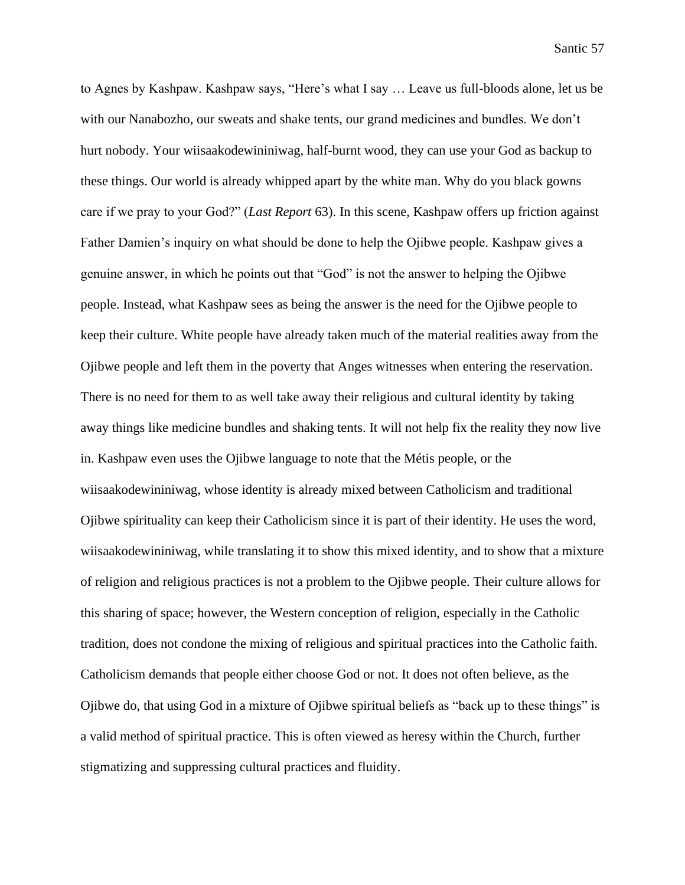to Agnes by Kashpaw. Kashpaw says, "Here's what I say … Leave us full-bloods alone, let us be with our Nanabozho, our sweats and shake tents, our grand medicines and bundles. We don't hurt nobody. Your wiisaakodewininiwag, half-burnt wood, they can use your God as backup to these things. Our world is already whipped apart by the white man. Why do you black gowns care if we pray to your God?" (*Last Report* 63). In this scene, Kashpaw offers up friction against Father Damien's inquiry on what should be done to help the Ojibwe people. Kashpaw gives a genuine answer, in which he points out that "God" is not the answer to helping the Ojibwe people. Instead, what Kashpaw sees as being the answer is the need for the Ojibwe people to keep their culture. White people have already taken much of the material realities away from the Ojibwe people and left them in the poverty that Anges witnesses when entering the reservation. There is no need for them to as well take away their religious and cultural identity by taking away things like medicine bundles and shaking tents. It will not help fix the reality they now live in. Kashpaw even uses the Ojibwe language to note that the Métis people, or the wiisaakodewininiwag, whose identity is already mixed between Catholicism and traditional Ojibwe spirituality can keep their Catholicism since it is part of their identity. He uses the word, wiisaakodewininiwag, while translating it to show this mixed identity, and to show that a mixture of religion and religious practices is not a problem to the Ojibwe people. Their culture allows for this sharing of space; however, the Western conception of religion, especially in the Catholic tradition, does not condone the mixing of religious and spiritual practices into the Catholic faith. Catholicism demands that people either choose God or not. It does not often believe, as the Ojibwe do, that using God in a mixture of Ojibwe spiritual beliefs as "back up to these things" is a valid method of spiritual practice. This is often viewed as heresy within the Church, further stigmatizing and suppressing cultural practices and fluidity.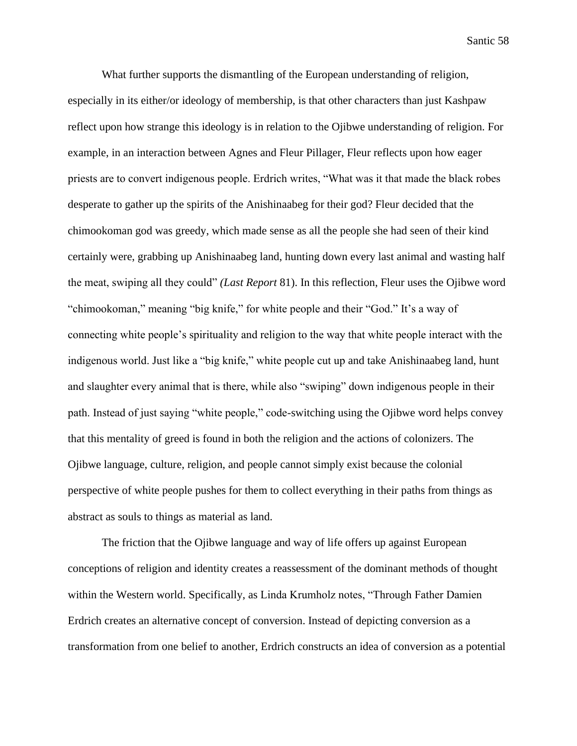What further supports the dismantling of the European understanding of religion, especially in its either/or ideology of membership, is that other characters than just Kashpaw reflect upon how strange this ideology is in relation to the Ojibwe understanding of religion. For example, in an interaction between Agnes and Fleur Pillager, Fleur reflects upon how eager priests are to convert indigenous people. Erdrich writes, "What was it that made the black robes desperate to gather up the spirits of the Anishinaabeg for their god? Fleur decided that the chimookoman god was greedy, which made sense as all the people she had seen of their kind certainly were, grabbing up Anishinaabeg land, hunting down every last animal and wasting half the meat, swiping all they could" *(Last Report* 81). In this reflection, Fleur uses the Ojibwe word "chimookoman," meaning "big knife," for white people and their "God." It's a way of connecting white people's spirituality and religion to the way that white people interact with the indigenous world. Just like a "big knife," white people cut up and take Anishinaabeg land, hunt and slaughter every animal that is there, while also "swiping" down indigenous people in their path. Instead of just saying "white people," code-switching using the Ojibwe word helps convey that this mentality of greed is found in both the religion and the actions of colonizers. The Ojibwe language, culture, religion, and people cannot simply exist because the colonial perspective of white people pushes for them to collect everything in their paths from things as abstract as souls to things as material as land.

The friction that the Ojibwe language and way of life offers up against European conceptions of religion and identity creates a reassessment of the dominant methods of thought within the Western world. Specifically, as Linda Krumholz notes, "Through Father Damien Erdrich creates an alternative concept of conversion. Instead of depicting conversion as a transformation from one belief to another, Erdrich constructs an idea of conversion as a potential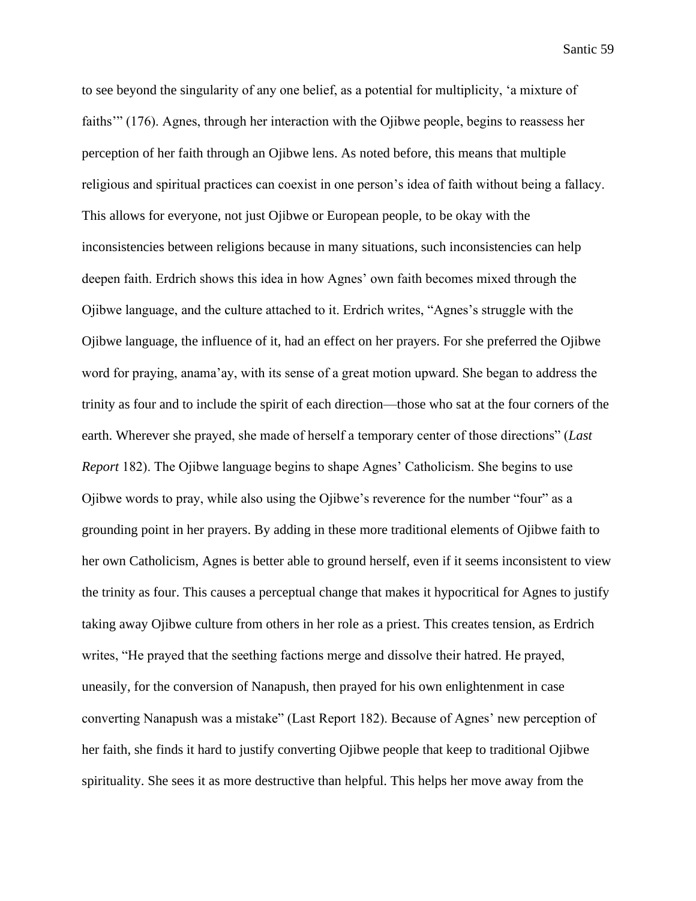to see beyond the singularity of any one belief, as a potential for multiplicity, 'a mixture of faiths'" (176). Agnes, through her interaction with the Ojibwe people, begins to reassess her perception of her faith through an Ojibwe lens. As noted before, this means that multiple religious and spiritual practices can coexist in one person's idea of faith without being a fallacy. This allows for everyone, not just Ojibwe or European people, to be okay with the inconsistencies between religions because in many situations, such inconsistencies can help deepen faith. Erdrich shows this idea in how Agnes' own faith becomes mixed through the Ojibwe language, and the culture attached to it. Erdrich writes, "Agnes's struggle with the Ojibwe language, the influence of it, had an effect on her prayers. For she preferred the Ojibwe word for praying, anama'ay, with its sense of a great motion upward. She began to address the trinity as four and to include the spirit of each direction—those who sat at the four corners of the earth. Wherever she prayed, she made of herself a temporary center of those directions" (*Last Report* 182). The Ojibwe language begins to shape Agnes' Catholicism. She begins to use Ojibwe words to pray, while also using the Ojibwe's reverence for the number "four" as a grounding point in her prayers. By adding in these more traditional elements of Ojibwe faith to her own Catholicism, Agnes is better able to ground herself, even if it seems inconsistent to view the trinity as four. This causes a perceptual change that makes it hypocritical for Agnes to justify taking away Ojibwe culture from others in her role as a priest. This creates tension, as Erdrich writes, "He prayed that the seething factions merge and dissolve their hatred. He prayed, uneasily, for the conversion of Nanapush, then prayed for his own enlightenment in case converting Nanapush was a mistake" (Last Report 182). Because of Agnes' new perception of her faith, she finds it hard to justify converting Ojibwe people that keep to traditional Ojibwe spirituality. She sees it as more destructive than helpful. This helps her move away from the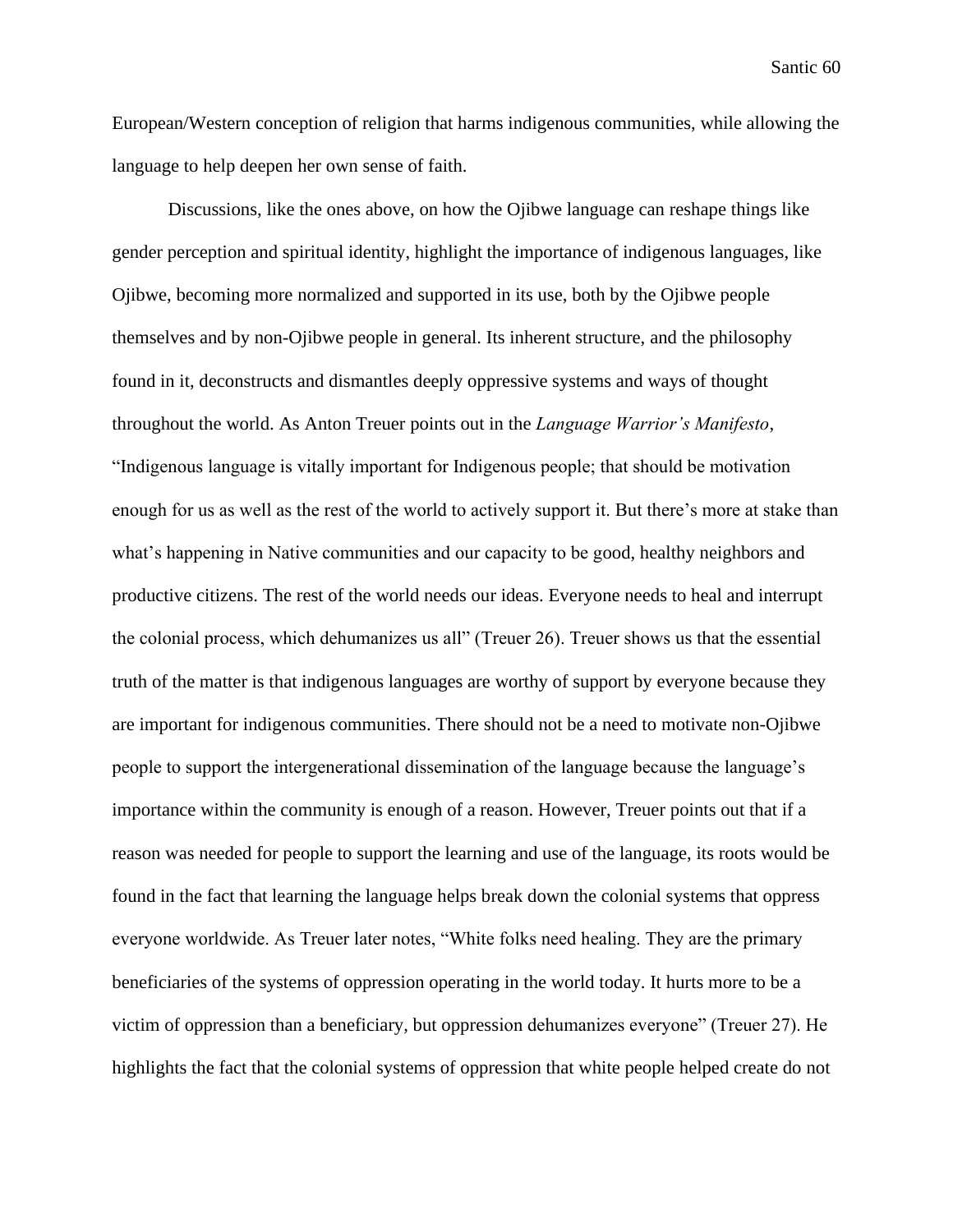European/Western conception of religion that harms indigenous communities, while allowing the language to help deepen her own sense of faith.

Discussions, like the ones above, on how the Ojibwe language can reshape things like gender perception and spiritual identity, highlight the importance of indigenous languages, like Ojibwe, becoming more normalized and supported in its use, both by the Ojibwe people themselves and by non-Ojibwe people in general. Its inherent structure, and the philosophy found in it, deconstructs and dismantles deeply oppressive systems and ways of thought throughout the world. As Anton Treuer points out in the *Language Warrior's Manifesto*, "Indigenous language is vitally important for Indigenous people; that should be motivation enough for us as well as the rest of the world to actively support it. But there's more at stake than what's happening in Native communities and our capacity to be good, healthy neighbors and productive citizens. The rest of the world needs our ideas. Everyone needs to heal and interrupt the colonial process, which dehumanizes us all" (Treuer 26). Treuer shows us that the essential truth of the matter is that indigenous languages are worthy of support by everyone because they are important for indigenous communities. There should not be a need to motivate non-Ojibwe people to support the intergenerational dissemination of the language because the language's importance within the community is enough of a reason. However, Treuer points out that if a reason was needed for people to support the learning and use of the language, its roots would be found in the fact that learning the language helps break down the colonial systems that oppress everyone worldwide. As Treuer later notes, "White folks need healing. They are the primary beneficiaries of the systems of oppression operating in the world today. It hurts more to be a victim of oppression than a beneficiary, but oppression dehumanizes everyone" (Treuer 27). He highlights the fact that the colonial systems of oppression that white people helped create do not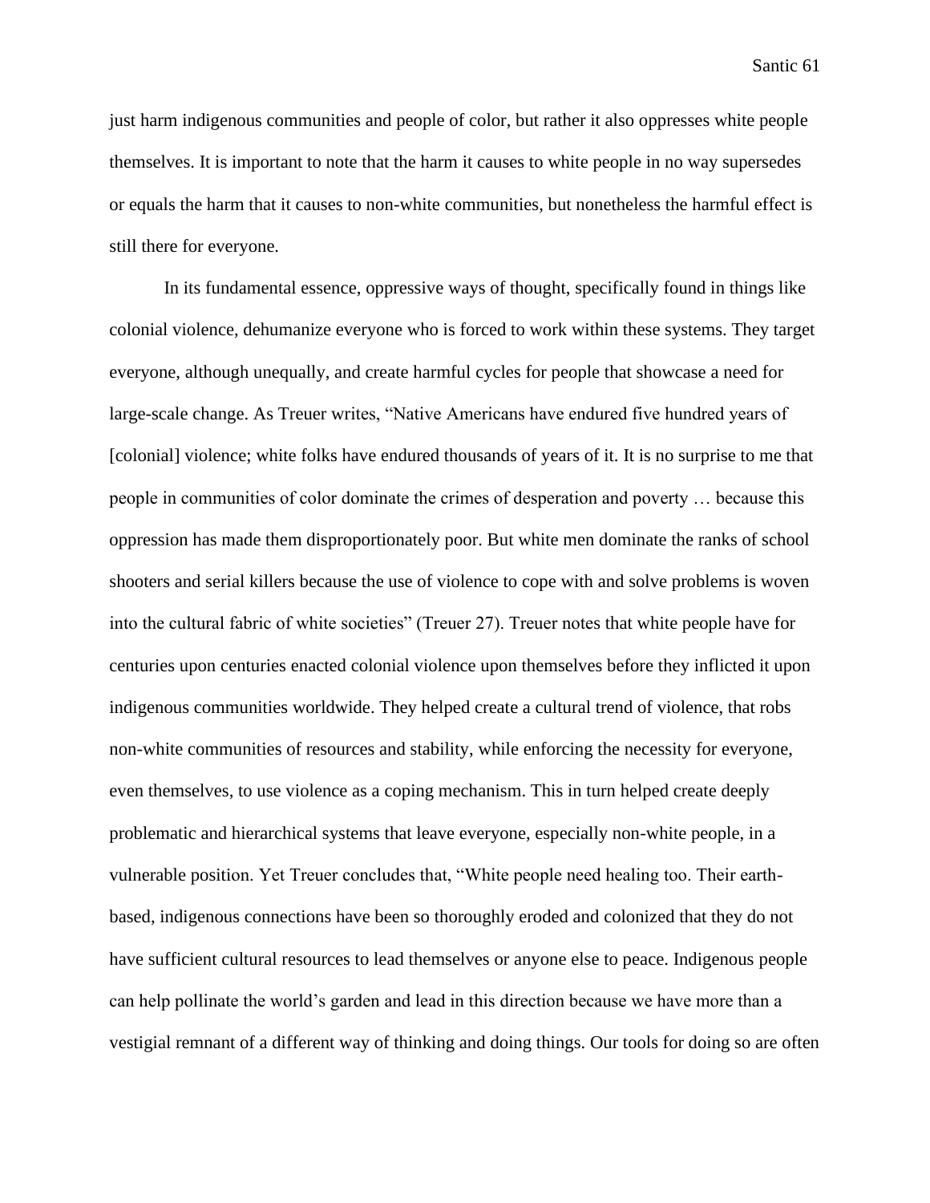just harm indigenous communities and people of color, but rather it also oppresses white people themselves. It is important to note that the harm it causes to white people in no way supersedes or equals the harm that it causes to non-white communities, but nonetheless the harmful effect is still there for everyone.

In its fundamental essence, oppressive ways of thought, specifically found in things like colonial violence, dehumanize everyone who is forced to work within these systems. They target everyone, although unequally, and create harmful cycles for people that showcase a need for large-scale change. As Treuer writes, "Native Americans have endured five hundred years of [colonial] violence; white folks have endured thousands of years of it. It is no surprise to me that people in communities of color dominate the crimes of desperation and poverty … because this oppression has made them disproportionately poor. But white men dominate the ranks of school shooters and serial killers because the use of violence to cope with and solve problems is woven into the cultural fabric of white societies" (Treuer 27). Treuer notes that white people have for centuries upon centuries enacted colonial violence upon themselves before they inflicted it upon indigenous communities worldwide. They helped create a cultural trend of violence, that robs non-white communities of resources and stability, while enforcing the necessity for everyone, even themselves, to use violence as a coping mechanism. This in turn helped create deeply problematic and hierarchical systems that leave everyone, especially non-white people, in a vulnerable position. Yet Treuer concludes that, "White people need healing too. Their earth-based, indigenous connections have been so thoroughly eroded and colonized that they do not have sufficient cultural resources to lead themselves or anyone else to peace. Indigenous people can help pollinate the world's garden and lead in this direction because we have more than a vestigial remnant of a different way of thinking and doing things. Our tools for doing so are often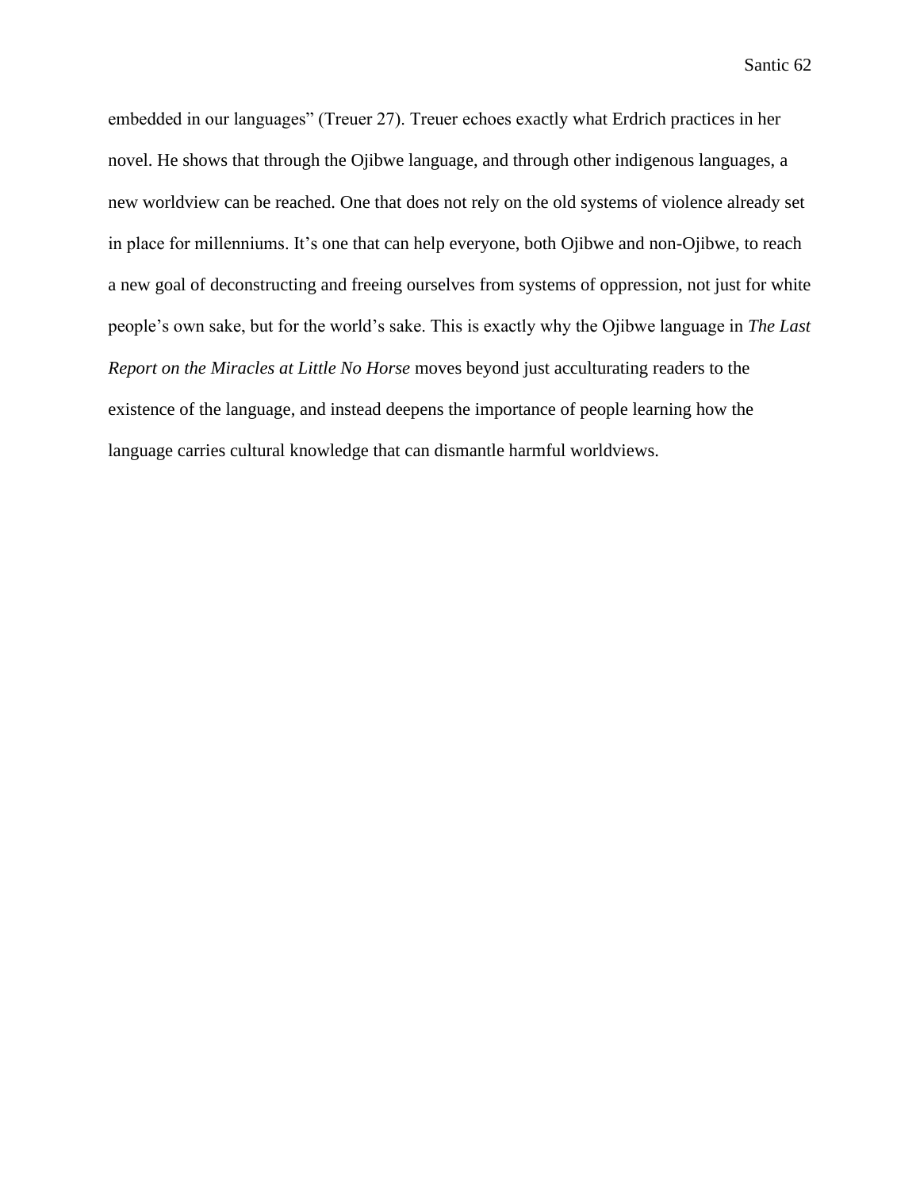embedded in our languages" (Treuer 27). Treuer echoes exactly what Erdrich practices in her novel. He shows that through the Ojibwe language, and through other indigenous languages, a new worldview can be reached. One that does not rely on the old systems of violence already set in place for millenniums. It's one that can help everyone, both Ojibwe and non-Ojibwe, to reach a new goal of deconstructing and freeing ourselves from systems of oppression, not just for white people's own sake, but for the world's sake. This is exactly why the Ojibwe language in *The Last Report on the Miracles at Little No Horse* moves beyond just acculturating readers to the existence of the language, and instead deepens the importance of people learning how the language carries cultural knowledge that can dismantle harmful worldviews.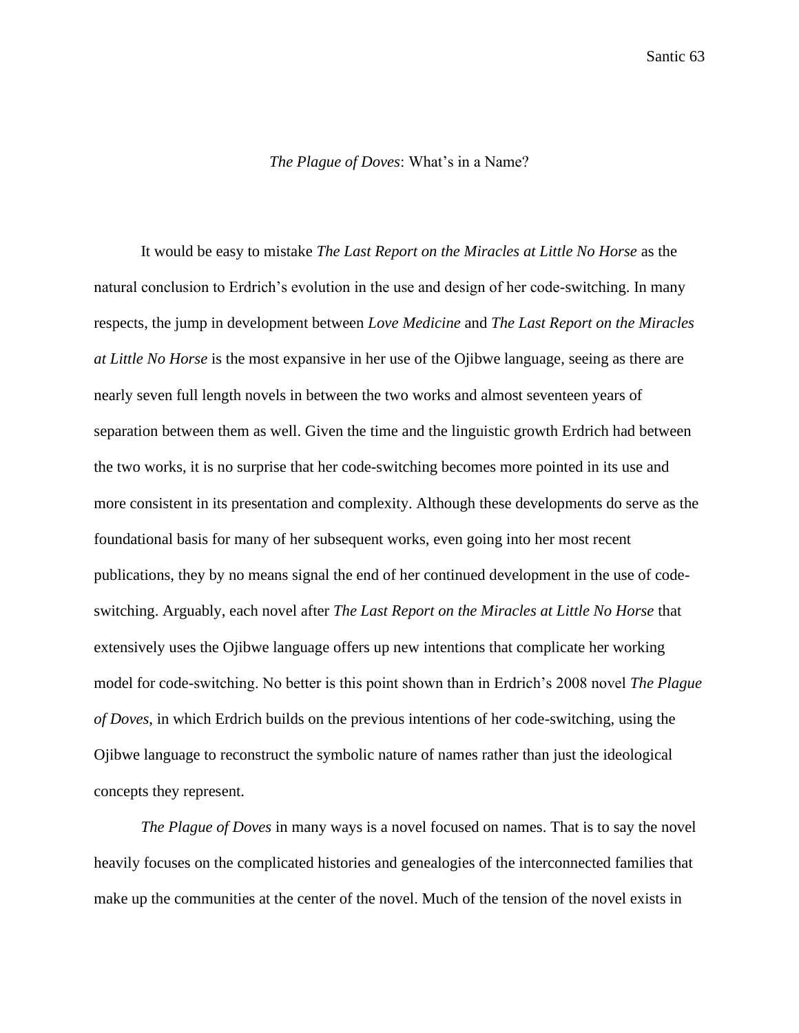## *The Plague of Doves*: What's in a Name?

It would be easy to mistake *The Last Report on the Miracles at Little No Horse* as the natural conclusion to Erdrich's evolution in the use and design of her code-switching. In many respects, the jump in development between *Love Medicine* and *The Last Report on the Miracles at Little No Horse* is the most expansive in her use of the Ojibwe language, seeing as there are nearly seven full length novels in between the two works and almost seventeen years of separation between them as well. Given the time and the linguistic growth Erdrich had between the two works, it is no surprise that her code-switching becomes more pointed in its use and more consistent in its presentation and complexity. Although these developments do serve as the foundational basis for many of her subsequent works, even going into her most recent publications, they by no means signal the end of her continued development in the use of code-switching. Arguably, each novel after *The Last Report on the Miracles at Little No Horse* that extensively uses the Ojibwe language offers up new intentions that complicate her working model for code-switching. No better is this point shown than in Erdrich's 2008 novel *The Plague of Doves*, in which Erdrich builds on the previous intentions of her code-switching, using the Ojibwe language to reconstruct the symbolic nature of names rather than just the ideological concepts they represent.

*The Plague of Doves* in many ways is a novel focused on names. That is to say the novel heavily focuses on the complicated histories and genealogies of the interconnected families that make up the communities at the center of the novel. Much of the tension of the novel exists in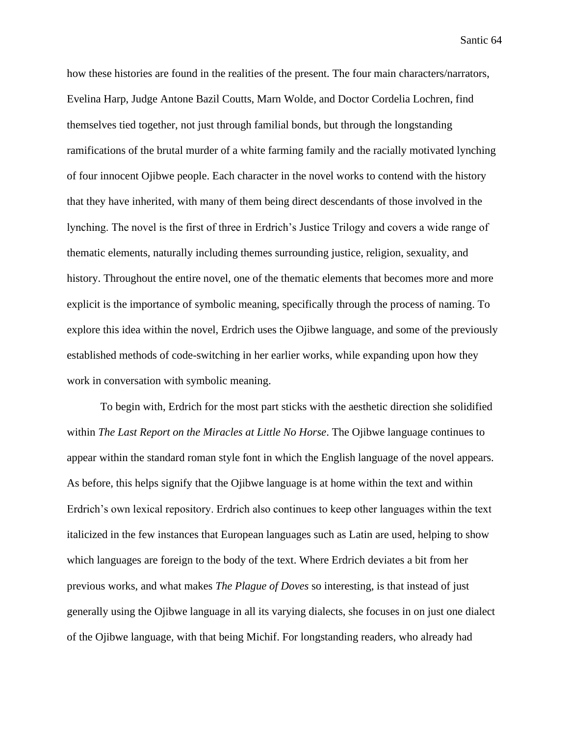how these histories are found in the realities of the present. The four main characters/narrators, Evelina Harp, Judge Antone Bazil Coutts, Marn Wolde, and Doctor Cordelia Lochren, find themselves tied together, not just through familial bonds, but through the longstanding ramifications of the brutal murder of a white farming family and the racially motivated lynching of four innocent Ojibwe people. Each character in the novel works to contend with the history that they have inherited, with many of them being direct descendants of those involved in the lynching. The novel is the first of three in Erdrich's Justice Trilogy and covers a wide range of thematic elements, naturally including themes surrounding justice, religion, sexuality, and history. Throughout the entire novel, one of the thematic elements that becomes more and more explicit is the importance of symbolic meaning, specifically through the process of naming. To explore this idea within the novel, Erdrich uses the Ojibwe language, and some of the previously established methods of code-switching in her earlier works, while expanding upon how they work in conversation with symbolic meaning.

To begin with, Erdrich for the most part sticks with the aesthetic direction she solidified within *The Last Report on the Miracles at Little No Horse*. The Ojibwe language continues to appear within the standard roman style font in which the English language of the novel appears. As before, this helps signify that the Ojibwe language is at home within the text and within Erdrich's own lexical repository. Erdrich also continues to keep other languages within the text italicized in the few instances that European languages such as Latin are used, helping to show which languages are foreign to the body of the text. Where Erdrich deviates a bit from her previous works, and what makes *The Plague of Doves* so interesting, is that instead of just generally using the Ojibwe language in all its varying dialects, she focuses in on just one dialect of the Ojibwe language, with that being Michif. For longstanding readers, who already had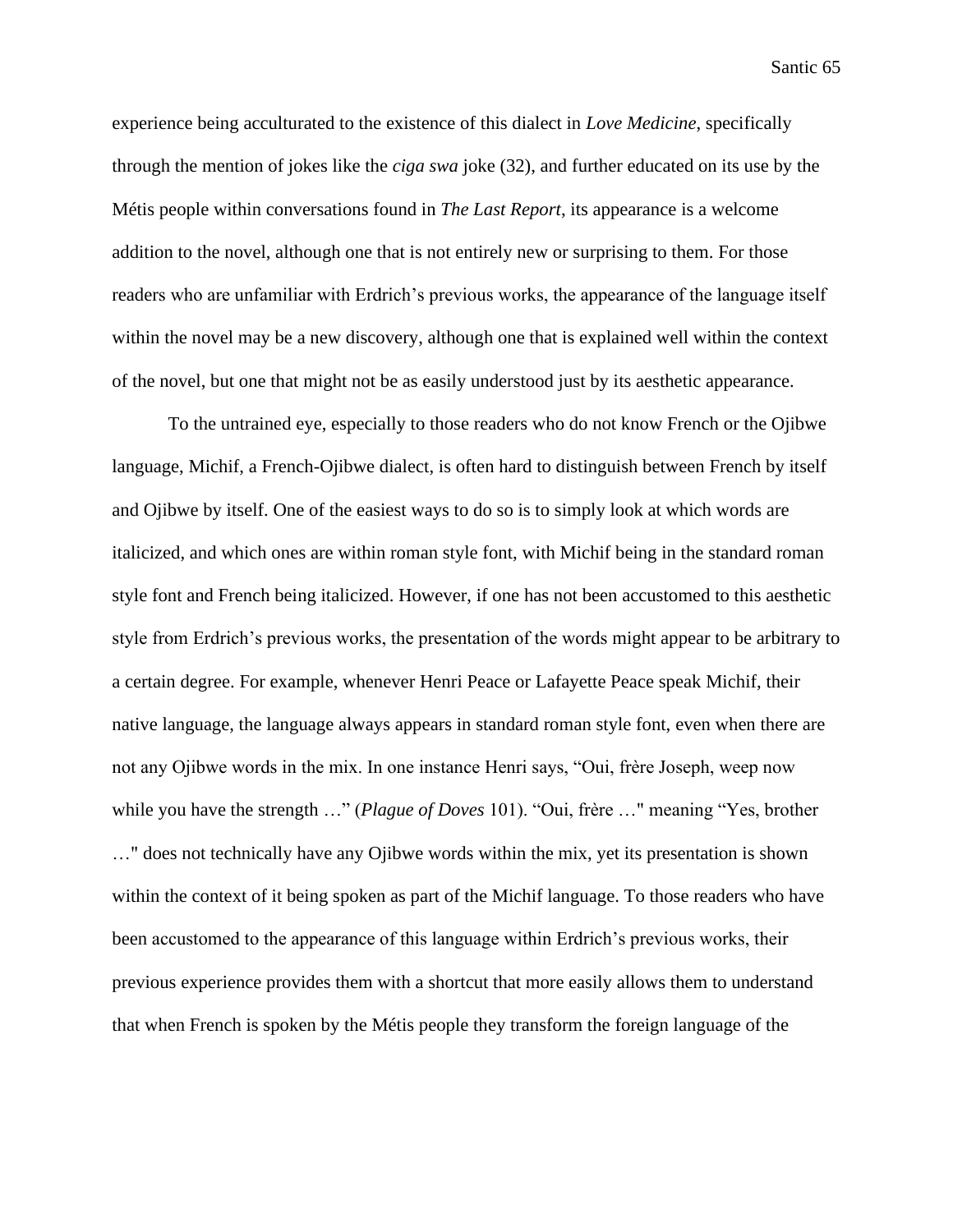experience being acculturated to the existence of this dialect in *Love Medicine*, specifically through the mention of jokes like the *ciga swa* joke (32), and further educated on its use by the Métis people within conversations found in *The Last Report*, its appearance is a welcome addition to the novel, although one that is not entirely new or surprising to them. For those readers who are unfamiliar with Erdrich's previous works, the appearance of the language itself within the novel may be a new discovery, although one that is explained well within the context of the novel, but one that might not be as easily understood just by its aesthetic appearance.

To the untrained eye, especially to those readers who do not know French or the Ojibwe language, Michif, a French-Ojibwe dialect, is often hard to distinguish between French by itself and Ojibwe by itself. One of the easiest ways to do so is to simply look at which words are italicized, and which ones are within roman style font, with Michif being in the standard roman style font and French being italicized. However, if one has not been accustomed to this aesthetic style from Erdrich's previous works, the presentation of the words might appear to be arbitrary to a certain degree. For example, whenever Henri Peace or Lafayette Peace speak Michif, their native language, the language always appears in standard roman style font, even when there are not any Ojibwe words in the mix. In one instance Henri says, "Oui, frère Joseph, weep now while you have the strength …" (*Plague of Doves* 101). "Oui, frère …" meaning "Yes, brother …" does not technically have any Ojibwe words within the mix, yet its presentation is shown within the context of it being spoken as part of the Michif language. To those readers who have been accustomed to the appearance of this language within Erdrich's previous works, their previous experience provides them with a shortcut that more easily allows them to understand that when French is spoken by the Métis people they transform the foreign language of the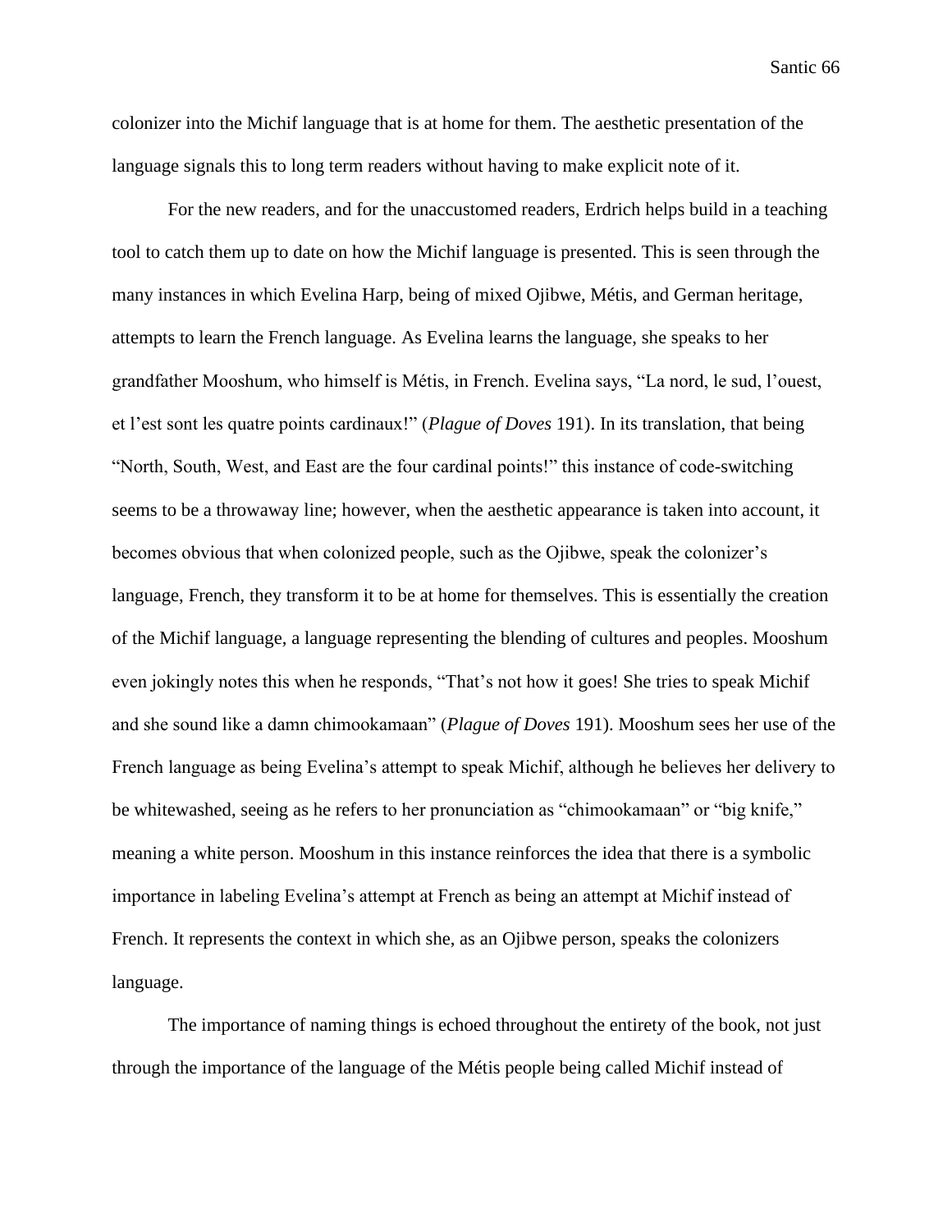colonizer into the Michif language that is at home for them. The aesthetic presentation of the language signals this to long term readers without having to make explicit note of it.

For the new readers, and for the unaccustomed readers, Erdrich helps build in a teaching tool to catch them up to date on how the Michif language is presented. This is seen through the many instances in which Evelina Harp, being of mixed Ojibwe, Métis, and German heritage, attempts to learn the French language. As Evelina learns the language, she speaks to her grandfather Mooshum, who himself is Métis, in French. Evelina says, "La nord, le sud, l'ouest, et l'est sont les quatre points cardinaux!" (*Plague of Doves* 191). In its translation, that being "North, South, West, and East are the four cardinal points!" this instance of code-switching seems to be a throwaway line; however, when the aesthetic appearance is taken into account, it becomes obvious that when colonized people, such as the Ojibwe, speak the colonizer's language, French, they transform it to be at home for themselves. This is essentially the creation of the Michif language, a language representing the blending of cultures and peoples. Mooshum even jokingly notes this when he responds, "That's not how it goes! She tries to speak Michif and she sound like a damn chimookamaan" (*Plague of Doves* 191). Mooshum sees her use of the French language as being Evelina's attempt to speak Michif, although he believes her delivery to be whitewashed, seeing as he refers to her pronunciation as "chimookamaan" or "big knife," meaning a white person. Mooshum in this instance reinforces the idea that there is a symbolic importance in labeling Evelina's attempt at French as being an attempt at Michif instead of French. It represents the context in which she, as an Ojibwe person, speaks the colonizers language.

The importance of naming things is echoed throughout the entirety of the book, not just through the importance of the language of the Métis people being called Michif instead of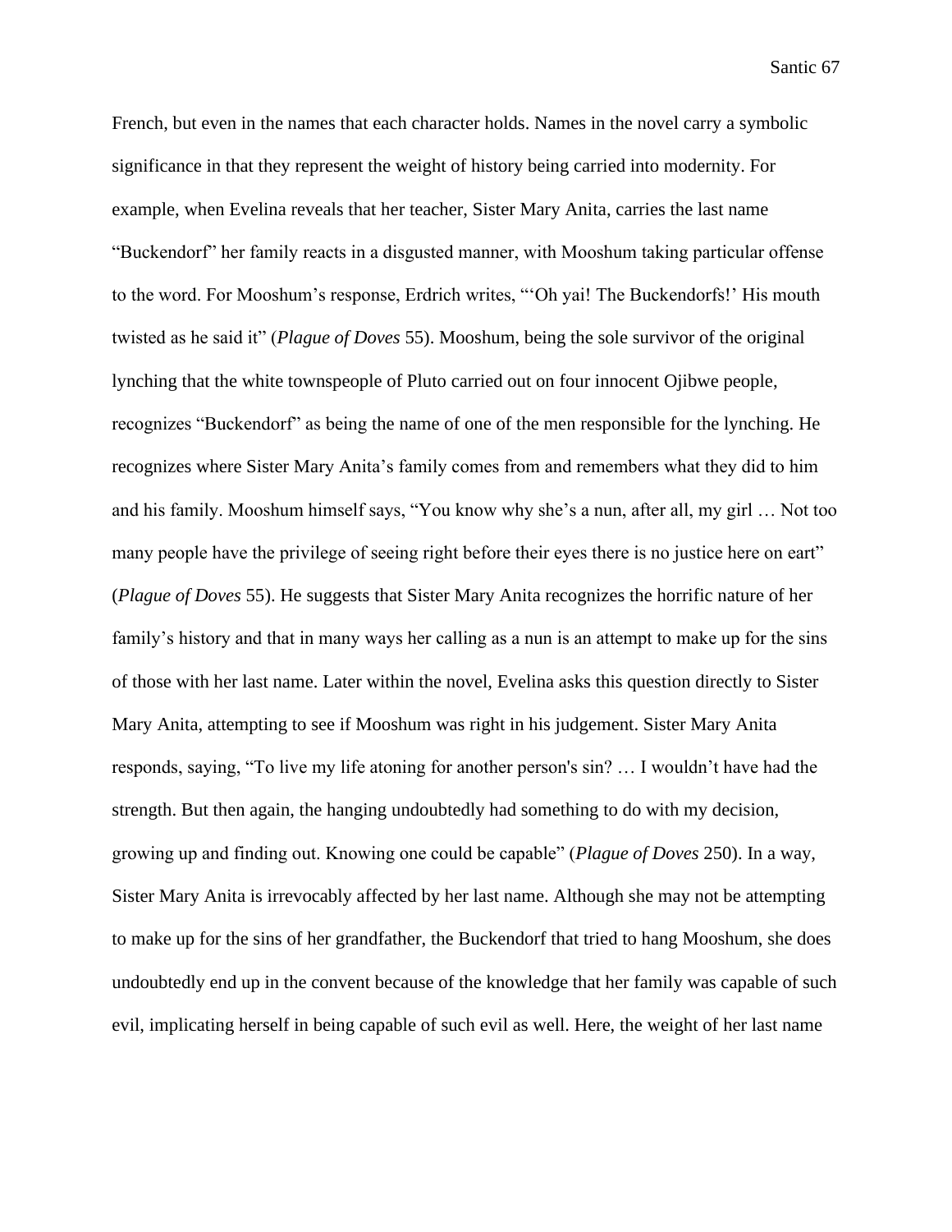French, but even in the names that each character holds. Names in the novel carry a symbolic significance in that they represent the weight of history being carried into modernity. For example, when Evelina reveals that her teacher, Sister Mary Anita, carries the last name "Buckendorf" her family reacts in a disgusted manner, with Mooshum taking particular offense to the word. For Mooshum's response, Erdrich writes, "'Oh yai! The Buckendorfs!' His mouth twisted as he said it" (*Plague of Doves* 55). Mooshum, being the sole survivor of the original lynching that the white townspeople of Pluto carried out on four innocent Ojibwe people, recognizes "Buckendorf" as being the name of one of the men responsible for the lynching. He recognizes where Sister Mary Anita's family comes from and remembers what they did to him and his family. Mooshum himself says, "You know why she's a nun, after all, my girl … Not too many people have the privilege of seeing right before their eyes there is no justice here on eart" (*Plague of Doves* 55). He suggests that Sister Mary Anita recognizes the horrific nature of her family's history and that in many ways her calling as a nun is an attempt to make up for the sins of those with her last name. Later within the novel, Evelina asks this question directly to Sister Mary Anita, attempting to see if Mooshum was right in his judgement. Sister Mary Anita responds, saying, "To live my life atoning for another person's sin? … I wouldn't have had the strength. But then again, the hanging undoubtedly had something to do with my decision, growing up and finding out. Knowing one could be capable" (*Plague of Doves* 250). In a way, Sister Mary Anita is irrevocably affected by her last name. Although she may not be attempting to make up for the sins of her grandfather, the Buckendorf that tried to hang Mooshum, she does undoubtedly end up in the convent because of the knowledge that her family was capable of such evil, implicating herself in being capable of such evil as well. Here, the weight of her last name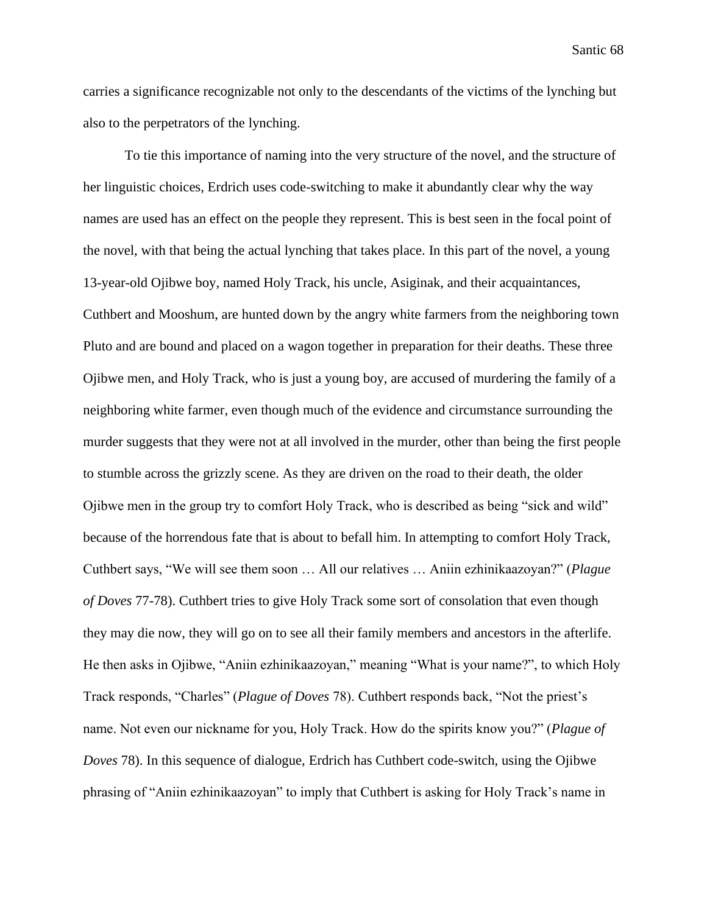carries a significance recognizable not only to the descendants of the victims of the lynching but also to the perpetrators of the lynching.

To tie this importance of naming into the very structure of the novel, and the structure of her linguistic choices, Erdrich uses code-switching to make it abundantly clear why the way names are used has an effect on the people they represent. This is best seen in the focal point of the novel, with that being the actual lynching that takes place. In this part of the novel, a young 13-year-old Ojibwe boy, named Holy Track, his uncle, Asiginak, and their acquaintances, Cuthbert and Mooshum, are hunted down by the angry white farmers from the neighboring town Pluto and are bound and placed on a wagon together in preparation for their deaths. These three Ojibwe men, and Holy Track, who is just a young boy, are accused of murdering the family of a neighboring white farmer, even though much of the evidence and circumstance surrounding the murder suggests that they were not at all involved in the murder, other than being the first people to stumble across the grizzly scene. As they are driven on the road to their death, the older Ojibwe men in the group try to comfort Holy Track, who is described as being "sick and wild" because of the horrendous fate that is about to befall him. In attempting to comfort Holy Track, Cuthbert says, "We will see them soon … All our relatives … Aniin ezhinikaazoyan?" (*Plague of Doves* 77-78). Cuthbert tries to give Holy Track some sort of consolation that even though they may die now, they will go on to see all their family members and ancestors in the afterlife. He then asks in Ojibwe, "Aniin ezhinikaazoyan," meaning "What is your name?", to which Holy Track responds, "Charles" (*Plague of Doves* 78). Cuthbert responds back, "Not the priest's name. Not even our nickname for you, Holy Track. How do the spirits know you?" (*Plague of Doves* 78). In this sequence of dialogue, Erdrich has Cuthbert code-switch, using the Ojibwe phrasing of "Aniin ezhinikaazoyan" to imply that Cuthbert is asking for Holy Track's name in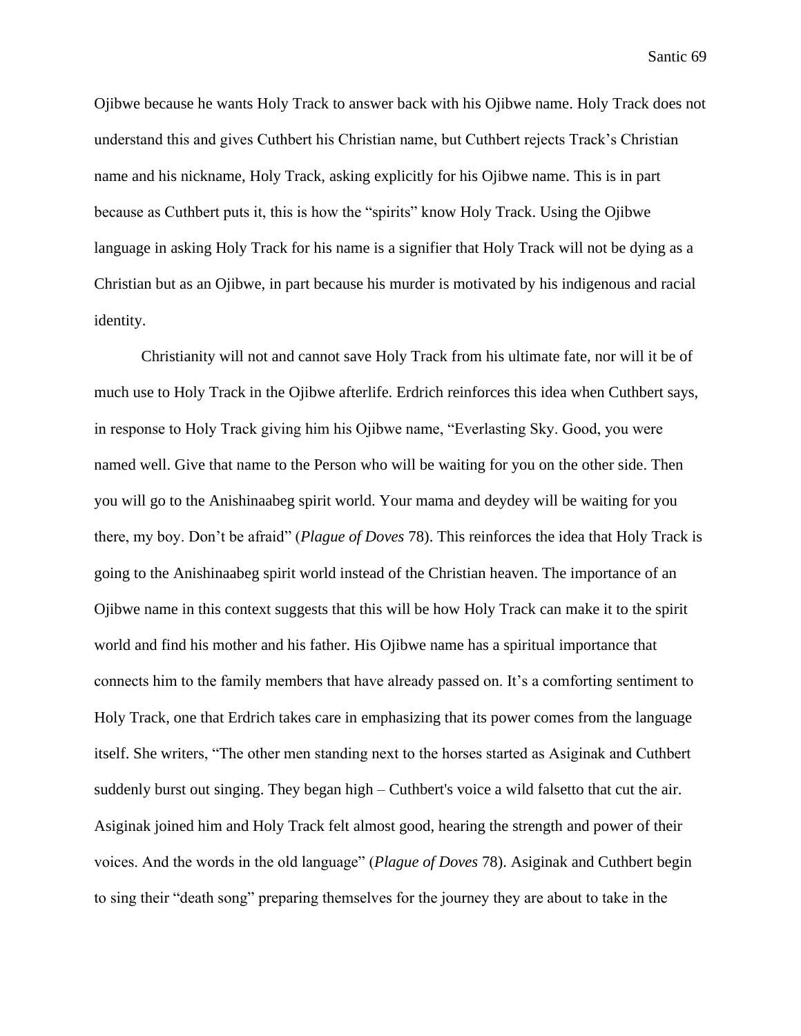Ojibwe because he wants Holy Track to answer back with his Ojibwe name. Holy Track does not understand this and gives Cuthbert his Christian name, but Cuthbert rejects Track's Christian name and his nickname, Holy Track, asking explicitly for his Ojibwe name. This is in part because as Cuthbert puts it, this is how the "spirits" know Holy Track. Using the Ojibwe language in asking Holy Track for his name is a signifier that Holy Track will not be dying as a Christian but as an Ojibwe, in part because his murder is motivated by his indigenous and racial identity.

Christianity will not and cannot save Holy Track from his ultimate fate, nor will it be of much use to Holy Track in the Ojibwe afterlife. Erdrich reinforces this idea when Cuthbert says, in response to Holy Track giving him his Ojibwe name, "Everlasting Sky. Good, you were named well. Give that name to the Person who will be waiting for you on the other side. Then you will go to the Anishinaabeg spirit world. Your mama and deydey will be waiting for you there, my boy. Don't be afraid" (*Plague of Doves* 78). This reinforces the idea that Holy Track is going to the Anishinaabeg spirit world instead of the Christian heaven. The importance of an Ojibwe name in this context suggests that this will be how Holy Track can make it to the spirit world and find his mother and his father. His Ojibwe name has a spiritual importance that connects him to the family members that have already passed on. It's a comforting sentiment to Holy Track, one that Erdrich takes care in emphasizing that its power comes from the language itself. She writers, "The other men standing next to the horses started as Asiginak and Cuthbert suddenly burst out singing. They began high – Cuthbert's voice a wild falsetto that cut the air. Asiginak joined him and Holy Track felt almost good, hearing the strength and power of their voices. And the words in the old language" (*Plague of Doves* 78). Asiginak and Cuthbert begin to sing their "death song" preparing themselves for the journey they are about to take in the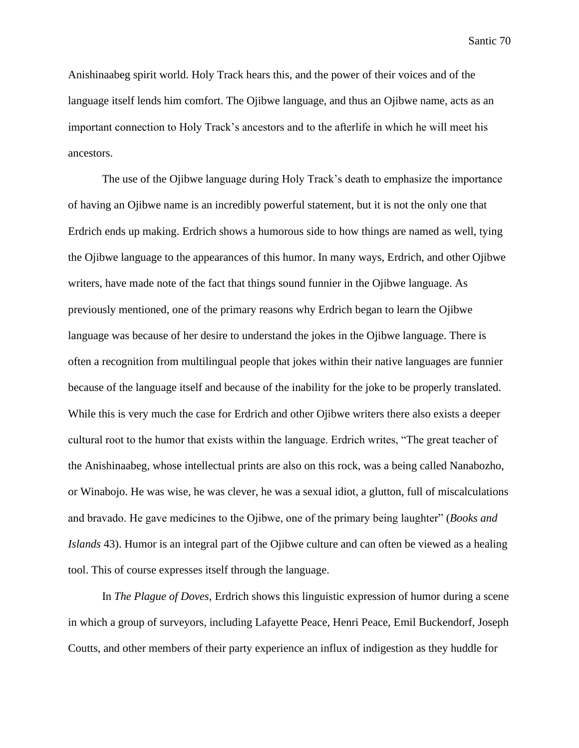Anishinaabeg spirit world. Holy Track hears this, and the power of their voices and of the language itself lends him comfort. The Ojibwe language, and thus an Ojibwe name, acts as an important connection to Holy Track's ancestors and to the afterlife in which he will meet his ancestors.

The use of the Ojibwe language during Holy Track's death to emphasize the importance of having an Ojibwe name is an incredibly powerful statement, but it is not the only one that Erdrich ends up making. Erdrich shows a humorous side to how things are named as well, tying the Ojibwe language to the appearances of this humor. In many ways, Erdrich, and other Ojibwe writers, have made note of the fact that things sound funnier in the Ojibwe language. As previously mentioned, one of the primary reasons why Erdrich began to learn the Ojibwe language was because of her desire to understand the jokes in the Ojibwe language. There is often a recognition from multilingual people that jokes within their native languages are funnier because of the language itself and because of the inability for the joke to be properly translated. While this is very much the case for Erdrich and other Ojibwe writers there also exists a deeper cultural root to the humor that exists within the language. Erdrich writes, "The great teacher of the Anishinaabeg, whose intellectual prints are also on this rock, was a being called Nanabozho, or Winabojo. He was wise, he was clever, he was a sexual idiot, a glutton, full of miscalculations and bravado. He gave medicines to the Ojibwe, one of the primary being laughter" (*Books and Islands* 43). Humor is an integral part of the Ojibwe culture and can often be viewed as a healing tool. This of course expresses itself through the language.

In *The Plague of Doves*, Erdrich shows this linguistic expression of humor during a scene in which a group of surveyors, including Lafayette Peace, Henri Peace, Emil Buckendorf, Joseph Coutts, and other members of their party experience an influx of indigestion as they huddle for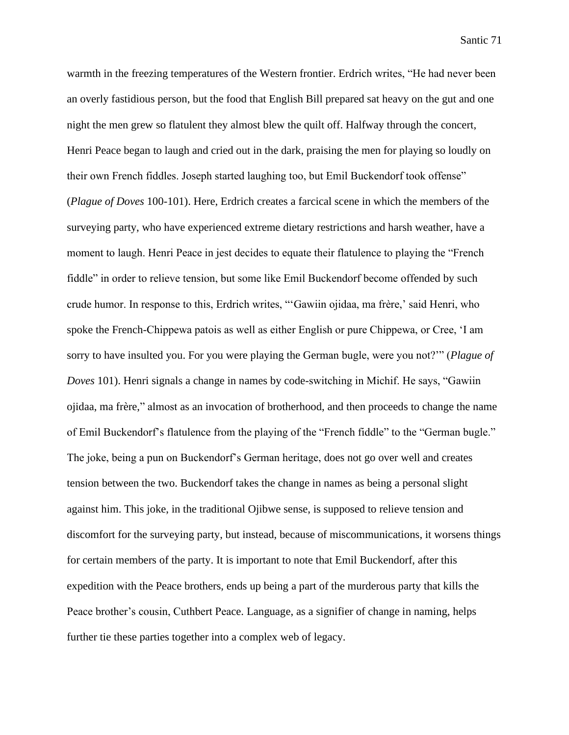warmth in the freezing temperatures of the Western frontier. Erdrich writes, "He had never been an overly fastidious person, but the food that English Bill prepared sat heavy on the gut and one night the men grew so flatulent they almost blew the quilt off. Halfway through the concert, Henri Peace began to laugh and cried out in the dark, praising the men for playing so loudly on their own French fiddles. Joseph started laughing too, but Emil Buckendorf took offense" (*Plague of Doves* 100-101). Here, Erdrich creates a farcical scene in which the members of the surveying party, who have experienced extreme dietary restrictions and harsh weather, have a moment to laugh. Henri Peace in jest decides to equate their flatulence to playing the "French fiddle" in order to relieve tension, but some like Emil Buckendorf become offended by such crude humor. In response to this, Erdrich writes, "'Gawiin ojidaa, ma frère,' said Henri, who spoke the French-Chippewa patois as well as either English or pure Chippewa, or Cree, 'I am sorry to have insulted you. For you were playing the German bugle, were you not?'" (*Plague of Doves* 101). Henri signals a change in names by code-switching in Michif. He says, "Gawiin ojidaa, ma frère," almost as an invocation of brotherhood, and then proceeds to change the name of Emil Buckendorf's flatulence from the playing of the "French fiddle" to the "German bugle." The joke, being a pun on Buckendorf's German heritage, does not go over well and creates tension between the two. Buckendorf takes the change in names as being a personal slight against him. This joke, in the traditional Ojibwe sense, is supposed to relieve tension and discomfort for the surveying party, but instead, because of miscommunications, it worsens things for certain members of the party. It is important to note that Emil Buckendorf, after this expedition with the Peace brothers, ends up being a part of the murderous party that kills the Peace brother's cousin, Cuthbert Peace. Language, as a signifier of change in naming, helps further tie these parties together into a complex web of legacy.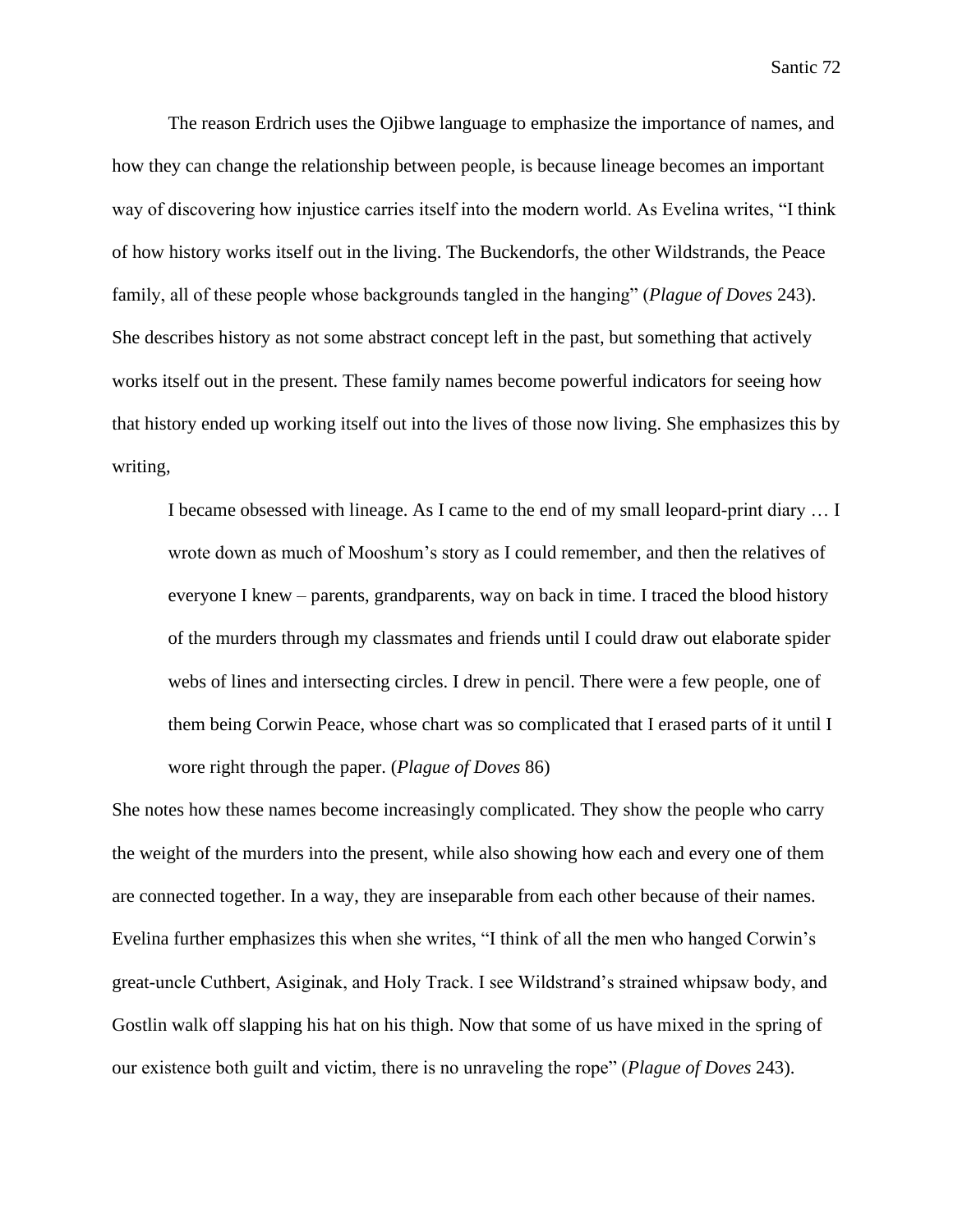The reason Erdrich uses the Ojibwe language to emphasize the importance of names, and how they can change the relationship between people, is because lineage becomes an important way of discovering how injustice carries itself into the modern world. As Evelina writes, "I think of how history works itself out in the living. The Buckendorfs, the other Wildstrands, the Peace family, all of these people whose backgrounds tangled in the hanging" (*Plague of Doves* 243). She describes history as not some abstract concept left in the past, but something that actively works itself out in the present. These family names become powerful indicators for seeing how that history ended up working itself out into the lives of those now living. She emphasizes this by writing,

> I became obsessed with lineage. As I came to the end of my small leopard-print diary … I wrote down as much of Mooshum's story as I could remember, and then the relatives of everyone I knew – parents, grandparents, way on back in time. I traced the blood history of the murders through my classmates and friends until I could draw out elaborate spider webs of lines and intersecting circles. I drew in pencil. There were a few people, one of them being Corwin Peace, whose chart was so complicated that I erased parts of it until I wore right through the paper. (*Plague of Doves* 86)

She notes how these names become increasingly complicated. They show the people who carry the weight of the murders into the present, while also showing how each and every one of them are connected together. In a way, they are inseparable from each other because of their names. Evelina further emphasizes this when she writes, "I think of all the men who hanged Corwin's great-uncle Cuthbert, Asiginak, and Holy Track. I see Wildstrand's strained whipsaw body, and Gostlin walk off slapping his hat on his thigh. Now that some of us have mixed in the spring of our existence both guilt and victim, there is no unraveling the rope" (*Plague of Doves* 243).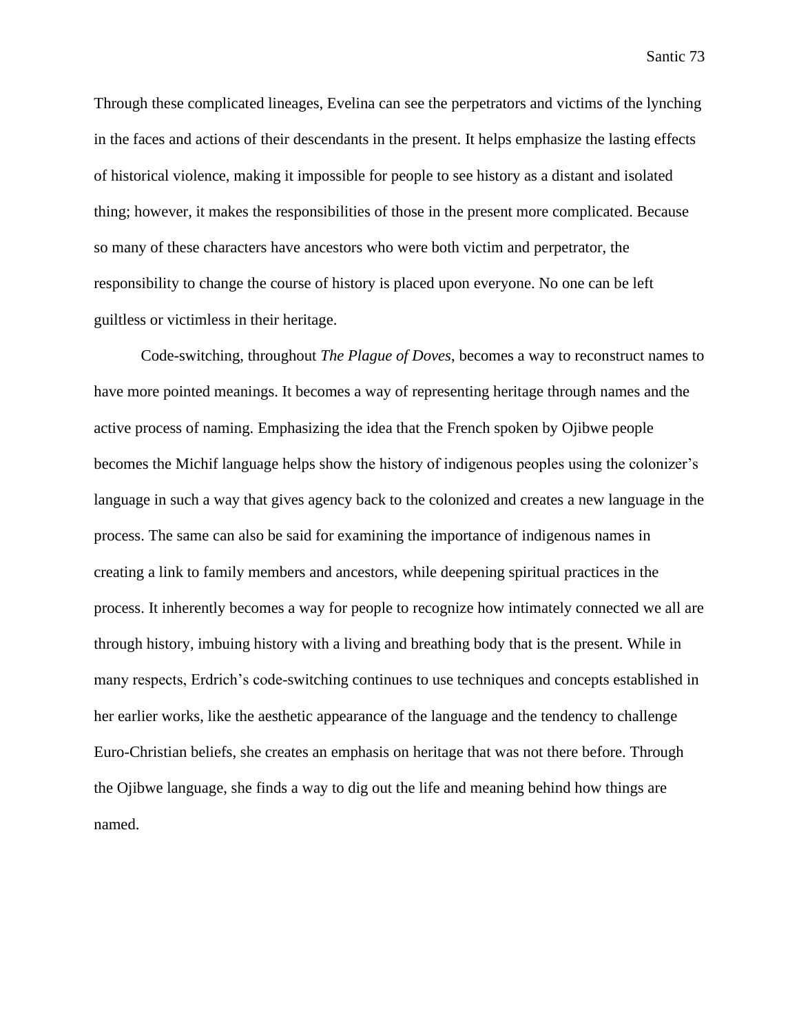Through these complicated lineages, Evelina can see the perpetrators and victims of the lynching in the faces and actions of their descendants in the present. It helps emphasize the lasting effects of historical violence, making it impossible for people to see history as a distant and isolated thing; however, it makes the responsibilities of those in the present more complicated. Because so many of these characters have ancestors who were both victim and perpetrator, the responsibility to change the course of history is placed upon everyone. No one can be left guiltless or victimless in their heritage.

Code-switching, throughout *The Plague of Doves*, becomes a way to reconstruct names to have more pointed meanings. It becomes a way of representing heritage through names and the active process of naming. Emphasizing the idea that the French spoken by Ojibwe people becomes the Michif language helps show the history of indigenous peoples using the colonizer's language in such a way that gives agency back to the colonized and creates a new language in the process. The same can also be said for examining the importance of indigenous names in creating a link to family members and ancestors, while deepening spiritual practices in the process. It inherently becomes a way for people to recognize how intimately connected we all are through history, imbuing history with a living and breathing body that is the present. While in many respects, Erdrich's code-switching continues to use techniques and concepts established in her earlier works, like the aesthetic appearance of the language and the tendency to challenge Euro-Christian beliefs, she creates an emphasis on heritage that was not there before. Through the Ojibwe language, she finds a way to dig out the life and meaning behind how things are named.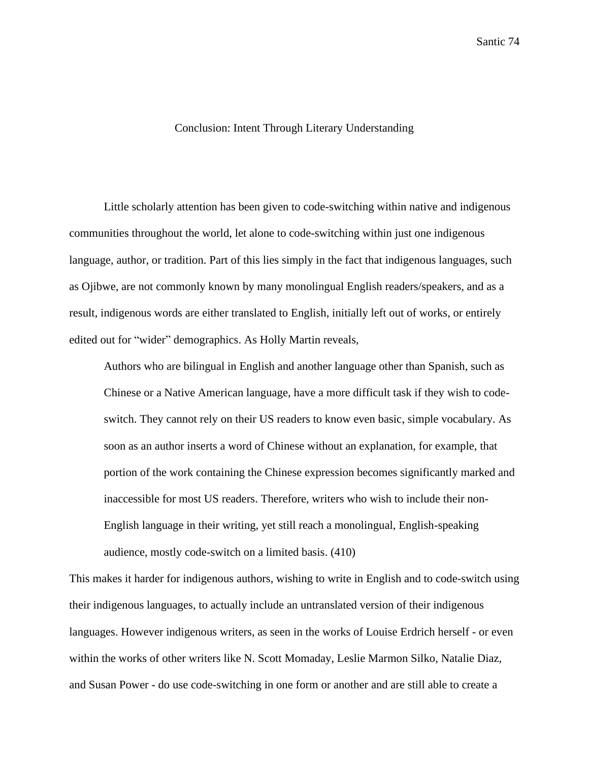## Conclusion: Intent Through Literary Understanding

Little scholarly attention has been given to code-switching within native and indigenous communities throughout the world, let alone to code-switching within just one indigenous language, author, or tradition. Part of this lies simply in the fact that indigenous languages, such as Ojibwe, are not commonly known by many monolingual English readers/speakers, and as a result, indigenous words are either translated to English, initially left out of works, or entirely edited out for "wider" demographics. As Holly Martin reveals,

> Authors who are bilingual in English and another language other than Spanish, such as Chinese or a Native American language, have a more difficult task if they wish to code-switch. They cannot rely on their US readers to know even basic, simple vocabulary. As soon as an author inserts a word of Chinese without an explanation, for example, that portion of the work containing the Chinese expression becomes significantly marked and inaccessible for most US readers. Therefore, writers who wish to include their non-English language in their writing, yet still reach a monolingual, English-speaking audience, mostly code-switch on a limited basis. (410)

This makes it harder for indigenous authors, wishing to write in English and to code-switch using their indigenous languages, to actually include an untranslated version of their indigenous languages. However indigenous writers, as seen in the works of Louise Erdrich herself - or even within the works of other writers like N. Scott Momaday, Leslie Marmon Silko, Natalie Diaz, and Susan Power - do use code-switching in one form or another and are still able to create a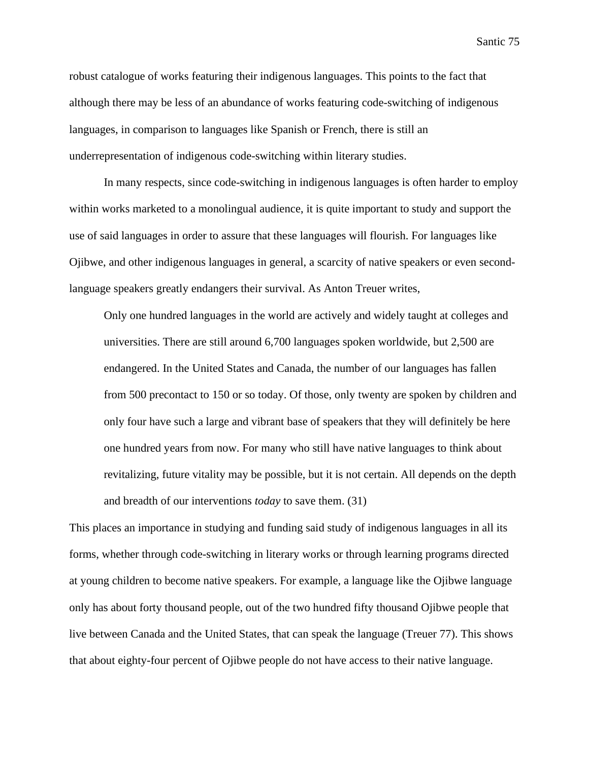robust catalogue of works featuring their indigenous languages. This points to the fact that although there may be less of an abundance of works featuring code-switching of indigenous languages, in comparison to languages like Spanish or French, there is still an underrepresentation of indigenous code-switching within literary studies.

In many respects, since code-switching in indigenous languages is often harder to employ within works marketed to a monolingual audience, it is quite important to study and support the use of said languages in order to assure that these languages will flourish. For languages like Ojibwe, and other indigenous languages in general, a scarcity of native speakers or even second-language speakers greatly endangers their survival. As Anton Treuer writes,

> Only one hundred languages in the world are actively and widely taught at colleges and universities. There are still around 6,700 languages spoken worldwide, but 2,500 are endangered. In the United States and Canada, the number of our languages has fallen from 500 precontact to 150 or so today. Of those, only twenty are spoken by children and only four have such a large and vibrant base of speakers that they will definitely be here one hundred years from now. For many who still have native languages to think about revitalizing, future vitality may be possible, but it is not certain. All depends on the depth and breadth of our interventions *today* to save them. (31)

This places an importance in studying and funding said study of indigenous languages in all its forms, whether through code-switching in literary works or through learning programs directed at young children to become native speakers. For example, a language like the Ojibwe language only has about forty thousand people, out of the two hundred fifty thousand Ojibwe people that live between Canada and the United States, that can speak the language (Treuer 77). This shows that about eighty-four percent of Ojibwe people do not have access to their native language.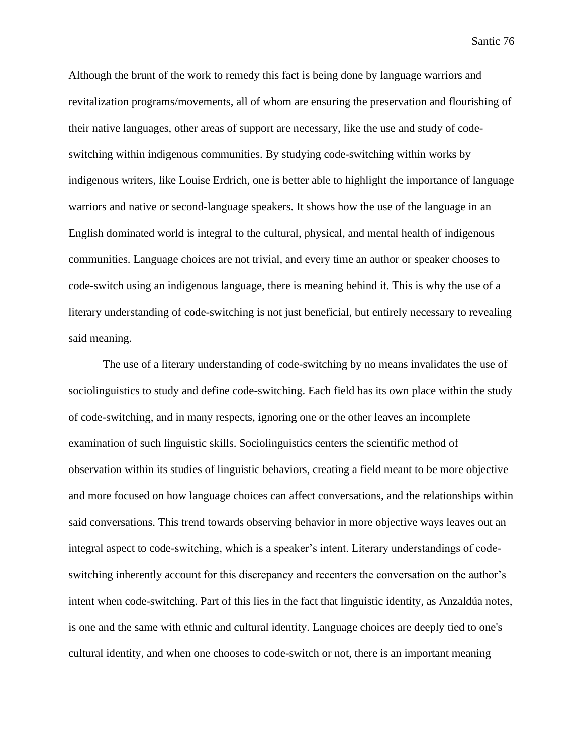Although the brunt of the work to remedy this fact is being done by language warriors and revitalization programs/movements, all of whom are ensuring the preservation and flourishing of their native languages, other areas of support are necessary, like the use and study of code-switching within indigenous communities. By studying code-switching within works by indigenous writers, like Louise Erdrich, one is better able to highlight the importance of language warriors and native or second-language speakers. It shows how the use of the language in an English dominated world is integral to the cultural, physical, and mental health of indigenous communities. Language choices are not trivial, and every time an author or speaker chooses to code-switch using an indigenous language, there is meaning behind it. This is why the use of a literary understanding of code-switching is not just beneficial, but entirely necessary to revealing said meaning.

The use of a literary understanding of code-switching by no means invalidates the use of sociolinguistics to study and define code-switching. Each field has its own place within the study of code-switching, and in many respects, ignoring one or the other leaves an incomplete examination of such linguistic skills. Sociolinguistics centers the scientific method of observation within its studies of linguistic behaviors, creating a field meant to be more objective and more focused on how language choices can affect conversations, and the relationships within said conversations. This trend towards observing behavior in more objective ways leaves out an integral aspect to code-switching, which is a speaker's intent. Literary understandings of code-switching inherently account for this discrepancy and recenters the conversation on the author's intent when code-switching. Part of this lies in the fact that linguistic identity, as Anzaldúa notes, is one and the same with ethnic and cultural identity. Language choices are deeply tied to one's cultural identity, and when one chooses to code-switch or not, there is an important meaning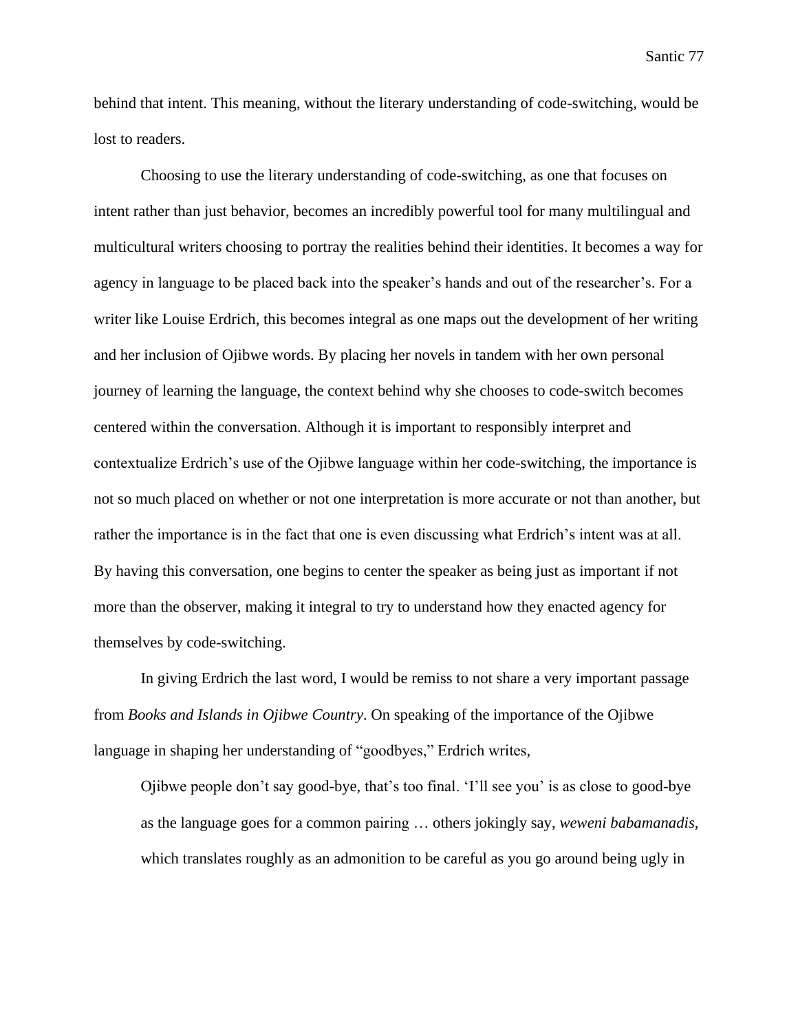behind that intent. This meaning, without the literary understanding of code-switching, would be lost to readers.

Choosing to use the literary understanding of code-switching, as one that focuses on intent rather than just behavior, becomes an incredibly powerful tool for many multilingual and multicultural writers choosing to portray the realities behind their identities. It becomes a way for agency in language to be placed back into the speaker's hands and out of the researcher's. For a writer like Louise Erdrich, this becomes integral as one maps out the development of her writing and her inclusion of Ojibwe words. By placing her novels in tandem with her own personal journey of learning the language, the context behind why she chooses to code-switch becomes centered within the conversation. Although it is important to responsibly interpret and contextualize Erdrich's use of the Ojibwe language within her code-switching, the importance is not so much placed on whether or not one interpretation is more accurate or not than another, but rather the importance is in the fact that one is even discussing what Erdrich's intent was at all. By having this conversation, one begins to center the speaker as being just as important if not more than the observer, making it integral to try to understand how they enacted agency for themselves by code-switching.

In giving Erdrich the last word, I would be remiss to not share a very important passage from *Books and Islands in Ojibwe Country*. On speaking of the importance of the Ojibwe language in shaping her understanding of "goodbyes," Erdrich writes,

> Ojibwe people don't say good-bye, that's too final. 'I'll see you' is as close to good-bye as the language goes for a common pairing … others jokingly say, *weweni babamanadis*, which translates roughly as an admonition to be careful as you go around being ugly in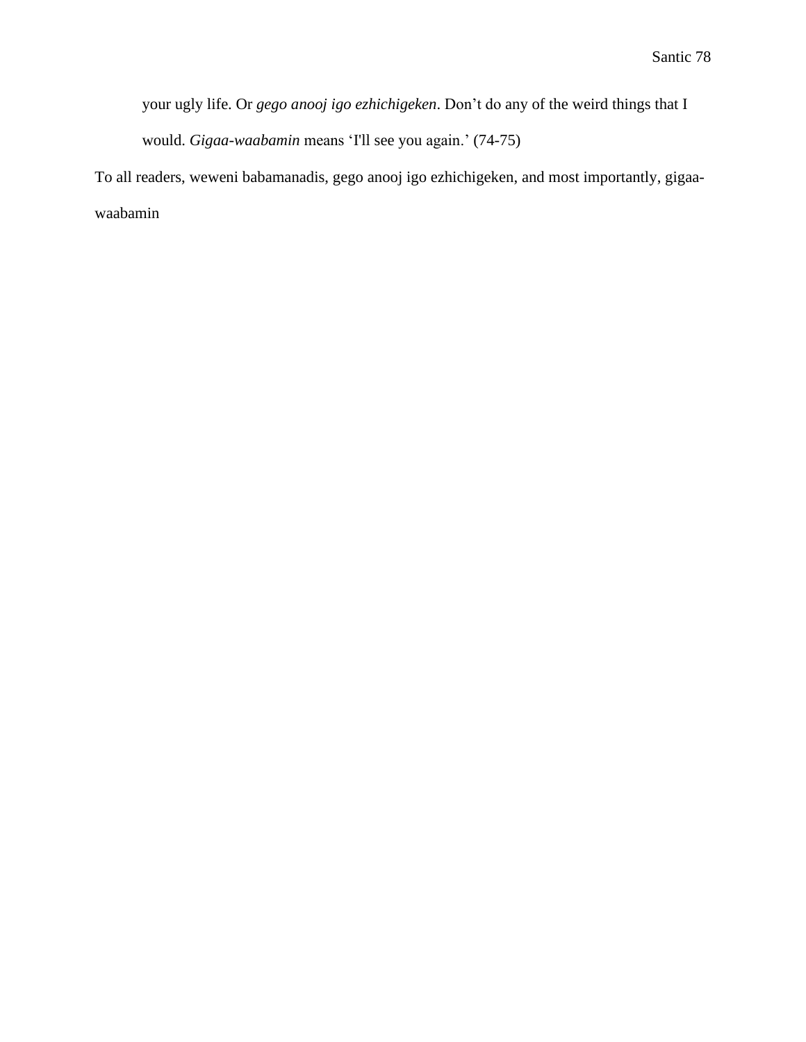> your ugly life. Or *gego anooj igo ezhichigeken*. Don't do any of the weird things that I would. *Gigaa-waabamin* means 'I'll see you again.' (74-75)

To all readers, weweni babamanadis, gego anooj igo ezhichigeken, and most importantly, gigaa-waabamin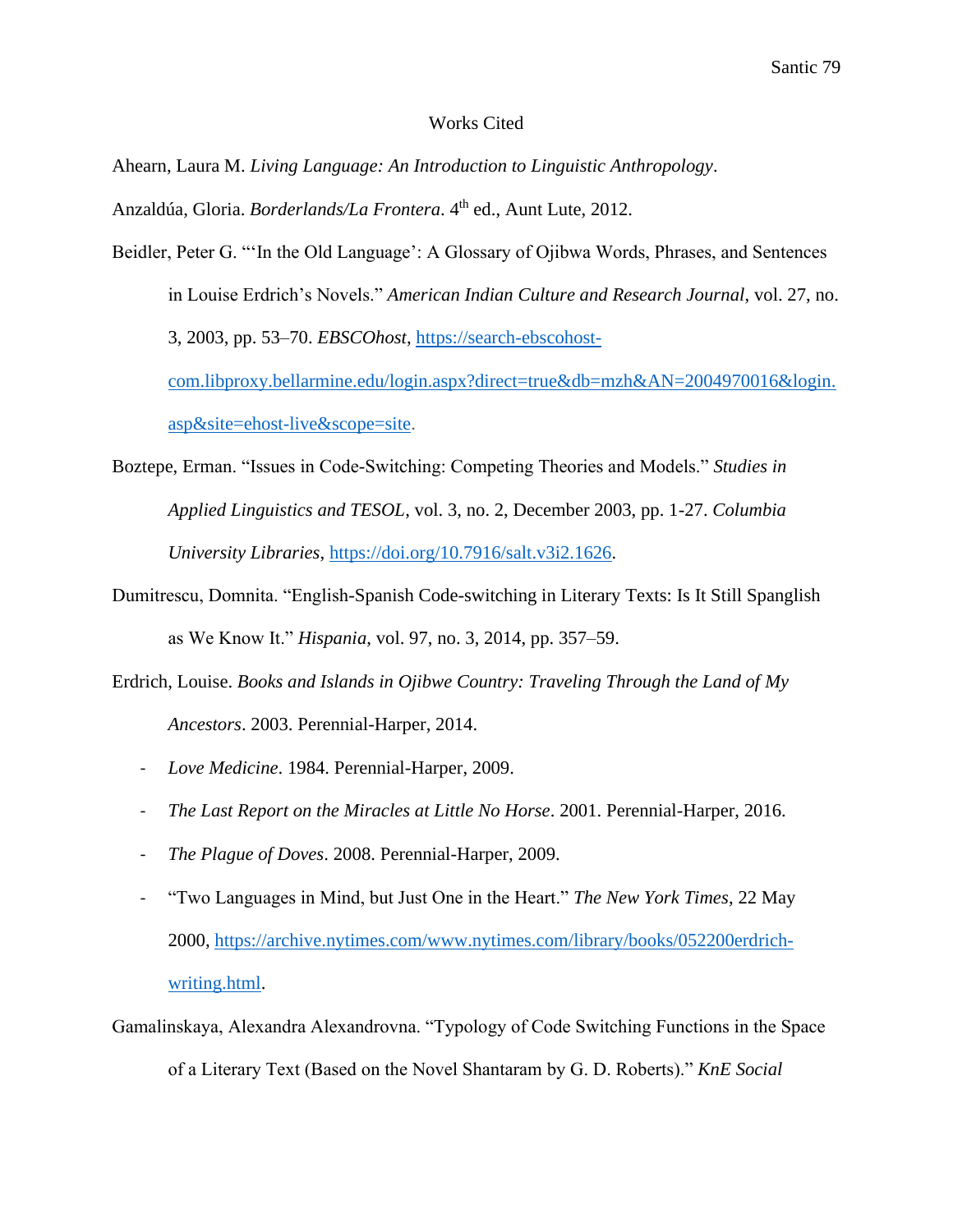# Works Cited

Ahearn, Laura M. *Living Language: An Introduction to Linguistic Anthropology*.

Anzaldúa, Gloria. *Borderlands/La Frontera*. 4th ed., Aunt Lute, 2012.

Beidler, Peter G. "'In the Old Language': A Glossary of Ojibwa Words, Phrases, and Sentences in Louise Erdrich's Novels." *American Indian Culture and Research Journal*, vol. 27, no. 3, 2003, pp. 53–70. *EBSCOhost*, https://search-ebscohost-com.libproxy.bellarmine.edu/login.aspx?direct=true&db=mzh&AN=2004970016&login.asp&site=ehost-live&scope=site.

Boztepe, Erman. "Issues in Code-Switching: Competing Theories and Models." *Studies in Applied Linguistics and TESOL*, vol. 3, no. 2, December 2003, pp. 1-27. *Columbia University Libraries*, https://doi.org/10.7916/salt.v3i2.1626.

Dumitrescu, Domnita. "English-Spanish Code-switching in Literary Texts: Is It Still Spanglish as We Know It." *Hispania*, vol. 97, no. 3, 2014, pp. 357–59.

Erdrich, Louise. *Books and Islands in Ojibwe Country: Traveling Through the Land of My Ancestors*. 2003. Perennial-Harper, 2014.

- *Love Medicine*. 1984. Perennial-Harper, 2009.
- *The Last Report on the Miracles at Little No Horse*. 2001. Perennial-Harper, 2016.
- *The Plague of Doves*. 2008. Perennial-Harper, 2009.
- "Two Languages in Mind, but Just One in the Heart." *The New York Times*, 22 May 2000, https://archive.nytimes.com/www.nytimes.com/library/books/052200erdrich-writing.html.

Gamalinskaya, Alexandra Alexandrovna. "Typology of Code Switching Functions in the Space of a Literary Text (Based on the Novel Shantaram by G. D. Roberts)." *KnE Social*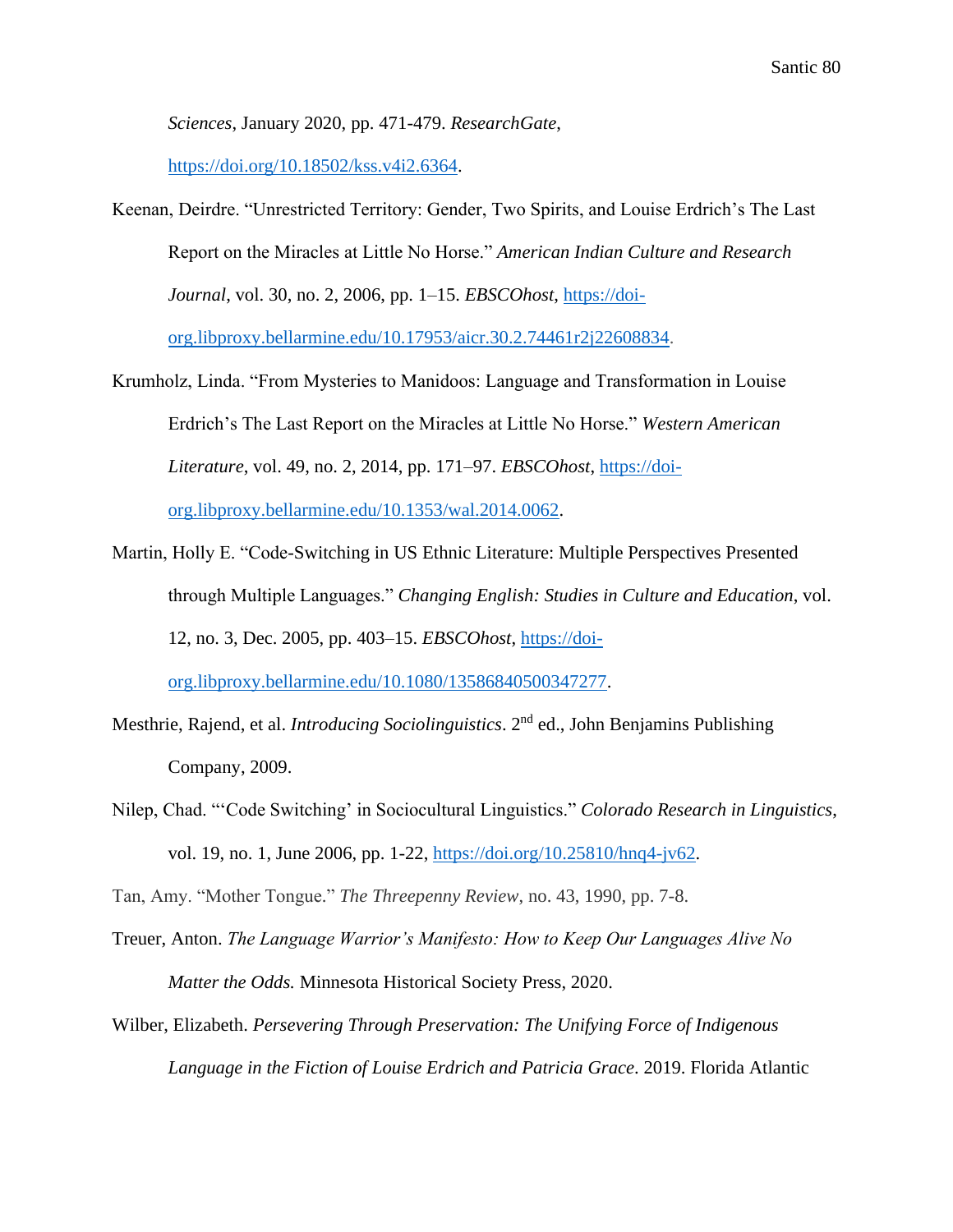*Sciences*, January 2020, pp. 471-479. *ResearchGate*, https://doi.org/10.18502/kss.v4i2.6364.

Keenan, Deirdre. "Unrestricted Territory: Gender, Two Spirits, and Louise Erdrich's The Last Report on the Miracles at Little No Horse." *American Indian Culture and Research Journal*, vol. 30, no. 2, 2006, pp. 1–15. *EBSCOhost*, https://doi-org.libproxy.bellarmine.edu/10.17953/aicr.30.2.74461r2j22608834.

Krumholz, Linda. "From Mysteries to Manidoos: Language and Transformation in Louise Erdrich's The Last Report on the Miracles at Little No Horse." *Western American Literature*, vol. 49, no. 2, 2014, pp. 171–97. *EBSCOhost*, https://doi-org.libproxy.bellarmine.edu/10.1353/wal.2014.0062.

Martin, Holly E. "Code-Switching in US Ethnic Literature: Multiple Perspectives Presented through Multiple Languages." *Changing English: Studies in Culture and Education*, vol. 12, no. 3, Dec. 2005, pp. 403–15. *EBSCOhost*, https://doi-org.libproxy.bellarmine.edu/10.1080/13586840500347277.

Mesthrie, Rajend, et al. *Introducing Sociolinguistics*. 2nd ed., John Benjamins Publishing Company, 2009.

Nilep, Chad. "'Code Switching' in Sociocultural Linguistics." *Colorado Research in Linguistics*, vol. 19, no. 1, June 2006, pp. 1-22, https://doi.org/10.25810/hnq4-jv62.

Tan, Amy. "Mother Tongue." *The Threepenny Review*, no. 43, 1990, pp. 7-8.

Treuer, Anton. *The Language Warrior's Manifesto: How to Keep Our Languages Alive No Matter the Odds.* Minnesota Historical Society Press, 2020.

Wilber, Elizabeth. *Persevering Through Preservation: The Unifying Force of Indigenous Language in the Fiction of Louise Erdrich and Patricia Grace*. 2019. Florida Atlantic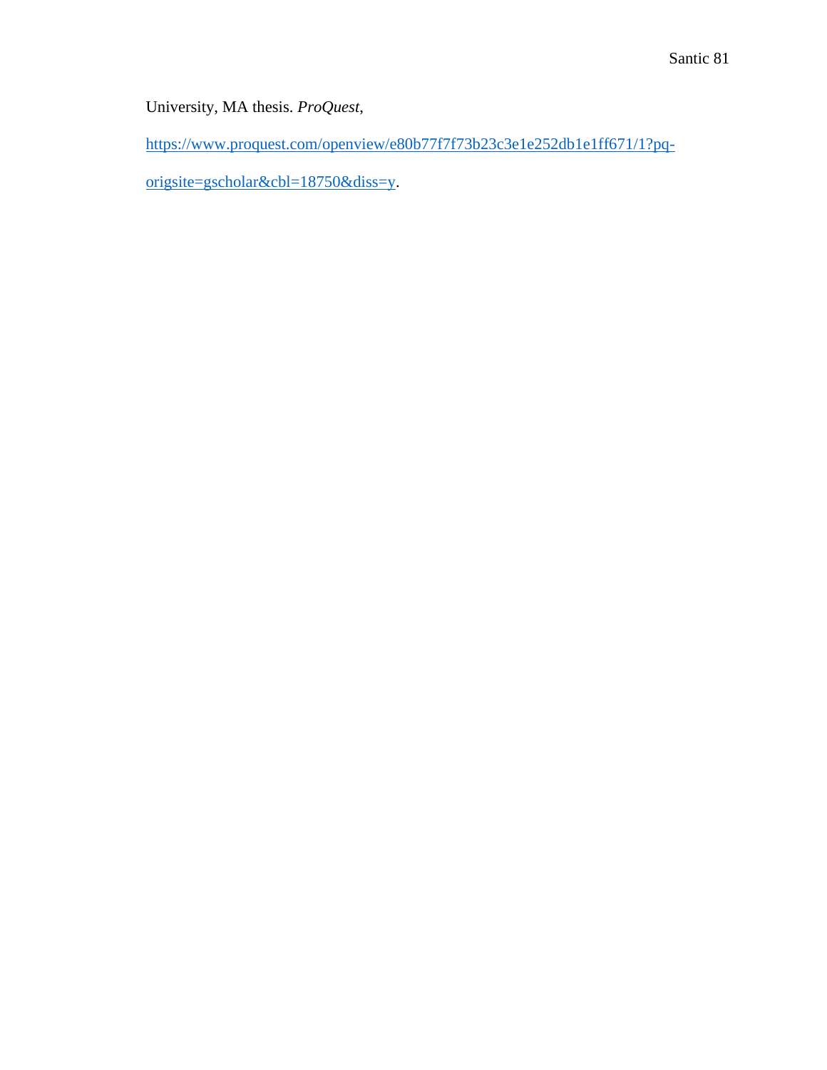University, MA thesis. *ProQuest*, https://www.proquest.com/openview/e80b77f7f73b23c3e1e252db1e1ff671/1?pq-origsite=gscholar&cbl=18750&diss=y.